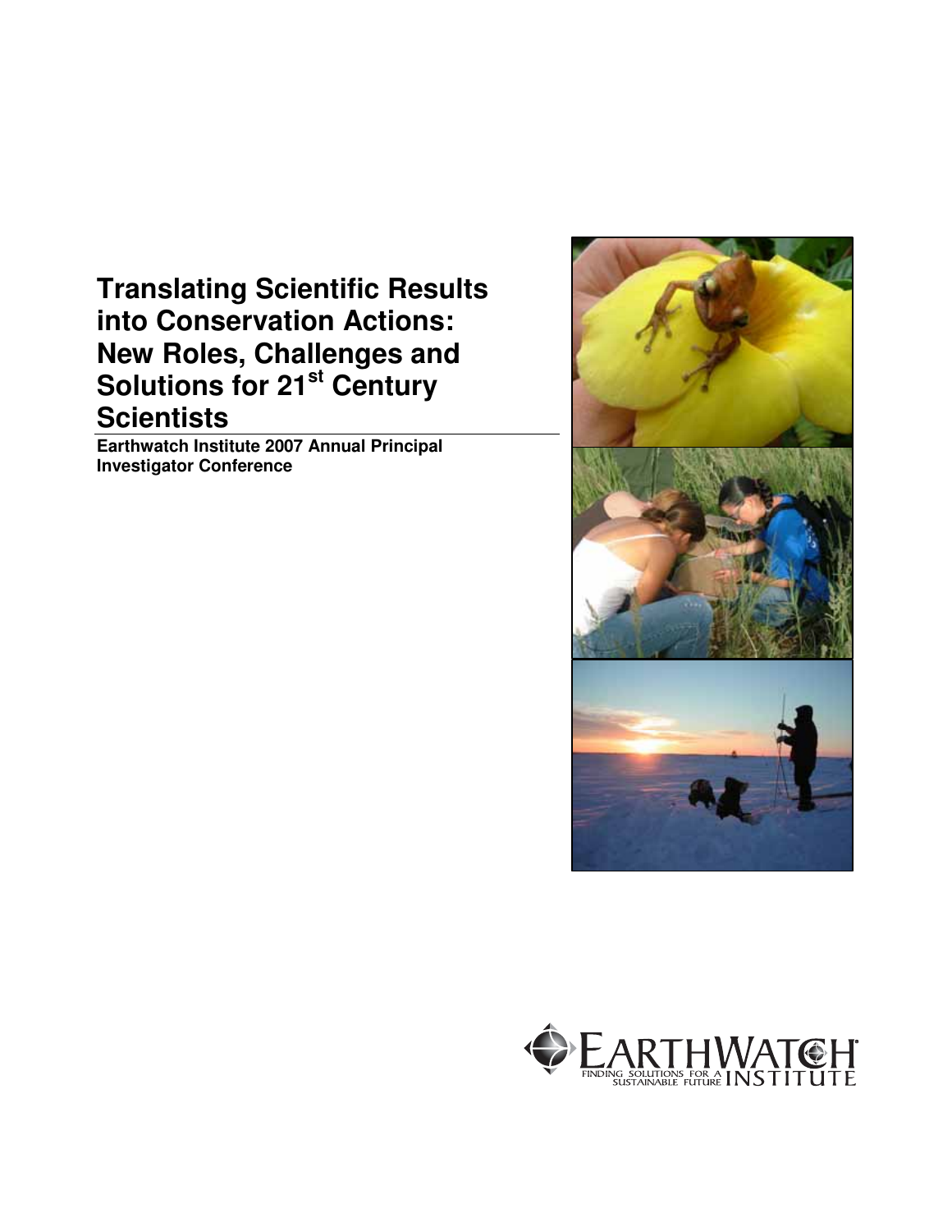# Translating Scientific Results into Conservation Actions: New Roles, Challenges and Solutions for 21st Century Scientists

**Earthwatch Institute 2007 Annual Principal Investigator Conference**

EARTHWATCH INSTITUTE

FINDING SOLUTIONS FOR A SUSTAINABLE FUTURE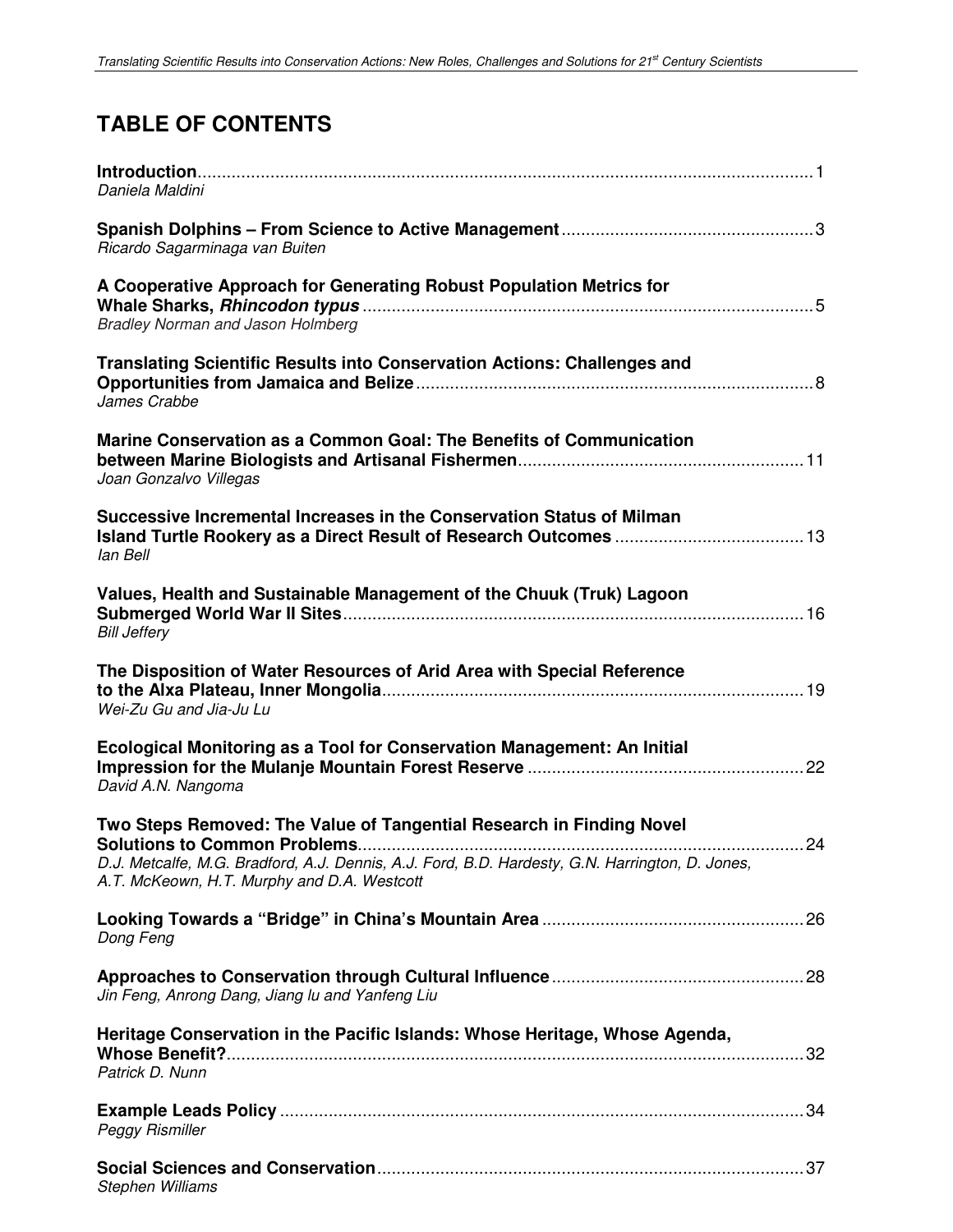# TABLE OF CONTENTS

**Introduction**............................................................................................................................1
*Daniela Maldini*

**Spanish Dolphins – From Science to Active Management**...................................................3
*Ricardo Sagarminaga van Buiten*

**A Cooperative Approach for Generating Robust Population Metrics for Whale Sharks, *Rhincodon typus***.............................................................................................5
*Bradley Norman and Jason Holmberg*

**Translating Scientific Results into Conservation Actions: Challenges and Opportunities from Jamaica and Belize**.................................................................................8
*James Crabbe*

**Marine Conservation as a Common Goal: The Benefits of Communication between Marine Biologists and Artisanal Fishermen**..........................................................11
*Joan Gonzalvo Villegas*

**Successive Incremental Increases in the Conservation Status of Milman Island Turtle Rookery as a Direct Result of Research Outcomes**.......................................13
*Ian Bell*

**Values, Health and Sustainable Management of the Chuuk (Truk) Lagoon Submerged World War II Sites**..............................................................................................16
*Bill Jeffery*

**The Disposition of Water Resources of Arid Area with Special Reference to the Alxa Plateau, Inner Mongolia**......................................................................................19
*Wei-Zu Gu and Jia-Ju Lu*

**Ecological Monitoring as a Tool for Conservation Management: An Initial Impression for the Mulanje Mountain Forest Reserve**........................................................22
*David A.N. Nangoma*

**Two Steps Removed: The Value of Tangential Research in Finding Novel Solutions to Common Problems**...........................................................................................24
*D.J. Metcalfe, M.G. Bradford, A.J. Dennis, A.J. Ford, B.D. Hardesty, G.N. Harrington, D. Jones, A.T. McKeown, H.T. Murphy and D.A. Westcott*

**Looking Towards a "Bridge" in China's Mountain Area**.....................................................26
*Dong Feng*

**Approaches to Conservation through Cultural Influence**....................................................28
*Jin Feng, Anrong Dang, Jiang lu and Yanfeng Liu*

**Heritage Conservation in the Pacific Islands: Whose Heritage, Whose Agenda, Whose Benefit?**......................................................................................................................32
*Patrick D. Nunn*

**Example Leads Policy**............................................................................................................34
*Peggy Rismiller*

**Social Sciences and Conservation**........................................................................................37
*Stephen Williams*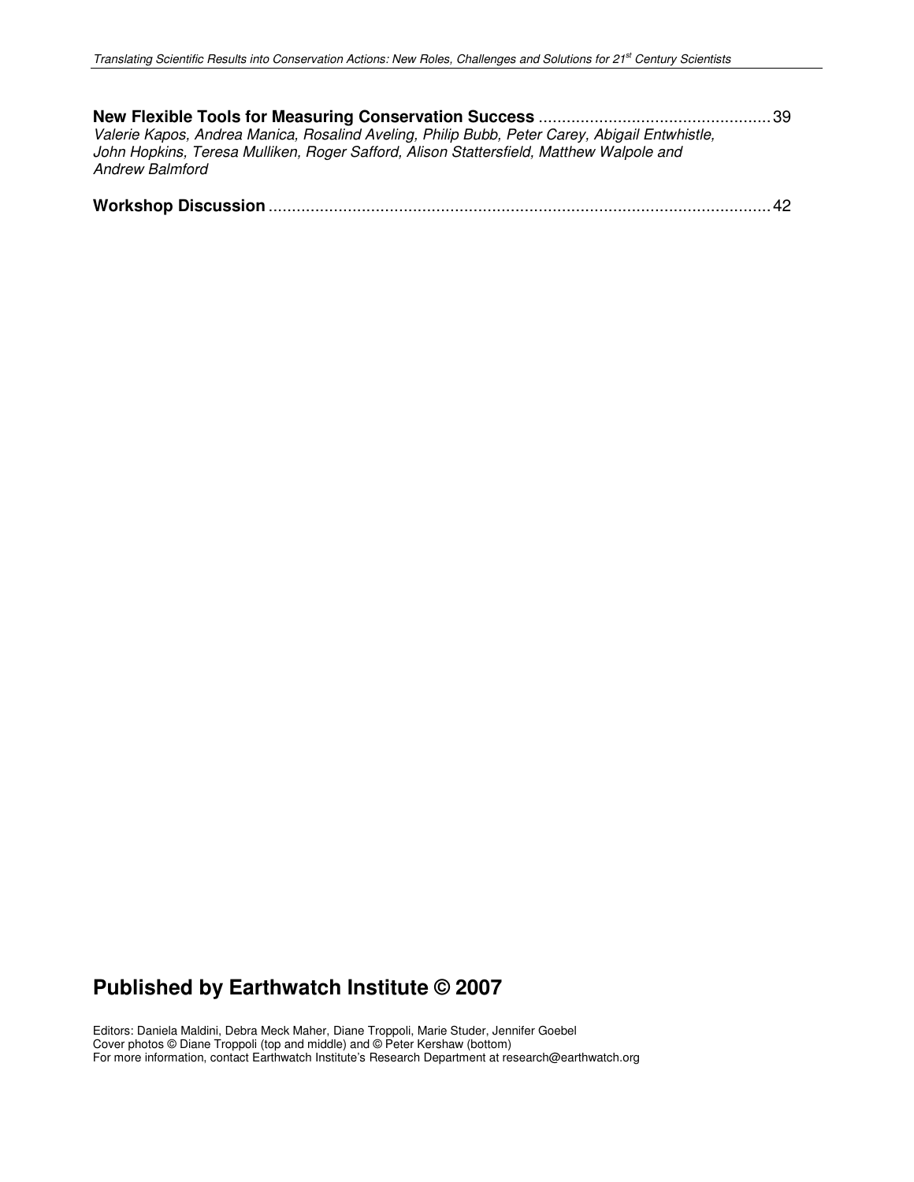**New Flexible Tools for Measuring Conservation Success** .................................................. 39
*Valerie Kapos, Andrea Manica, Rosalind Aveling, Philip Bubb, Peter Carey, Abigail Entwhistle, John Hopkins, Teresa Mulliken, Roger Safford, Alison Stattersfield, Matthew Walpole and Andrew Balmford*

**Workshop Discussion** .......................................................................................................... 42

## Published by Earthwatch Institute © 2007

Editors: Daniela Maldini, Debra Meck Maher, Diane Troppoli, Marie Studer, Jennifer Goebel
Cover photos © Diane Troppoli (top and middle) and © Peter Kershaw (bottom)
For more information, contact Earthwatch Institute's Research Department at research@earthwatch.org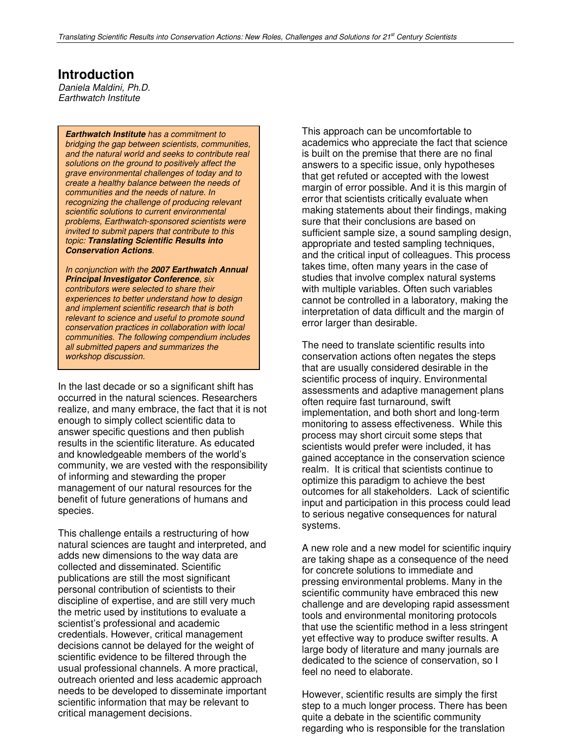# Introduction

*Daniela Maldini, Ph.D.*
*Earthwatch Institute*

> ***Earthwatch Institute** has a commitment to bridging the gap between scientists, communities, and the natural world and seeks to contribute real solutions on the ground to positively affect the grave environmental challenges of today and to create a healthy balance between the needs of communities and the needs of nature. In recognizing the challenge of producing relevant scientific solutions to current environmental problems, Earthwatch-sponsored scientists were invited to submit papers that contribute to this topic: **Translating Scientific Results into Conservation Actions**.*
>
> *In conjunction with the **2007 Earthwatch Annual Principal Investigator Conference**, six contributors were selected to share their experiences to better understand how to design and implement scientific research that is both relevant to science and useful to promote sound conservation practices in collaboration with local communities. The following compendium includes all submitted papers and summarizes the workshop discussion.*

In the last decade or so a significant shift has occurred in the natural sciences. Researchers realize, and many embrace, the fact that it is not enough to simply collect scientific data to answer specific questions and then publish results in the scientific literature. As educated and knowledgeable members of the world's community, we are vested with the responsibility of informing and stewarding the proper management of our natural resources for the benefit of future generations of humans and species.

This challenge entails a restructuring of how natural sciences are taught and interpreted, and adds new dimensions to the way data are collected and disseminated. Scientific publications are still the most significant personal contribution of scientists to their discipline of expertise, and are still very much the metric used by institutions to evaluate a scientist's professional and academic credentials. However, critical management decisions cannot be delayed for the weight of scientific evidence to be filtered through the usual professional channels. A more practical, outreach oriented and less academic approach needs to be developed to disseminate important scientific information that may be relevant to critical management decisions.

This approach can be uncomfortable to academics who appreciate the fact that science is built on the premise that there are no final answers to a specific issue, only hypotheses that get refuted or accepted with the lowest margin of error possible. And it is this margin of error that scientists critically evaluate when making statements about their findings, making sure that their conclusions are based on sufficient sample size, a sound sampling design, appropriate and tested sampling techniques, and the critical input of colleagues. This process takes time, often many years in the case of studies that involve complex natural systems with multiple variables. Often such variables cannot be controlled in a laboratory, making the interpretation of data difficult and the margin of error larger than desirable.

The need to translate scientific results into conservation actions often negates the steps that are usually considered desirable in the scientific process of inquiry. Environmental assessments and adaptive management plans often require fast turnaround, swift implementation, and both short and long-term monitoring to assess effectiveness. While this process may short circuit some steps that scientists would prefer were included, it has gained acceptance in the conservation science realm. It is critical that scientists continue to optimize this paradigm to achieve the best outcomes for all stakeholders. Lack of scientific input and participation in this process could lead to serious negative consequences for natural systems.

A new role and a new model for scientific inquiry are taking shape as a consequence of the need for concrete solutions to immediate and pressing environmental problems. Many in the scientific community have embraced this new challenge and are developing rapid assessment tools and environmental monitoring protocols that use the scientific method in a less stringent yet effective way to produce swifter results. A large body of literature and many journals are dedicated to the science of conservation, so I feel no need to elaborate.

However, scientific results are simply the first step to a much longer process. There has been quite a debate in the scientific community regarding who is responsible for the translation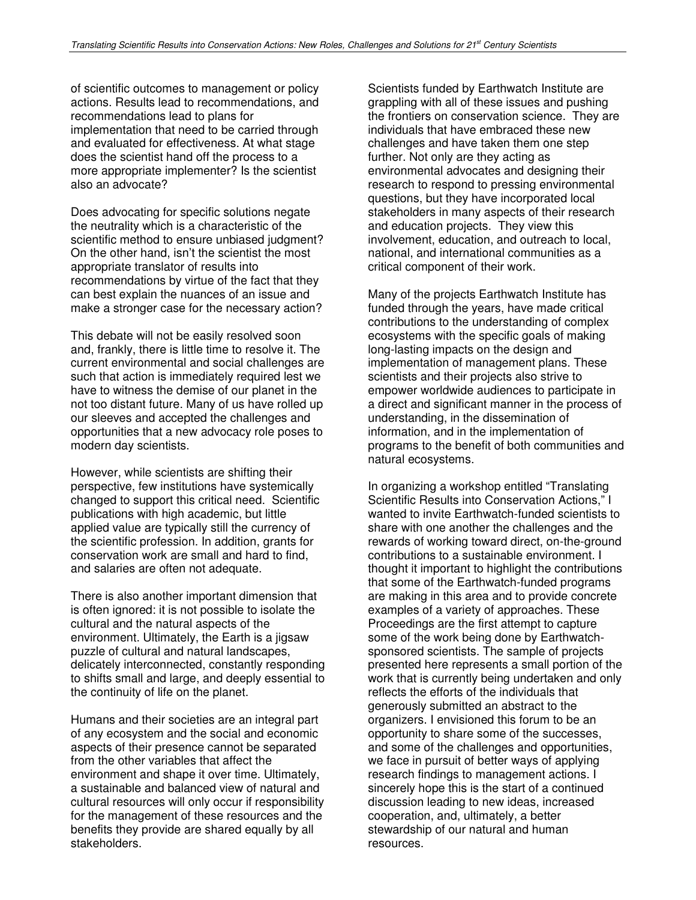of scientific outcomes to management or policy actions. Results lead to recommendations, and recommendations lead to plans for implementation that need to be carried through and evaluated for effectiveness. At what stage does the scientist hand off the process to a more appropriate implementer? Is the scientist also an advocate?

Does advocating for specific solutions negate the neutrality which is a characteristic of the scientific method to ensure unbiased judgment? On the other hand, isn't the scientist the most appropriate translator of results into recommendations by virtue of the fact that they can best explain the nuances of an issue and make a stronger case for the necessary action?

This debate will not be easily resolved soon and, frankly, there is little time to resolve it. The current environmental and social challenges are such that action is immediately required lest we have to witness the demise of our planet in the not too distant future. Many of us have rolled up our sleeves and accepted the challenges and opportunities that a new advocacy role poses to modern day scientists.

However, while scientists are shifting their perspective, few institutions have systemically changed to support this critical need. Scientific publications with high academic, but little applied value are typically still the currency of the scientific profession. In addition, grants for conservation work are small and hard to find, and salaries are often not adequate.

There is also another important dimension that is often ignored: it is not possible to isolate the cultural and the natural aspects of the environment. Ultimately, the Earth is a jigsaw puzzle of cultural and natural landscapes, delicately interconnected, constantly responding to shifts small and large, and deeply essential to the continuity of life on the planet.

Humans and their societies are an integral part of any ecosystem and the social and economic aspects of their presence cannot be separated from the other variables that affect the environment and shape it over time. Ultimately, a sustainable and balanced view of natural and cultural resources will only occur if responsibility for the management of these resources and the benefits they provide are shared equally by all stakeholders.

Scientists funded by Earthwatch Institute are grappling with all of these issues and pushing the frontiers on conservation science. They are individuals that have embraced these new challenges and have taken them one step further. Not only are they acting as environmental advocates and designing their research to respond to pressing environmental questions, but they have incorporated local stakeholders in many aspects of their research and education projects. They view this involvement, education, and outreach to local, national, and international communities as a critical component of their work.

Many of the projects Earthwatch Institute has funded through the years, have made critical contributions to the understanding of complex ecosystems with the specific goals of making long-lasting impacts on the design and implementation of management plans. These scientists and their projects also strive to empower worldwide audiences to participate in a direct and significant manner in the process of understanding, in the dissemination of information, and in the implementation of programs to the benefit of both communities and natural ecosystems.

In organizing a workshop entitled "Translating Scientific Results into Conservation Actions," I wanted to invite Earthwatch-funded scientists to share with one another the challenges and the rewards of working toward direct, on-the-ground contributions to a sustainable environment. I thought it important to highlight the contributions that some of the Earthwatch-funded programs are making in this area and to provide concrete examples of a variety of approaches. These Proceedings are the first attempt to capture some of the work being done by Earthwatch-sponsored scientists. The sample of projects presented here represents a small portion of the work that is currently being undertaken and only reflects the efforts of the individuals that generously submitted an abstract to the organizers. I envisioned this forum to be an opportunity to share some of the successes, and some of the challenges and opportunities, we face in pursuit of better ways of applying research findings to management actions. I sincerely hope this is the start of a continued discussion leading to new ideas, increased cooperation, and, ultimately, a better stewardship of our natural and human resources.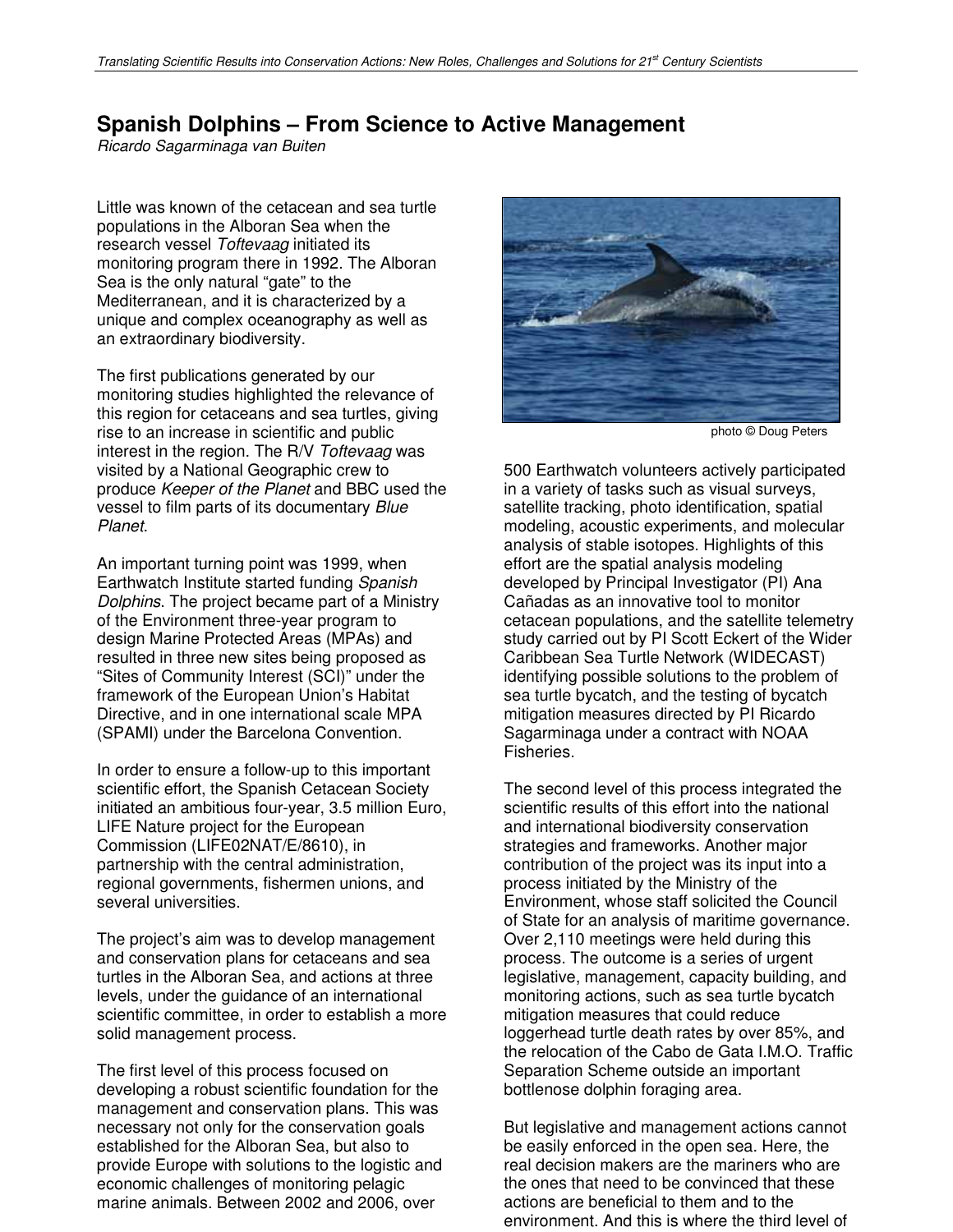# Spanish Dolphins – From Science to Active Management

*Ricardo Sagarminaga van Buiten*

Little was known of the cetacean and sea turtle populations in the Alboran Sea when the research vessel *Toftevaag* initiated its monitoring program there in 1992. The Alboran Sea is the only natural "gate" to the Mediterranean, and it is characterized by a unique and complex oceanography as well as an extraordinary biodiversity.

The first publications generated by our monitoring studies highlighted the relevance of this region for cetaceans and sea turtles, giving rise to an increase in scientific and public interest in the region. The R/V *Toftevaag* was visited by a National Geographic crew to produce *Keeper of the Planet* and BBC used the vessel to film parts of its documentary *Blue Planet*.

An important turning point was 1999, when Earthwatch Institute started funding *Spanish Dolphins*. The project became part of a Ministry of the Environment three-year program to design Marine Protected Areas (MPAs) and resulted in three new sites being proposed as "Sites of Community Interest (SCI)" under the framework of the European Union's Habitat Directive, and in one international scale MPA (SPAMI) under the Barcelona Convention.

In order to ensure a follow-up to this important scientific effort, the Spanish Cetacean Society initiated an ambitious four-year, 3.5 million Euro, LIFE Nature project for the European Commission (LIFE02NAT/E/8610), in partnership with the central administration, regional governments, fishermen unions, and several universities.

The project's aim was to develop management and conservation plans for cetaceans and sea turtles in the Alboran Sea, and actions at three levels, under the guidance of an international scientific committee, in order to establish a more solid management process.

The first level of this process focused on developing a robust scientific foundation for the management and conservation plans. This was necessary not only for the conservation goals established for the Alboran Sea, but also to provide Europe with solutions to the logistic and economic challenges of monitoring pelagic marine animals. Between 2002 and 2006, over 500 Earthwatch volunteers actively participated in a variety of tasks such as visual surveys, satellite tracking, photo identification, spatial modeling, acoustic experiments, and molecular analysis of stable isotopes. Highlights of this effort are the spatial analysis modeling developed by Principal Investigator (PI) Ana Cañadas as an innovative tool to monitor cetacean populations, and the satellite telemetry study carried out by PI Scott Eckert of the Wider Caribbean Sea Turtle Network (WIDECAST) identifying possible solutions to the problem of sea turtle bycatch, and the testing of bycatch mitigation measures directed by PI Ricardo Sagarminaga under a contract with NOAA Fisheries.

photo © Doug Peters

The second level of this process integrated the scientific results of this effort into the national and international biodiversity conservation strategies and frameworks. Another major contribution of the project was its input into a process initiated by the Ministry of the Environment, whose staff solicited the Council of State for an analysis of maritime governance. Over 2,110 meetings were held during this process. The outcome is a series of urgent legislative, management, capacity building, and monitoring actions, such as sea turtle bycatch mitigation measures that could reduce loggerhead turtle death rates by over 85%, and the relocation of the Cabo de Gata I.M.O. Traffic Separation Scheme outside an important bottlenose dolphin foraging area.

But legislative and management actions cannot be easily enforced in the open sea. Here, the real decision makers are the mariners who are the ones that need to be convinced that these actions are beneficial to them and to the environment. And this is where the third level of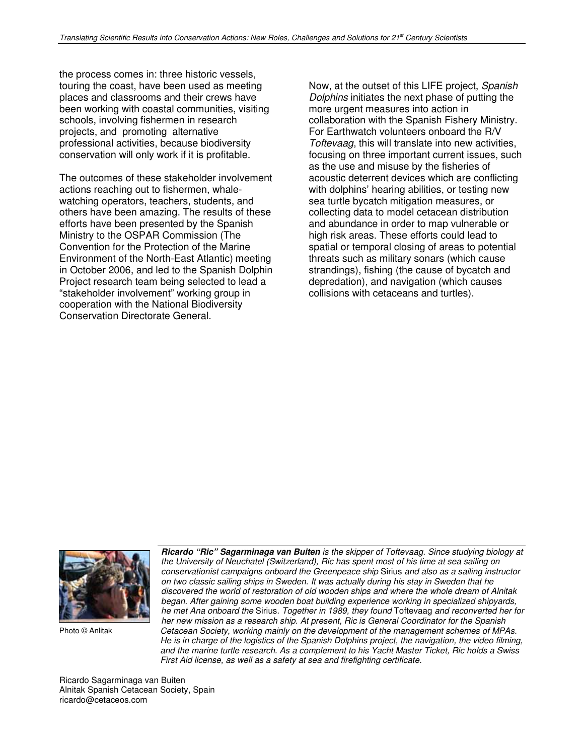the process comes in: three historic vessels, touring the coast, have been used as meeting places and classrooms and their crews have been working with coastal communities, visiting schools, involving fishermen in research projects, and promoting alternative professional activities, because biodiversity conservation will only work if it is profitable.

The outcomes of these stakeholder involvement actions reaching out to fishermen, whale-watching operators, teachers, students, and others have been amazing. The results of these efforts have been presented by the Spanish Ministry to the OSPAR Commission (The Convention for the Protection of the Marine Environment of the North-East Atlantic) meeting in October 2006, and led to the Spanish Dolphin Project research team being selected to lead a "stakeholder involvement" working group in cooperation with the National Biodiversity Conservation Directorate General.

Now, at the outset of this LIFE project, *Spanish Dolphins* initiates the next phase of putting the more urgent measures into action in collaboration with the Spanish Fishery Ministry. For Earthwatch volunteers onboard the R/V *Toftevaag*, this will translate into new activities, focusing on three important current issues, such as the use and misuse by the fisheries of acoustic deterrent devices which are conflicting with dolphins' hearing abilities, or testing new sea turtle bycatch mitigation measures, or collecting data to model cetacean distribution and abundance in order to map vulnerable or high risk areas. These efforts could lead to spatial or temporal closing of areas to potential threats such as military sonars (which cause strandings), fishing (the cause of bycatch and depredation), and navigation (which causes collisions with cetaceans and turtles).

Photo © Anlitak

***Ricardo "Ric" Sagarminaga van Buiten*** *is the skipper of Toftevaag. Since studying biology at the University of Neuchatel (Switzerland), Ric has spent most of his time at sea sailing on conservationist campaigns onboard the Greenpeace ship* Sirius *and also as a sailing instructor on two classic sailing ships in Sweden. It was actually during his stay in Sweden that he discovered the world of restoration of old wooden ships and where the whole dream of Alnitak began. After gaining some wooden boat building experience working in specialized shipyards, he met Ana onboard the* Sirius. *Together in 1989, they found* Toftevaag *and reconverted her for her new mission as a research ship. At present, Ric is General Coordinator for the Spanish Cetacean Society, working mainly on the development of the management schemes of MPAs. He is in charge of the logistics of the Spanish Dolphins project, the navigation, the video filming, and the marine turtle research. As a complement to his Yacht Master Ticket, Ric holds a Swiss First Aid license, as well as a safety at sea and firefighting certificate.*

Ricardo Sagarminaga van Buiten
Alnitak Spanish Cetacean Society, Spain
ricardo@cetaceos.com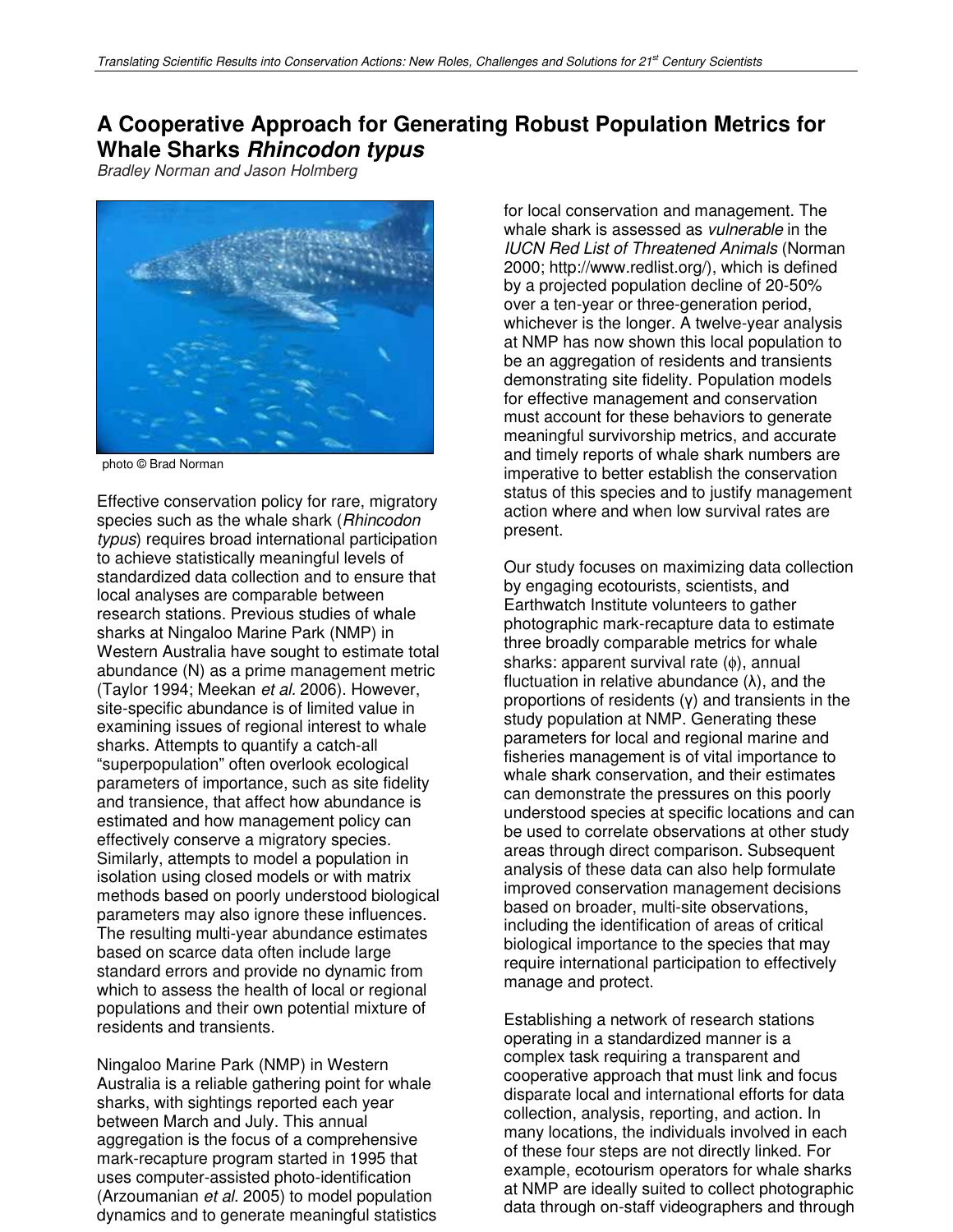# A Cooperative Approach for Generating Robust Population Metrics for Whale Sharks *Rhincodon typus*

*Bradley Norman and Jason Holmberg*

photo © Brad Norman

Effective conservation policy for rare, migratory species such as the whale shark (*Rhincodon typus*) requires broad international participation to achieve statistically meaningful levels of standardized data collection and to ensure that local analyses are comparable between research stations. Previous studies of whale sharks at Ningaloo Marine Park (NMP) in Western Australia have sought to estimate total abundance (N) as a prime management metric (Taylor 1994; Meekan *et al*. 2006). However, site-specific abundance is of limited value in examining issues of regional interest to whale sharks. Attempts to quantify a catch-all "superpopulation" often overlook ecological parameters of importance, such as site fidelity and transience, that affect how abundance is estimated and how management policy can effectively conserve a migratory species. Similarly, attempts to model a population in isolation using closed models or with matrix methods based on poorly understood biological parameters may also ignore these influences. The resulting multi-year abundance estimates based on scarce data often include large standard errors and provide no dynamic from which to assess the health of local or regional populations and their own potential mixture of residents and transients.

Ningaloo Marine Park (NMP) in Western Australia is a reliable gathering point for whale sharks, with sightings reported each year between March and July. This annual aggregation is the focus of a comprehensive mark-recapture program started in 1995 that uses computer-assisted photo-identification (Arzoumanian *et al*. 2005) to model population dynamics and to generate meaningful statistics for local conservation and management. The whale shark is assessed as *vulnerable* in the *IUCN Red List of Threatened Animals* (Norman 2000; http://www.redlist.org/), which is defined by a projected population decline of 20-50% over a ten-year or three-generation period, whichever is the longer. A twelve-year analysis at NMP has now shown this local population to be an aggregation of residents and transients demonstrating site fidelity. Population models for effective management and conservation must account for these behaviors to generate meaningful survivorship metrics, and accurate and timely reports of whale shark numbers are imperative to better establish the conservation status of this species and to justify management action where and when low survival rates are present.

Our study focuses on maximizing data collection by engaging ecotourists, scientists, and Earthwatch Institute volunteers to gather photographic mark-recapture data to estimate three broadly comparable metrics for whale sharks: apparent survival rate ($\phi$), annual fluctuation in relative abundance ($\lambda$), and the proportions of residents ($\gamma$) and transients in the study population at NMP. Generating these parameters for local and regional marine and fisheries management is of vital importance to whale shark conservation, and their estimates can demonstrate the pressures on this poorly understood species at specific locations and can be used to correlate observations at other study areas through direct comparison. Subsequent analysis of these data can also help formulate improved conservation management decisions based on broader, multi-site observations, including the identification of areas of critical biological importance to the species that may require international participation to effectively manage and protect.

Establishing a network of research stations operating in a standardized manner is a complex task requiring a transparent and cooperative approach that must link and focus disparate local and international efforts for data collection, analysis, reporting, and action. In many locations, the individuals involved in each of these four steps are not directly linked. For example, ecotourism operators for whale sharks at NMP are ideally suited to collect photographic data through on-staff videographers and through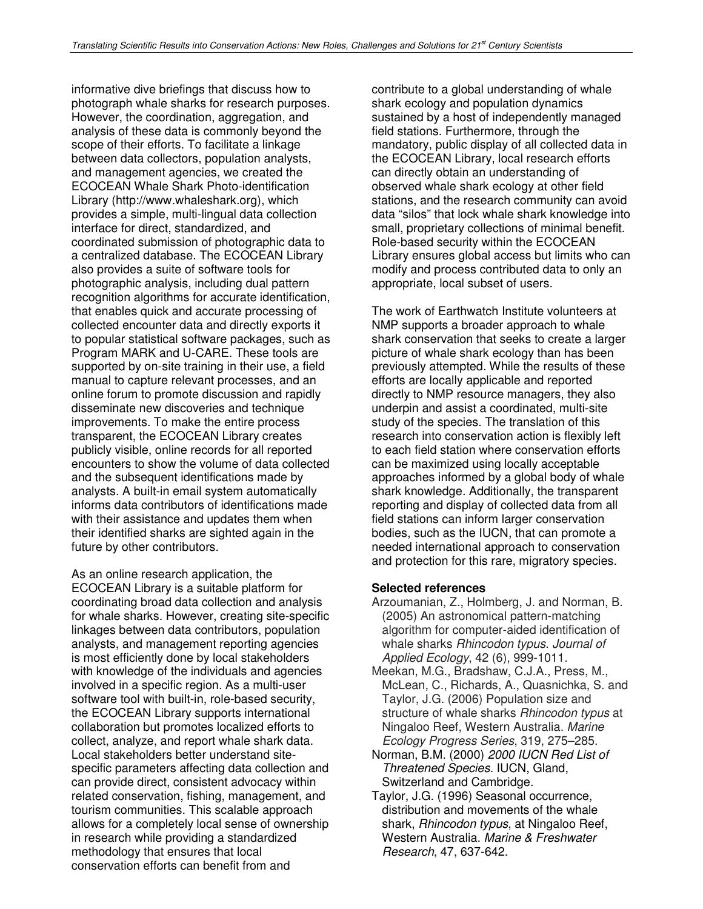informative dive briefings that discuss how to photograph whale sharks for research purposes. However, the coordination, aggregation, and analysis of these data is commonly beyond the scope of their efforts. To facilitate a linkage between data collectors, population analysts, and management agencies, we created the ECOCEAN Whale Shark Photo-identification Library (http://www.whaleshark.org), which provides a simple, multi-lingual data collection interface for direct, standardized, and coordinated submission of photographic data to a centralized database. The ECOCEAN Library also provides a suite of software tools for photographic analysis, including dual pattern recognition algorithms for accurate identification, that enables quick and accurate processing of collected encounter data and directly exports it to popular statistical software packages, such as Program MARK and U-CARE. These tools are supported by on-site training in their use, a field manual to capture relevant processes, and an online forum to promote discussion and rapidly disseminate new discoveries and technique improvements. To make the entire process transparent, the ECOCEAN Library creates publicly visible, online records for all reported encounters to show the volume of data collected and the subsequent identifications made by analysts. A built-in email system automatically informs data contributors of identifications made with their assistance and updates them when their identified sharks are sighted again in the future by other contributors.

As an online research application, the ECOCEAN Library is a suitable platform for coordinating broad data collection and analysis for whale sharks. However, creating site-specific linkages between data contributors, population analysts, and management reporting agencies is most efficiently done by local stakeholders with knowledge of the individuals and agencies involved in a specific region. As a multi-user software tool with built-in, role-based security, the ECOCEAN Library supports international collaboration but promotes localized efforts to collect, analyze, and report whale shark data. Local stakeholders better understand site-specific parameters affecting data collection and can provide direct, consistent advocacy within related conservation, fishing, management, and tourism communities. This scalable approach allows for a completely local sense of ownership in research while providing a standardized methodology that ensures that local conservation efforts can benefit from and contribute to a global understanding of whale shark ecology and population dynamics sustained by a host of independently managed field stations. Furthermore, through the mandatory, public display of all collected data in the ECOCEAN Library, local research efforts can directly obtain an understanding of observed whale shark ecology at other field stations, and the research community can avoid data "silos" that lock whale shark knowledge into small, proprietary collections of minimal benefit. Role-based security within the ECOCEAN Library ensures global access but limits who can modify and process contributed data to only an appropriate, local subset of users.

The work of Earthwatch Institute volunteers at NMP supports a broader approach to whale shark conservation that seeks to create a larger picture of whale shark ecology than has been previously attempted. While the results of these efforts are locally applicable and reported directly to NMP resource managers, they also underpin and assist a coordinated, multi-site study of the species. The translation of this research into conservation action is flexibly left to each field station where conservation efforts can be maximized using locally acceptable approaches informed by a global body of whale shark knowledge. Additionally, the transparent reporting and display of collected data from all field stations can inform larger conservation bodies, such as the IUCN, that can promote a needed international approach to conservation and protection for this rare, migratory species.

**Selected references**

Arzoumanian, Z., Holmberg, J. and Norman, B. (2005) An astronomical pattern-matching algorithm for computer-aided identification of whale sharks *Rhincodon typus*. *Journal of Applied Ecology*, 42 (6), 999-1011.

Meekan, M.G., Bradshaw, C.J.A., Press, M., McLean, C., Richards, A., Quasnichka, S. and Taylor, J.G. (2006) Population size and structure of whale sharks *Rhincodon typus* at Ningaloo Reef, Western Australia. *Marine Ecology Progress Series*, 319, 275–285.

Norman, B.M. (2000) *2000 IUCN Red List of Threatened Species.* IUCN, Gland, Switzerland and Cambridge.

Taylor, J.G. (1996) Seasonal occurrence, distribution and movements of the whale shark, *Rhincodon typus*, at Ningaloo Reef, Western Australia. *Marine & Freshwater Research*, 47, 637-642.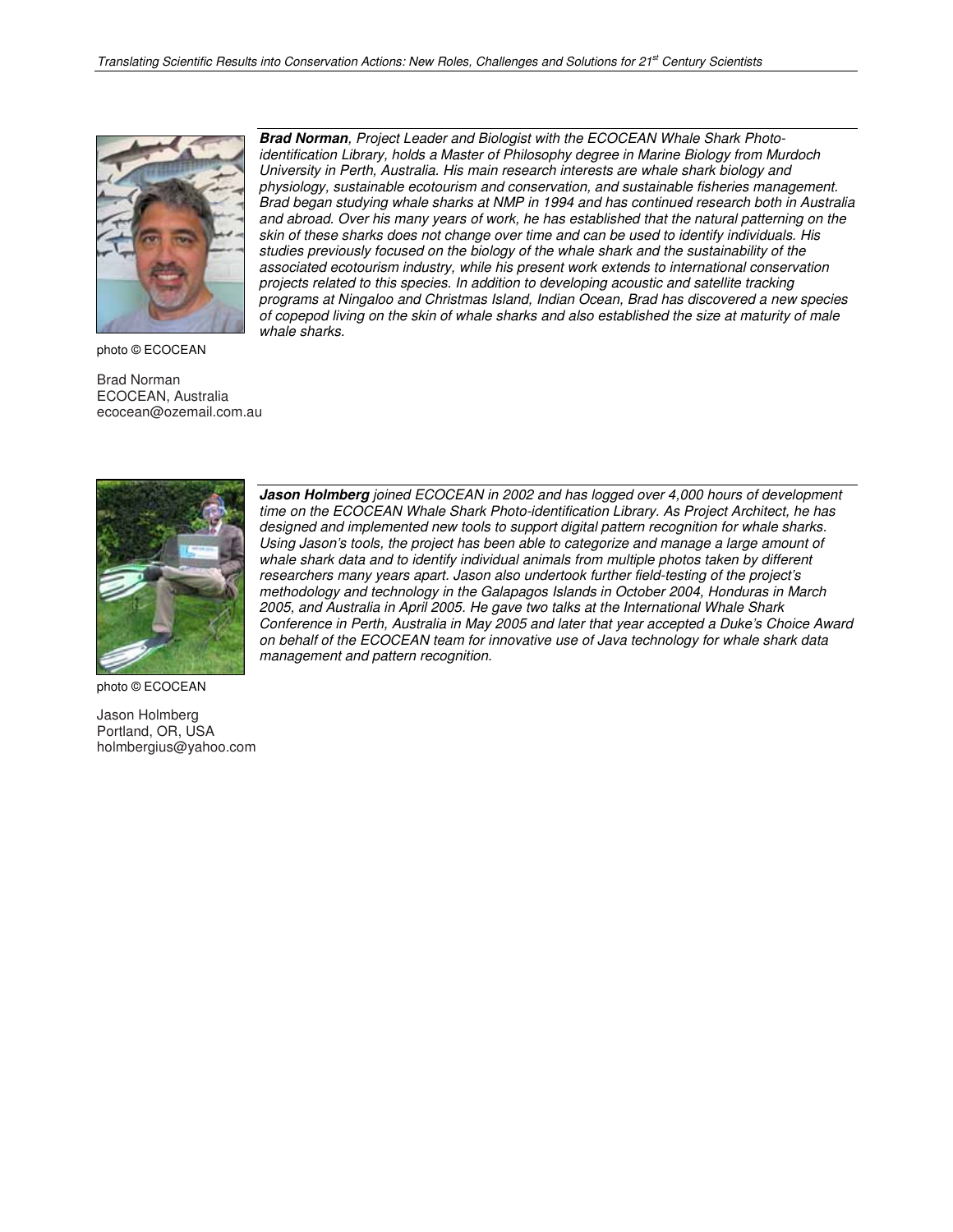*__Brad Norman__, Project Leader and Biologist with the ECOCEAN Whale Shark Photo-identification Library, holds a Master of Philosophy degree in Marine Biology from Murdoch University in Perth, Australia. His main research interests are whale shark biology and physiology, sustainable ecotourism and conservation, and sustainable fisheries management. Brad began studying whale sharks at NMP in 1994 and has continued research both in Australia and abroad. Over his many years of work, he has established that the natural patterning on the skin of these sharks does not change over time and can be used to identify individuals. His studies previously focused on the biology of the whale shark and the sustainability of the associated ecotourism industry, while his present work extends to international conservation projects related to this species. In addition to developing acoustic and satellite tracking programs at Ningaloo and Christmas Island, Indian Ocean, Brad has discovered a new species of copepod living on the skin of whale sharks and also established the size at maturity of male whale sharks.*

photo © ECOCEAN

Brad Norman
ECOCEAN, Australia
ecocean@ozemail.com.au

*__Jason Holmberg__ joined ECOCEAN in 2002 and has logged over 4,000 hours of development time on the ECOCEAN Whale Shark Photo-identification Library. As Project Architect, he has designed and implemented new tools to support digital pattern recognition for whale sharks. Using Jason's tools, the project has been able to categorize and manage a large amount of whale shark data and to identify individual animals from multiple photos taken by different researchers many years apart. Jason also undertook further field-testing of the project's methodology and technology in the Galapagos Islands in October 2004, Honduras in March 2005, and Australia in April 2005. He gave two talks at the International Whale Shark Conference in Perth, Australia in May 2005 and later that year accepted a Duke's Choice Award on behalf of the ECOCEAN team for innovative use of Java technology for whale shark data management and pattern recognition.*

photo © ECOCEAN

Jason Holmberg
Portland, OR, USA
holmbergius@yahoo.com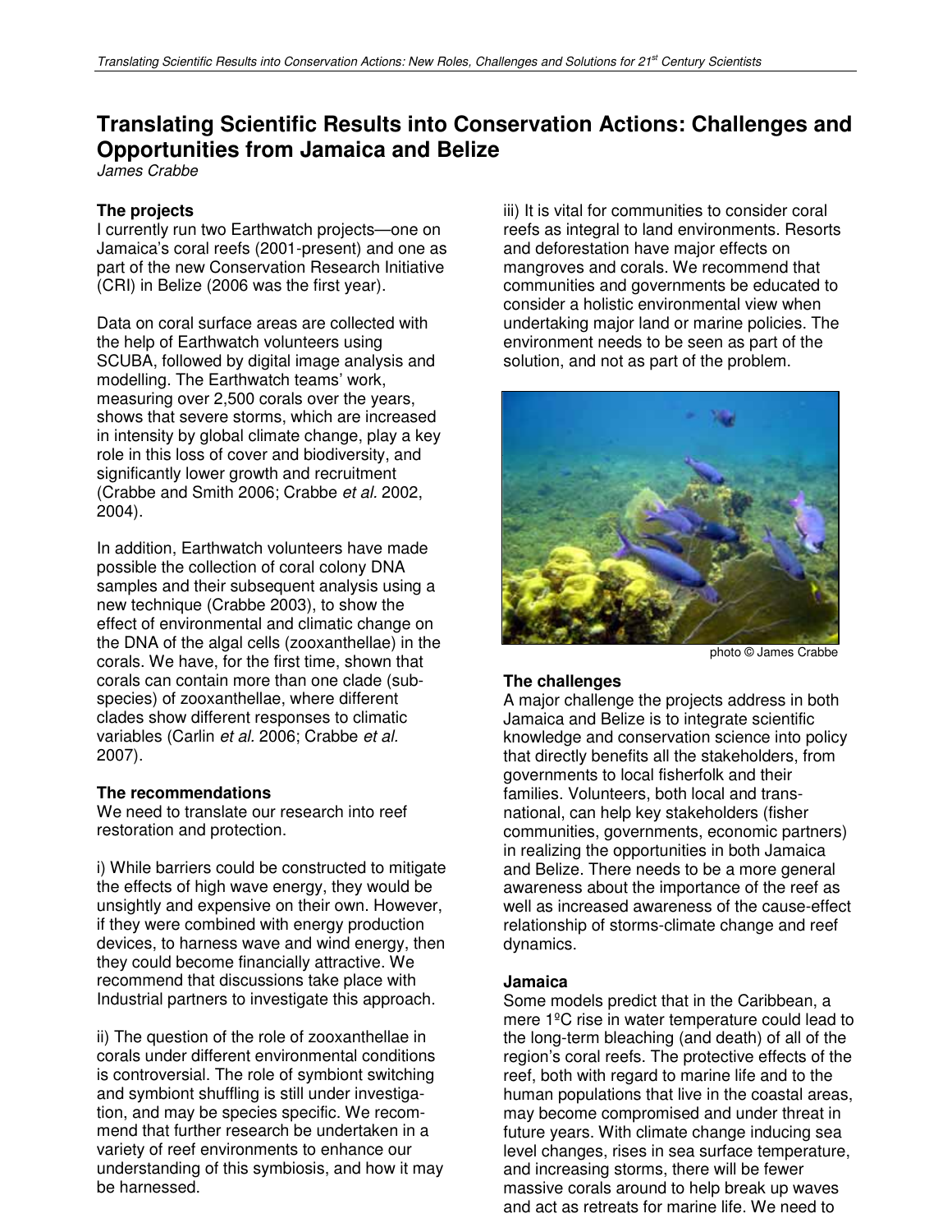# Translating Scientific Results into Conservation Actions: Challenges and Opportunities from Jamaica and Belize

*James Crabbe*

### The projects

I currently run two Earthwatch projects—one on Jamaica's coral reefs (2001-present) and one as part of the new Conservation Research Initiative (CRI) in Belize (2006 was the first year).

Data on coral surface areas are collected with the help of Earthwatch volunteers using SCUBA, followed by digital image analysis and modelling. The Earthwatch teams' work, measuring over 2,500 corals over the years, shows that severe storms, which are increased in intensity by global climate change, play a key role in this loss of cover and biodiversity, and significantly lower growth and recruitment (Crabbe and Smith 2006; Crabbe *et al.* 2002, 2004).

In addition, Earthwatch volunteers have made possible the collection of coral colony DNA samples and their subsequent analysis using a new technique (Crabbe 2003), to show the effect of environmental and climatic change on the DNA of the algal cells (zooxanthellae) in the corals. We have, for the first time, shown that corals can contain more than one clade (sub-species) of zooxanthellae, where different clades show different responses to climatic variables (Carlin *et al.* 2006; Crabbe *et al.* 2007).

### The recommendations

We need to translate our research into reef restoration and protection.

i) While barriers could be constructed to mitigate the effects of high wave energy, they would be unsightly and expensive on their own. However, if they were combined with energy production devices, to harness wave and wind energy, then they could become financially attractive. We recommend that discussions take place with Industrial partners to investigate this approach.

ii) The question of the role of zooxanthellae in corals under different environmental conditions is controversial. The role of symbiont switching and symbiont shuffling is still under investigation, and may be species specific. We recommend that further research be undertaken in a variety of reef environments to enhance our understanding of this symbiosis, and how it may be harnessed.

iii) It is vital for communities to consider coral reefs as integral to land environments. Resorts and deforestation have major effects on mangroves and corals. We recommend that communities and governments be educated to consider a holistic environmental view when undertaking major land or marine policies. The environment needs to be seen as part of the solution, and not as part of the problem.

photo © James Crabbe

### The challenges

A major challenge the projects address in both Jamaica and Belize is to integrate scientific knowledge and conservation science into policy that directly benefits all the stakeholders, from governments to local fisherfolk and their families. Volunteers, both local and trans-national, can help key stakeholders (fisher communities, governments, economic partners) in realizing the opportunities in both Jamaica and Belize. There needs to be a more general awareness about the importance of the reef as well as increased awareness of the cause-effect relationship of storms-climate change and reef dynamics.

### Jamaica

Some models predict that in the Caribbean, a mere 1ºC rise in water temperature could lead to the long-term bleaching (and death) of all of the region's coral reefs. The protective effects of the reef, both with regard to marine life and to the human populations that live in the coastal areas, may become compromised and under threat in future years. With climate change inducing sea level changes, rises in sea surface temperature, and increasing storms, there will be fewer massive corals around to help break up waves and act as retreats for marine life. We need to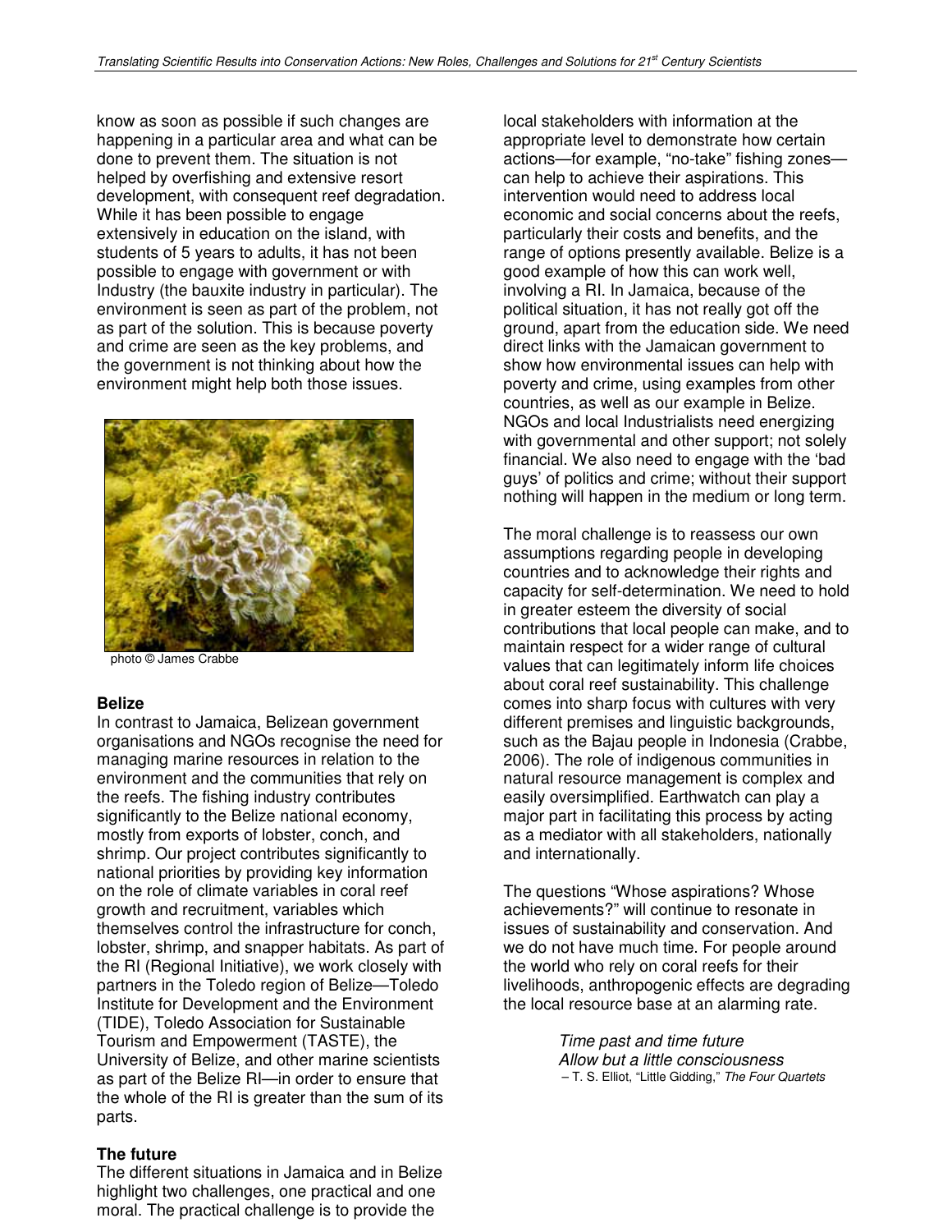know as soon as possible if such changes are happening in a particular area and what can be done to prevent them. The situation is not helped by overfishing and extensive resort development, with consequent reef degradation. While it has been possible to engage extensively in education on the island, with students of 5 years to adults, it has not been possible to engage with government or with Industry (the bauxite industry in particular). The environment is seen as part of the problem, not as part of the solution. This is because poverty and crime are seen as the key problems, and the government is not thinking about how the environment might help both those issues.

photo © James Crabbe

**Belize**

In contrast to Jamaica, Belizean government organisations and NGOs recognise the need for managing marine resources in relation to the environment and the communities that rely on the reefs. The fishing industry contributes significantly to the Belize national economy, mostly from exports of lobster, conch, and shrimp. Our project contributes significantly to national priorities by providing key information on the role of climate variables in coral reef growth and recruitment, variables which themselves control the infrastructure for conch, lobster, shrimp, and snapper habitats. As part of the RI (Regional Initiative), we work closely with partners in the Toledo region of Belize—Toledo Institute for Development and the Environment (TIDE), Toledo Association for Sustainable Tourism and Empowerment (TASTE), the University of Belize, and other marine scientists as part of the Belize RI—in order to ensure that the whole of the RI is greater than the sum of its parts.

**The future**

The different situations in Jamaica and in Belize highlight two challenges, one practical and one moral. The practical challenge is to provide the local stakeholders with information at the appropriate level to demonstrate how certain actions—for example, "no-take" fishing zones—can help to achieve their aspirations. This intervention would need to address local economic and social concerns about the reefs, particularly their costs and benefits, and the range of options presently available. Belize is a good example of how this can work well, involving a RI. In Jamaica, because of the political situation, it has not really got off the ground, apart from the education side. We need direct links with the Jamaican government to show how environmental issues can help with poverty and crime, using examples from other countries, as well as our example in Belize. NGOs and local Industrialists need energizing with governmental and other support; not solely financial. We also need to engage with the 'bad guys' of politics and crime; without their support nothing will happen in the medium or long term.

The moral challenge is to reassess our own assumptions regarding people in developing countries and to acknowledge their rights and capacity for self-determination. We need to hold in greater esteem the diversity of social contributions that local people can make, and to maintain respect for a wider range of cultural values that can legitimately inform life choices about coral reef sustainability. This challenge comes into sharp focus with cultures with very different premises and linguistic backgrounds, such as the Bajau people in Indonesia (Crabbe, 2006). The role of indigenous communities in natural resource management is complex and easily oversimplified. Earthwatch can play a major part in facilitating this process by acting as a mediator with all stakeholders, nationally and internationally.

The questions "Whose aspirations? Whose achievements?" will continue to resonate in issues of sustainability and conservation. And we do not have much time. For people around the world who rely on coral reefs for their livelihoods, anthropogenic effects are degrading the local resource base at an alarming rate.

> *Time past and time future*
> *Allow but a little consciousness*
> – T. S. Elliot, "Little Gidding," *The Four Quartets*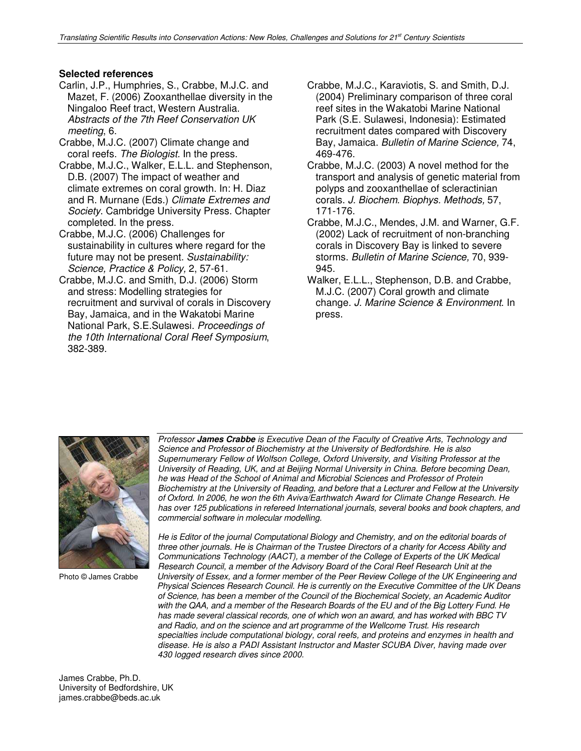### Selected references

Carlin, J.P., Humphries, S., Crabbe, M.J.C. and Mazet, F. (2006) Zooxanthellae diversity in the Ningaloo Reef tract, Western Australia. *Abstracts of the 7th Reef Conservation UK meeting*, 6.

Crabbe, M.J.C. (2007) Climate change and coral reefs. *The Biologist*. In the press.

Crabbe, M.J.C., Walker, E.L.L. and Stephenson, D.B. (2007) The impact of weather and climate extremes on coral growth. In: H. Diaz and R. Murnane (Eds.) *Climate Extremes and Society*. Cambridge University Press. Chapter completed. In the press.

Crabbe, M.J.C. (2006) Challenges for sustainability in cultures where regard for the future may not be present. *Sustainability: Science, Practice & Policy,* 2, 57-61.

Crabbe, M.J.C. and Smith, D.J. (2006) Storm and stress: Modelling strategies for recruitment and survival of corals in Discovery Bay, Jamaica, and in the Wakatobi Marine National Park, S.E.Sulawesi. *Proceedings of the 10th International Coral Reef Symposium*, 382-389.

Crabbe, M.J.C., Karaviotis, S. and Smith, D.J. (2004) Preliminary comparison of three coral reef sites in the Wakatobi Marine National Park (S.E. Sulawesi, Indonesia): Estimated recruitment dates compared with Discovery Bay, Jamaica. *Bulletin of Marine Science,* 74, 469-476.

Crabbe, M.J.C. (2003) A novel method for the transport and analysis of genetic material from polyps and zooxanthellae of scleractinian corals. *J. Biochem. Biophys. Methods,* 57, 171-176.

Crabbe, M.J.C., Mendes, J.M. and Warner, G.F. (2002) Lack of recruitment of non-branching corals in Discovery Bay is linked to severe storms. *Bulletin of Marine Science,* 70, 939-945.

Walker, E.L.L., Stephenson, D.B. and Crabbe, M.J.C. (2007) Coral growth and climate change. *J. Marine Science & Environment*. In press.

Photo © James Crabbe

*Professor **James Crabbe** is Executive Dean of the Faculty of Creative Arts, Technology and Science and Professor of Biochemistry at the University of Bedfordshire. He is also Supernumerary Fellow of Wolfson College, Oxford University, and Visiting Professor at the University of Reading, UK, and at Beijing Normal University in China. Before becoming Dean, he was Head of the School of Animal and Microbial Sciences and Professor of Protein Biochemistry at the University of Reading, and before that a Lecturer and Fellow at the University of Oxford. In 2006, he won the 6th Aviva/Earthwatch Award for Climate Change Research. He has over 125 publications in refereed International journals, several books and book chapters, and commercial software in molecular modelling.*

*He is Editor of the journal Computational Biology and Chemistry, and on the editorial boards of three other journals. He is Chairman of the Trustee Directors of a charity for Access Ability and Communications Technology (AACT), a member of the College of Experts of the UK Medical Research Council, a member of the Advisory Board of the Coral Reef Research Unit at the University of Essex, and a former member of the Peer Review College of the UK Engineering and Physical Sciences Research Council. He is currently on the Executive Committee of the UK Deans of Science, has been a member of the Council of the Biochemical Society, an Academic Auditor with the QAA, and a member of the Research Boards of the EU and of the Big Lottery Fund. He has made several classical records, one of which won an award, and has worked with BBC TV and Radio, and on the science and art programme of the Wellcome Trust. His research specialties include computational biology, coral reefs, and proteins and enzymes in health and disease. He is also a PADI Assistant Instructor and Master SCUBA Diver, having made over 430 logged research dives since 2000.*

James Crabbe, Ph.D.
University of Bedfordshire, UK
james.crabbe@beds.ac.uk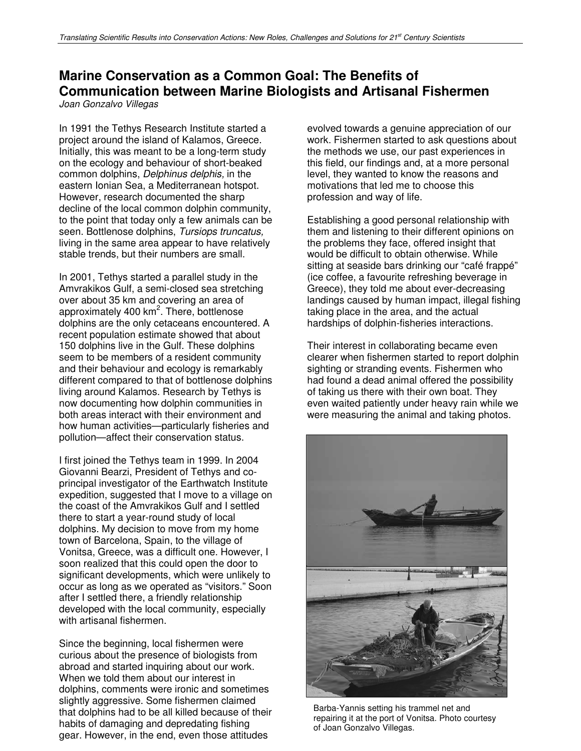# Marine Conservation as a Common Goal: The Benefits of Communication between Marine Biologists and Artisanal Fishermen

*Joan Gonzalvo Villegas*

In 1991 the Tethys Research Institute started a project around the island of Kalamos, Greece. Initially, this was meant to be a long-term study on the ecology and behaviour of short-beaked common dolphins, *Delphinus delphis,* in the eastern Ionian Sea, a Mediterranean hotspot. However, research documented the sharp decline of the local common dolphin community, to the point that today only a few animals can be seen. Bottlenose dolphins, *Tursiops truncatus,* living in the same area appear to have relatively stable trends, but their numbers are small.

In 2001, Tethys started a parallel study in the Amvrakikos Gulf, a semi-closed sea stretching over about 35 km and covering an area of approximately 400 km$^2$. There, bottlenose dolphins are the only cetaceans encountered. A recent population estimate showed that about 150 dolphins live in the Gulf. These dolphins seem to be members of a resident community and their behaviour and ecology is remarkably different compared to that of bottlenose dolphins living around Kalamos. Research by Tethys is now documenting how dolphin communities in both areas interact with their environment and how human activities—particularly fisheries and pollution—affect their conservation status.

I first joined the Tethys team in 1999. In 2004 Giovanni Bearzi, President of Tethys and co-principal investigator of the Earthwatch Institute expedition, suggested that I move to a village on the coast of the Amvrakikos Gulf and I settled there to start a year-round study of local dolphins. My decision to move from my home town of Barcelona, Spain, to the village of Vonitsa, Greece, was a difficult one. However, I soon realized that this could open the door to significant developments, which were unlikely to occur as long as we operated as "visitors." Soon after I settled there, a friendly relationship developed with the local community, especially with artisanal fishermen.

Since the beginning, local fishermen were curious about the presence of biologists from abroad and started inquiring about our work. When we told them about our interest in dolphins, comments were ironic and sometimes slightly aggressive. Some fishermen claimed that dolphins had to be all killed because of their habits of damaging and depredating fishing gear. However, in the end, even those attitudes evolved towards a genuine appreciation of our work. Fishermen started to ask questions about the methods we use, our past experiences in this field, our findings and, at a more personal level, they wanted to know the reasons and motivations that led me to choose this profession and way of life.

Establishing a good personal relationship with them and listening to their different opinions on the problems they face, offered insight that would be difficult to obtain otherwise. While sitting at seaside bars drinking our "café frappé" (ice coffee, a favourite refreshing beverage in Greece), they told me about ever-decreasing landings caused by human impact, illegal fishing taking place in the area, and the actual hardships of dolphin-fisheries interactions.

Their interest in collaborating became even clearer when fishermen started to report dolphin sighting or stranding events. Fishermen who had found a dead animal offered the possibility of taking us there with their own boat. They even waited patiently under heavy rain while we were measuring the animal and taking photos.

Barba-Yannis setting his trammel net and repairing it at the port of Vonitsa. Photo courtesy of Joan Gonzalvo Villegas.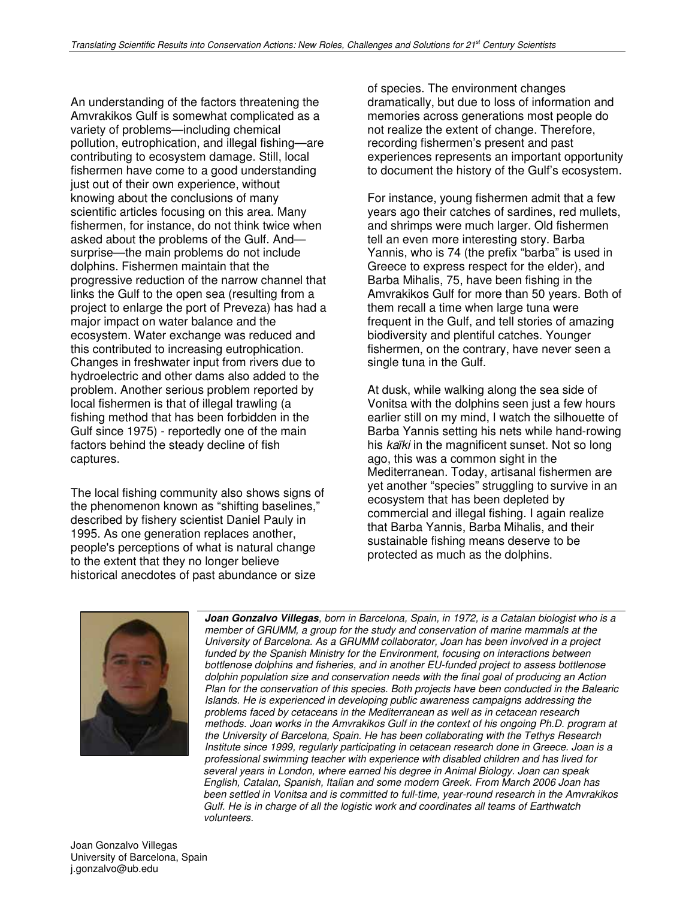An understanding of the factors threatening the Amvrakikos Gulf is somewhat complicated as a variety of problems—including chemical pollution, eutrophication, and illegal fishing—are contributing to ecosystem damage. Still, local fishermen have come to a good understanding just out of their own experience, without knowing about the conclusions of many scientific articles focusing on this area. Many fishermen, for instance, do not think twice when asked about the problems of the Gulf. And—surprise—the main problems do not include dolphins. Fishermen maintain that the progressive reduction of the narrow channel that links the Gulf to the open sea (resulting from a project to enlarge the port of Preveza) has had a major impact on water balance and the ecosystem. Water exchange was reduced and this contributed to increasing eutrophication. Changes in freshwater input from rivers due to hydroelectric and other dams also added to the problem. Another serious problem reported by local fishermen is that of illegal trawling (a fishing method that has been forbidden in the Gulf since 1975) - reportedly one of the main factors behind the steady decline of fish captures.

The local fishing community also shows signs of the phenomenon known as "shifting baselines," described by fishery scientist Daniel Pauly in 1995. As one generation replaces another, people's perceptions of what is natural change to the extent that they no longer believe historical anecdotes of past abundance or size of species. The environment changes dramatically, but due to loss of information and memories across generations most people do not realize the extent of change. Therefore, recording fishermen's present and past experiences represents an important opportunity to document the history of the Gulf's ecosystem.

For instance, young fishermen admit that a few years ago their catches of sardines, red mullets, and shrimps were much larger. Old fishermen tell an even more interesting story. Barba Yannis, who is 74 (the prefix "barba" is used in Greece to express respect for the elder), and Barba Mihalis, 75, have been fishing in the Amvrakikos Gulf for more than 50 years. Both of them recall a time when large tuna were frequent in the Gulf, and tell stories of amazing biodiversity and plentiful catches. Younger fishermen, on the contrary, have never seen a single tuna in the Gulf.

At dusk, while walking along the sea side of Vonitsa with the dolphins seen just a few hours earlier still on my mind, I watch the silhouette of Barba Yannis setting his nets while hand-rowing his *kaïki* in the magnificent sunset. Not so long ago, this was a common sight in the Mediterranean. Today, artisanal fishermen are yet another "species" struggling to survive in an ecosystem that has been depleted by commercial and illegal fishing. I again realize that Barba Yannis, Barba Mihalis, and their sustainable fishing means deserve to be protected as much as the dolphins.

***Joan Gonzalvo Villegas**, born in Barcelona, Spain, in 1972, is a Catalan biologist who is a member of GRUMM, a group for the study and conservation of marine mammals at the University of Barcelona. As a GRUMM collaborator, Joan has been involved in a project funded by the Spanish Ministry for the Environment, focusing on interactions between bottlenose dolphins and fisheries, and in another EU-funded project to assess bottlenose dolphin population size and conservation needs with the final goal of producing an Action Plan for the conservation of this species. Both projects have been conducted in the Balearic Islands. He is experienced in developing public awareness campaigns addressing the problems faced by cetaceans in the Mediterranean as well as in cetacean research methods. Joan works in the Amvrakikos Gulf in the context of his ongoing Ph.D. program at the University of Barcelona, Spain. He has been collaborating with the Tethys Research Institute since 1999, regularly participating in cetacean research done in Greece. Joan is a professional swimming teacher with experience with disabled children and has lived for several years in London, where earned his degree in Animal Biology. Joan can speak English, Catalan, Spanish, Italian and some modern Greek. From March 2006 Joan has been settled in Vonitsa and is committed to full-time, year-round research in the Amvrakikos Gulf. He is in charge of all the logistic work and coordinates all teams of Earthwatch volunteers.*

Joan Gonzalvo Villegas
University of Barcelona, Spain
j.gonzalvo@ub.edu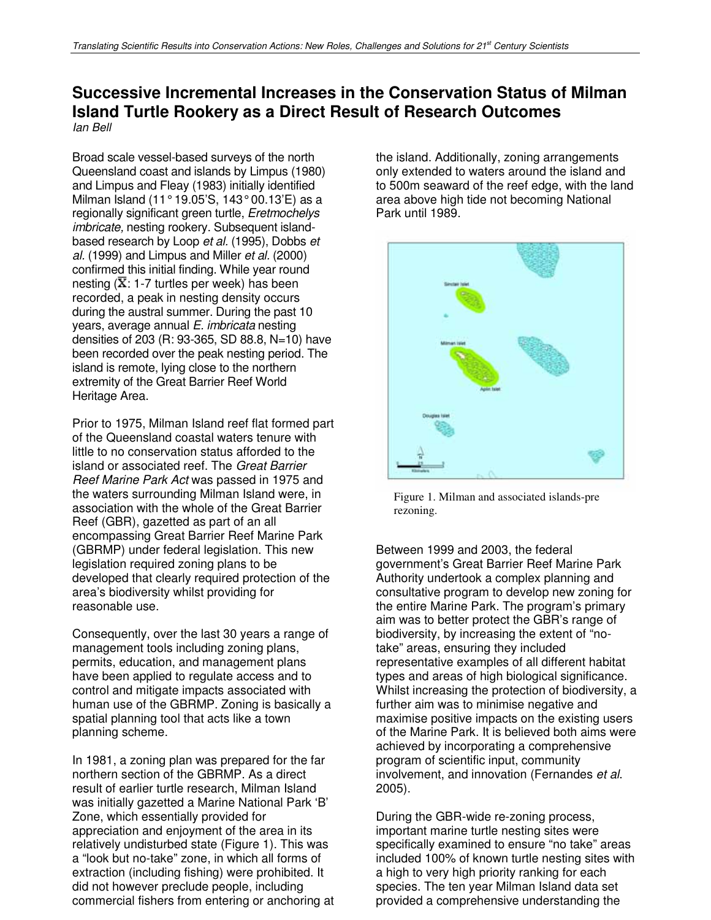# Successive Incremental Increases in the Conservation Status of Milman Island Turtle Rookery as a Direct Result of Research Outcomes

*Ian Bell*

Broad scale vessel-based surveys of the north Queensland coast and islands by Limpus (1980) and Limpus and Fleay (1983) initially identified Milman Island (11° 19.05'S, 143° 00.13'E) as a regionally significant green turtle, *Eretmochelys imbricate,* nesting rookery. Subsequent island-based research by Loop *et al.* (1995), Dobbs *et al.* (1999) and Limpus and Miller *et al.* (2000) confirmed this initial finding. While year round nesting ($\bar{X}$: 1-7 turtles per week) has been recorded, a peak in nesting density occurs during the austral summer. During the past 10 years, average annual *E. imbricata* nesting densities of 203 (R: 93-365, SD 88.8, N=10) have been recorded over the peak nesting period. The island is remote, lying close to the northern extremity of the Great Barrier Reef World Heritage Area.

Prior to 1975, Milman Island reef flat formed part of the Queensland coastal waters tenure with little to no conservation status afforded to the island or associated reef. The *Great Barrier Reef Marine Park Act* was passed in 1975 and the waters surrounding Milman Island were, in association with the whole of the Great Barrier Reef (GBR), gazetted as part of an all encompassing Great Barrier Reef Marine Park (GBRMP) under federal legislation. This new legislation required zoning plans to be developed that clearly required protection of the area's biodiversity whilst providing for reasonable use.

Consequently, over the last 30 years a range of management tools including zoning plans, permits, education, and management plans have been applied to regulate access and to control and mitigate impacts associated with human use of the GBRMP. Zoning is basically a spatial planning tool that acts like a town planning scheme.

In 1981, a zoning plan was prepared for the far northern section of the GBRMP. As a direct result of earlier turtle research, Milman Island was initially gazetted a Marine National Park 'B' Zone, which essentially provided for appreciation and enjoyment of the area in its relatively undisturbed state (Figure 1). This was a "look but no-take" zone, in which all forms of extraction (including fishing) were prohibited. It did not however preclude people, including commercial fishers from entering or anchoring at the island. Additionally, zoning arrangements only extended to waters around the island and to 500m seaward of the reef edge, with the land area above high tide not becoming National Park until 1989.

Figure 1. Milman and associated islands-pre rezoning.

Between 1999 and 2003, the federal government's Great Barrier Reef Marine Park Authority undertook a complex planning and consultative program to develop new zoning for the entire Marine Park. The program's primary aim was to better protect the GBR's range of biodiversity, by increasing the extent of "no-take" areas, ensuring they included representative examples of all different habitat types and areas of high biological significance. Whilst increasing the protection of biodiversity, a further aim was to minimise negative and maximise positive impacts on the existing users of the Marine Park. It is believed both aims were achieved by incorporating a comprehensive program of scientific input, community involvement, and innovation (Fernandes *et al*. 2005).

During the GBR-wide re-zoning process, important marine turtle nesting sites were specifically examined to ensure "no take" areas included 100% of known turtle nesting sites with a high to very high priority ranking for each species. The ten year Milman Island data set provided a comprehensive understanding the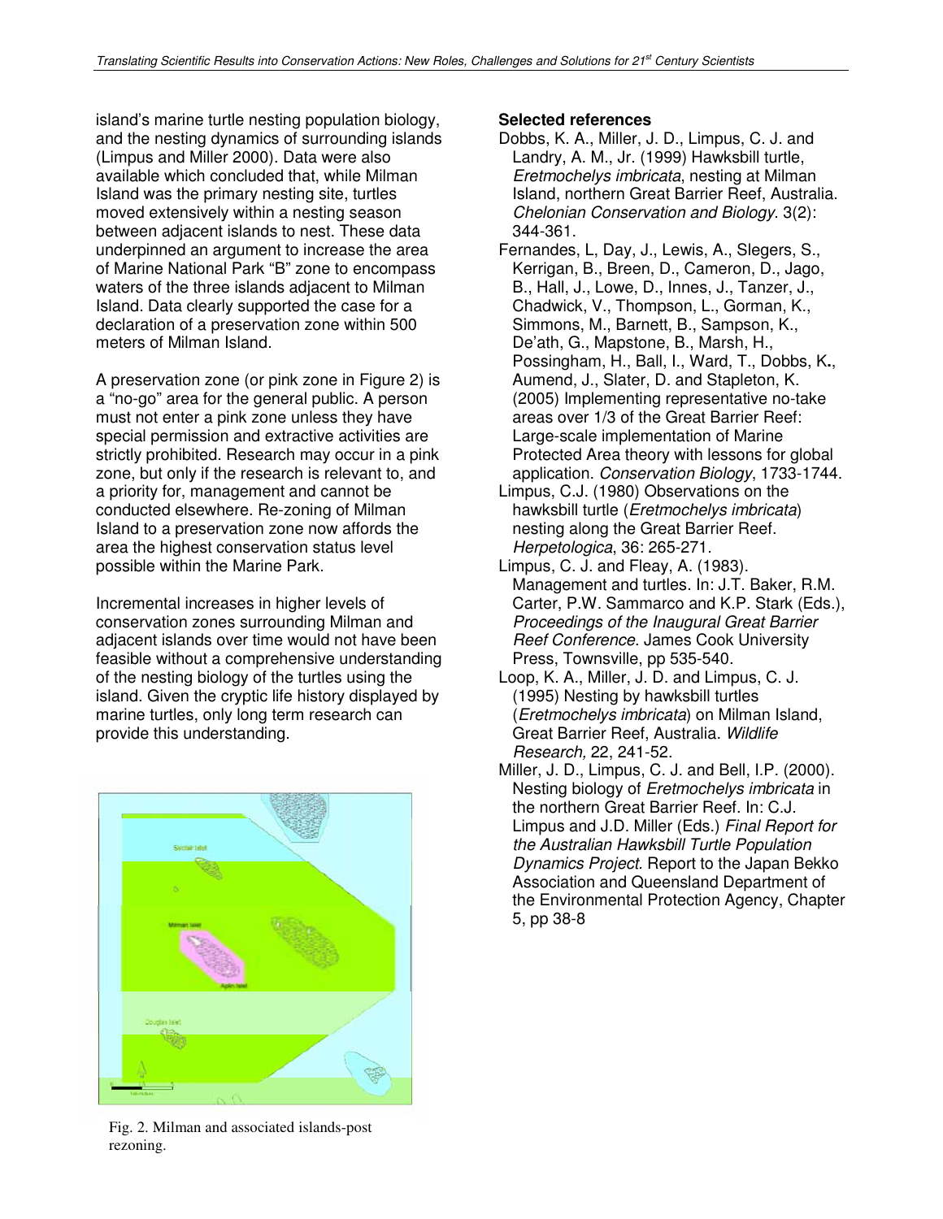island's marine turtle nesting population biology, and the nesting dynamics of surrounding islands (Limpus and Miller 2000). Data were also available which concluded that, while Milman Island was the primary nesting site, turtles moved extensively within a nesting season between adjacent islands to nest. These data underpinned an argument to increase the area of Marine National Park "B" zone to encompass waters of the three islands adjacent to Milman Island. Data clearly supported the case for a declaration of a preservation zone within 500 meters of Milman Island.

A preservation zone (or pink zone in Figure 2) is a "no-go" area for the general public. A person must not enter a pink zone unless they have special permission and extractive activities are strictly prohibited. Research may occur in a pink zone, but only if the research is relevant to, and a priority for, management and cannot be conducted elsewhere. Re-zoning of Milman Island to a preservation zone now affords the area the highest conservation status level possible within the Marine Park.

Incremental increases in higher levels of conservation zones surrounding Milman and adjacent islands over time would not have been feasible without a comprehensive understanding of the nesting biology of the turtles using the island. Given the cryptic life history displayed by marine turtles, only long term research can provide this understanding.

Fig. 2. Milman and associated islands-post rezoning.

**Selected references**

Dobbs, K. A., Miller, J. D., Limpus, C. J. and Landry, A. M., Jr. (1999) Hawksbill turtle, *Eretmochelys imbricata*, nesting at Milman Island, northern Great Barrier Reef, Australia. *Chelonian Conservation and Biology*. 3(2): 344-361.

Fernandes, L, Day, J., Lewis, A., Slegers, S., Kerrigan, B., Breen, D., Cameron, D., Jago, B., Hall, J., Lowe, D., Innes, J., Tanzer, J., Chadwick, V., Thompson, L., Gorman, K., Simmons, M., Barnett, B., Sampson, K., De'ath, G., Mapstone, B., Marsh, H., Possingham, H., Ball, I., Ward, T., Dobbs, K., Aumend, J., Slater, D. and Stapleton, K. (2005) Implementing representative no-take areas over 1/3 of the Great Barrier Reef: Large-scale implementation of Marine Protected Area theory with lessons for global application. *Conservation Biology*, 1733-1744.

Limpus, C.J. (1980) Observations on the hawksbill turtle (*Eretmochelys imbricata*) nesting along the Great Barrier Reef. *Herpetologica*, 36: 265-271.

Limpus, C. J. and Fleay, A. (1983). Management and turtles. In: J.T. Baker, R.M. Carter, P.W. Sammarco and K.P. Stark (Eds.), *Proceedings of the Inaugural Great Barrier Reef Conference*. James Cook University Press, Townsville, pp 535-540.

Loop, K. A., Miller, J. D. and Limpus, C. J. (1995) Nesting by hawksbill turtles (*Eretmochelys imbricata*) on Milman Island, Great Barrier Reef, Australia. *Wildlife Research,* 22, 241-52.

Miller, J. D., Limpus, C. J. and Bell, I.P. (2000). Nesting biology of *Eretmochelys imbricata* in the northern Great Barrier Reef. In: C.J. Limpus and J.D. Miller (Eds.) *Final Report for the Australian Hawksbill Turtle Population Dynamics Project*. Report to the Japan Bekko Association and Queensland Department of the Environmental Protection Agency, Chapter 5, pp 38-8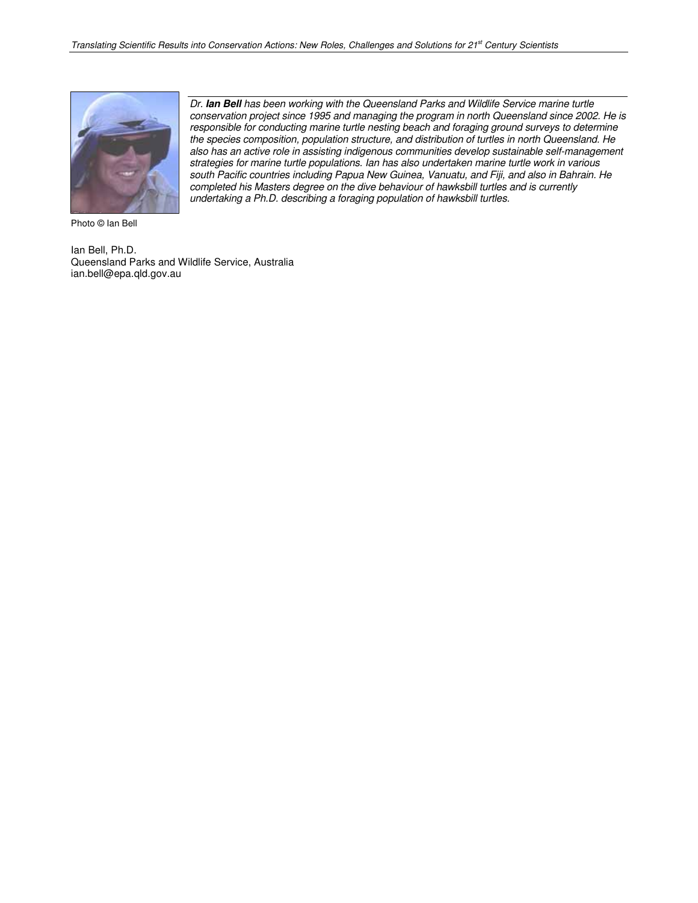*Dr. **Ian Bell** has been working with the Queensland Parks and Wildlife Service marine turtle conservation project since 1995 and managing the program in north Queensland since 2002. He is responsible for conducting marine turtle nesting beach and foraging ground surveys to determine the species composition, population structure, and distribution of turtles in north Queensland. He also has an active role in assisting indigenous communities develop sustainable self-management strategies for marine turtle populations. Ian has also undertaken marine turtle work in various south Pacific countries including Papua New Guinea, Vanuatu, and Fiji, and also in Bahrain. He completed his Masters degree on the dive behaviour of hawksbill turtles and is currently undertaking a Ph.D. describing a foraging population of hawksbill turtles.*

Photo © Ian Bell

Ian Bell, Ph.D.
Queensland Parks and Wildlife Service, Australia
ian.bell@epa.qld.gov.au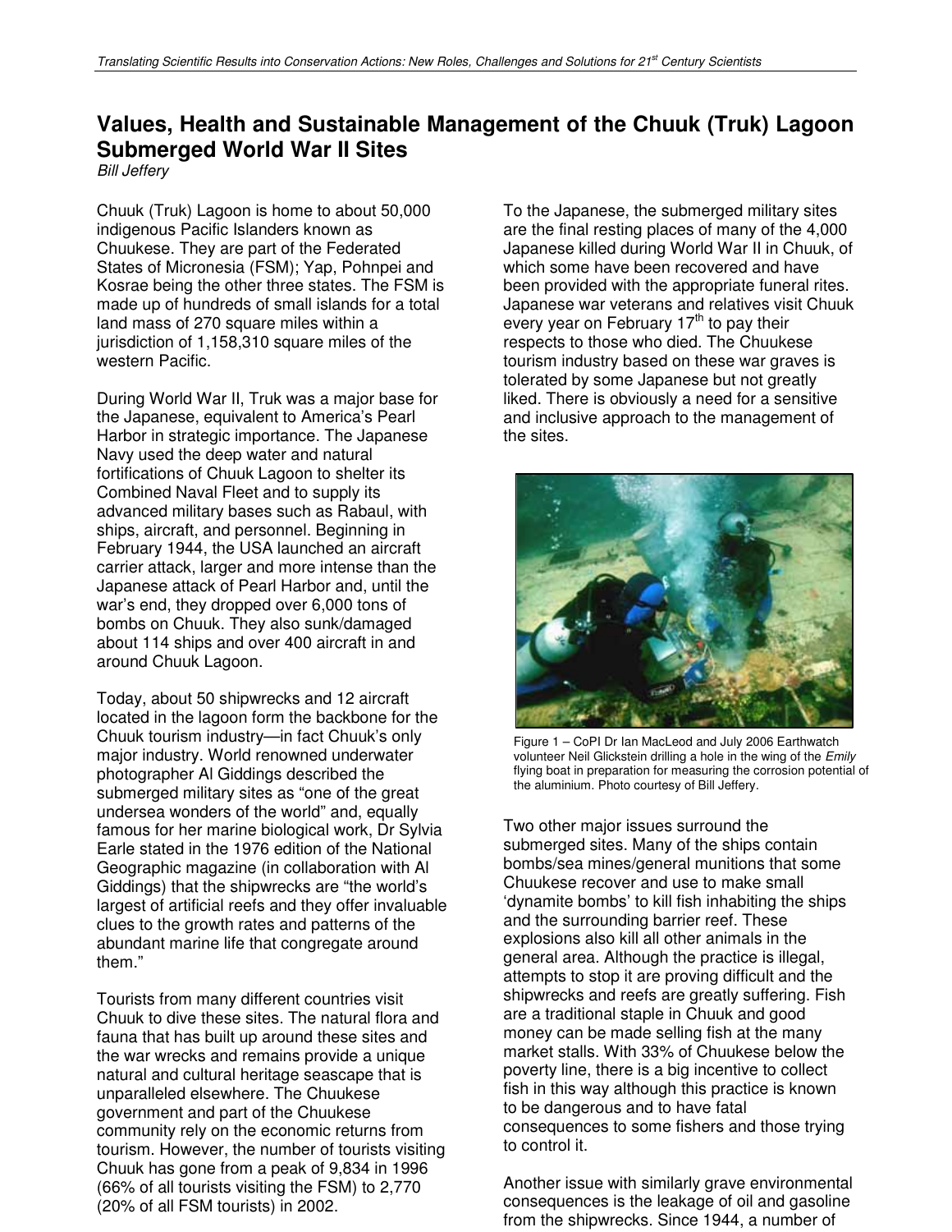# Values, Health and Sustainable Management of the Chuuk (Truk) Lagoon Submerged World War II Sites

*Bill Jeffery*

Chuuk (Truk) Lagoon is home to about 50,000 indigenous Pacific Islanders known as Chuukese. They are part of the Federated States of Micronesia (FSM); Yap, Pohnpei and Kosrae being the other three states. The FSM is made up of hundreds of small islands for a total land mass of 270 square miles within a jurisdiction of 1,158,310 square miles of the western Pacific.

During World War II, Truk was a major base for the Japanese, equivalent to America's Pearl Harbor in strategic importance. The Japanese Navy used the deep water and natural fortifications of Chuuk Lagoon to shelter its Combined Naval Fleet and to supply its advanced military bases such as Rabaul, with ships, aircraft, and personnel. Beginning in February 1944, the USA launched an aircraft carrier attack, larger and more intense than the Japanese attack of Pearl Harbor and, until the war's end, they dropped over 6,000 tons of bombs on Chuuk. They also sunk/damaged about 114 ships and over 400 aircraft in and around Chuuk Lagoon.

Today, about 50 shipwrecks and 12 aircraft located in the lagoon form the backbone for the Chuuk tourism industry—in fact Chuuk's only major industry. World renowned underwater photographer Al Giddings described the submerged military sites as "one of the great undersea wonders of the world" and, equally famous for her marine biological work, Dr Sylvia Earle stated in the 1976 edition of the National Geographic magazine (in collaboration with Al Giddings) that the shipwrecks are "the world's largest of artificial reefs and they offer invaluable clues to the growth rates and patterns of the abundant marine life that congregate around them."

Tourists from many different countries visit Chuuk to dive these sites. The natural flora and fauna that has built up around these sites and the war wrecks and remains provide a unique natural and cultural heritage seascape that is unparalleled elsewhere. The Chuukese government and part of the Chuukese community rely on the economic returns from tourism. However, the number of tourists visiting Chuuk has gone from a peak of 9,834 in 1996 (66% of all tourists visiting the FSM) to 2,770 (20% of all FSM tourists) in 2002.

To the Japanese, the submerged military sites are the final resting places of many of the 4,000 Japanese killed during World War II in Chuuk, of which some have been recovered and have been provided with the appropriate funeral rites. Japanese war veterans and relatives visit Chuuk every year on February 17th to pay their respects to those who died. The Chuukese tourism industry based on these war graves is tolerated by some Japanese but not greatly liked. There is obviously a need for a sensitive and inclusive approach to the management of the sites.

Figure 1 – CoPI Dr Ian MacLeod and July 2006 Earthwatch volunteer Neil Glickstein drilling a hole in the wing of the *Emily* flying boat in preparation for measuring the corrosion potential of the aluminium. Photo courtesy of Bill Jeffery.

Two other major issues surround the submerged sites. Many of the ships contain bombs/sea mines/general munitions that some Chuukese recover and use to make small 'dynamite bombs' to kill fish inhabiting the ships and the surrounding barrier reef. These explosions also kill all other animals in the general area. Although the practice is illegal, attempts to stop it are proving difficult and the shipwrecks and reefs are greatly suffering. Fish are a traditional staple in Chuuk and good money can be made selling fish at the many market stalls. With 33% of Chuukese below the poverty line, there is a big incentive to collect fish in this way although this practice is known to be dangerous and to have fatal consequences to some fishers and those trying to control it.

Another issue with similarly grave environmental consequences is the leakage of oil and gasoline from the shipwrecks. Since 1944, a number of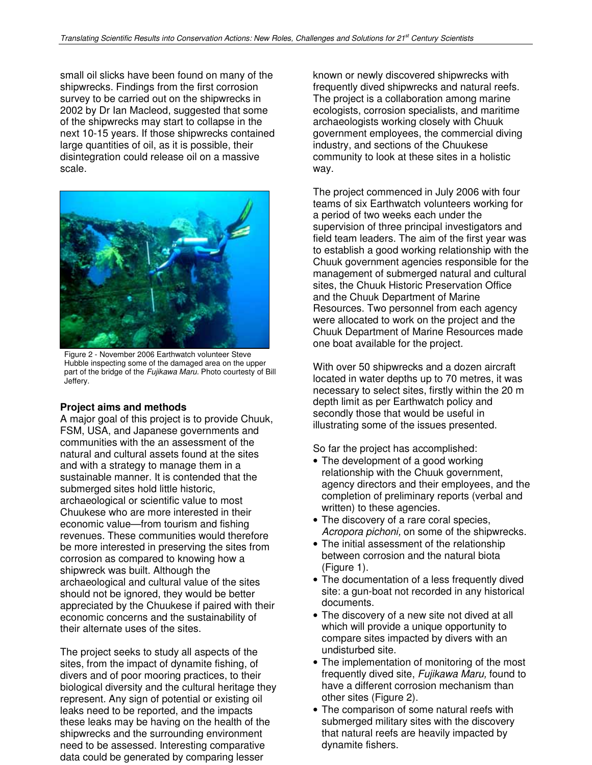small oil slicks have been found on many of the shipwrecks. Findings from the first corrosion survey to be carried out on the shipwrecks in 2002 by Dr Ian Macleod, suggested that some of the shipwrecks may start to collapse in the next 10-15 years. If those shipwrecks contained large quantities of oil, as it is possible, their disintegration could release oil on a massive scale.

Figure 2 - November 2006 Earthwatch volunteer Steve Hubble inspecting some of the damaged area on the upper part of the bridge of the *Fujikawa Maru*. Photo courtesy of Bill Jeffery.

**Project aims and methods**

A major goal of this project is to provide Chuuk, FSM, USA, and Japanese governments and communities with the an assessment of the natural and cultural assets found at the sites and with a strategy to manage them in a sustainable manner. It is contended that the submerged sites hold little historic, archaeological or scientific value to most Chuukese who are more interested in their economic value—from tourism and fishing revenues. These communities would therefore be more interested in preserving the sites from corrosion as compared to knowing how a shipwreck was built. Although the archaeological and cultural value of the sites should not be ignored, they would be better appreciated by the Chuukese if paired with their economic concerns and the sustainability of their alternate uses of the sites.

The project seeks to study all aspects of the sites, from the impact of dynamite fishing, of divers and of poor mooring practices, to their biological diversity and the cultural heritage they represent. Any sign of potential or existing oil leaks need to be reported, and the impacts these leaks may be having on the health of the shipwrecks and the surrounding environment need to be assessed. Interesting comparative data could be generated by comparing lesser known or newly discovered shipwrecks with frequently dived shipwrecks and natural reefs. The project is a collaboration among marine ecologists, corrosion specialists, and maritime archaeologists working closely with Chuuk government employees, the commercial diving industry, and sections of the Chuukese community to look at these sites in a holistic way.

The project commenced in July 2006 with four teams of six Earthwatch volunteers working for a period of two weeks each under the supervision of three principal investigators and field team leaders. The aim of the first year was to establish a good working relationship with the Chuuk government agencies responsible for the management of submerged natural and cultural sites, the Chuuk Historic Preservation Office and the Chuuk Department of Marine Resources. Two personnel from each agency were allocated to work on the project and the Chuuk Department of Marine Resources made one boat available for the project.

With over 50 shipwrecks and a dozen aircraft located in water depths up to 70 metres, it was necessary to select sites, firstly within the 20 m depth limit as per Earthwatch policy and secondly those that would be useful in illustrating some of the issues presented.

So far the project has accomplished:

- The development of a good working relationship with the Chuuk government, agency directors and their employees, and the completion of preliminary reports (verbal and written) to these agencies.
- The discovery of a rare coral species, *Acropora pichoni,* on some of the shipwrecks.
- The initial assessment of the relationship between corrosion and the natural biota (Figure 1).
- The documentation of a less frequently dived site: a gun-boat not recorded in any historical documents.
- The discovery of a new site not dived at all which will provide a unique opportunity to compare sites impacted by divers with an undisturbed site.
- The implementation of monitoring of the most frequently dived site, *Fujikawa Maru,* found to have a different corrosion mechanism than other sites (Figure 2).
- The comparison of some natural reefs with submerged military sites with the discovery that natural reefs are heavily impacted by dynamite fishers.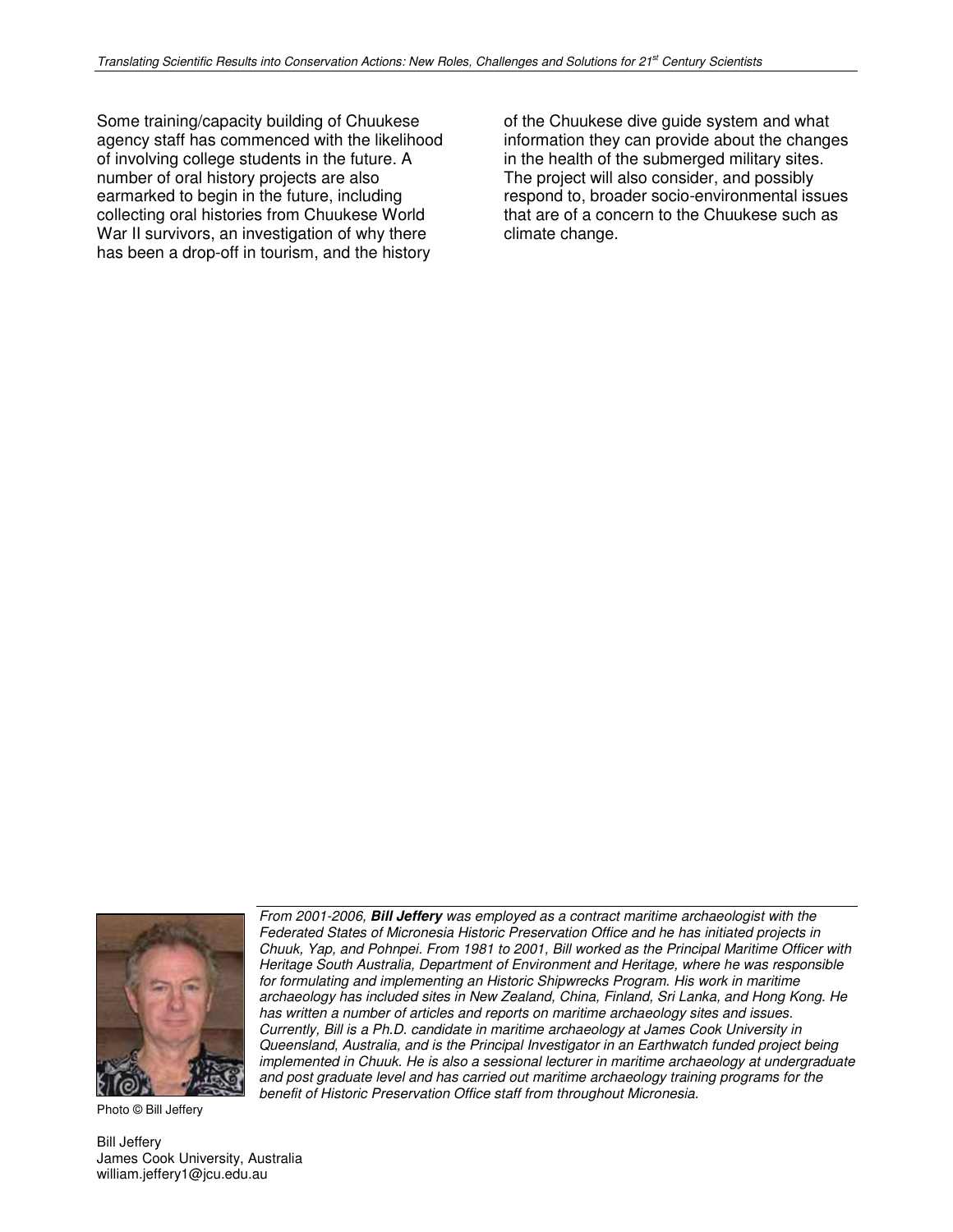Some training/capacity building of Chuukese agency staff has commenced with the likelihood of involving college students in the future. A number of oral history projects are also earmarked to begin in the future, including collecting oral histories from Chuukese World War II survivors, an investigation of why there has been a drop-off in tourism, and the history of the Chuukese dive guide system and what information they can provide about the changes in the health of the submerged military sites. The project will also consider, and possibly respond to, broader socio-environmental issues that are of a concern to the Chuukese such as climate change.

*From 2001-2006, **Bill Jeffery** was employed as a contract maritime archaeologist with the Federated States of Micronesia Historic Preservation Office and he has initiated projects in Chuuk, Yap, and Pohnpei. From 1981 to 2001, Bill worked as the Principal Maritime Officer with Heritage South Australia, Department of Environment and Heritage, where he was responsible for formulating and implementing an Historic Shipwrecks Program. His work in maritime archaeology has included sites in New Zealand, China, Finland, Sri Lanka, and Hong Kong. He has written a number of articles and reports on maritime archaeology sites and issues. Currently, Bill is a Ph.D. candidate in maritime archaeology at James Cook University in Queensland, Australia, and is the Principal Investigator in an Earthwatch funded project being implemented in Chuuk. He is also a sessional lecturer in maritime archaeology at undergraduate and post graduate level and has carried out maritime archaeology training programs for the benefit of Historic Preservation Office staff from throughout Micronesia.*

Photo © Bill Jeffery

Bill Jeffery
James Cook University, Australia
william.jeffery1@jcu.edu.au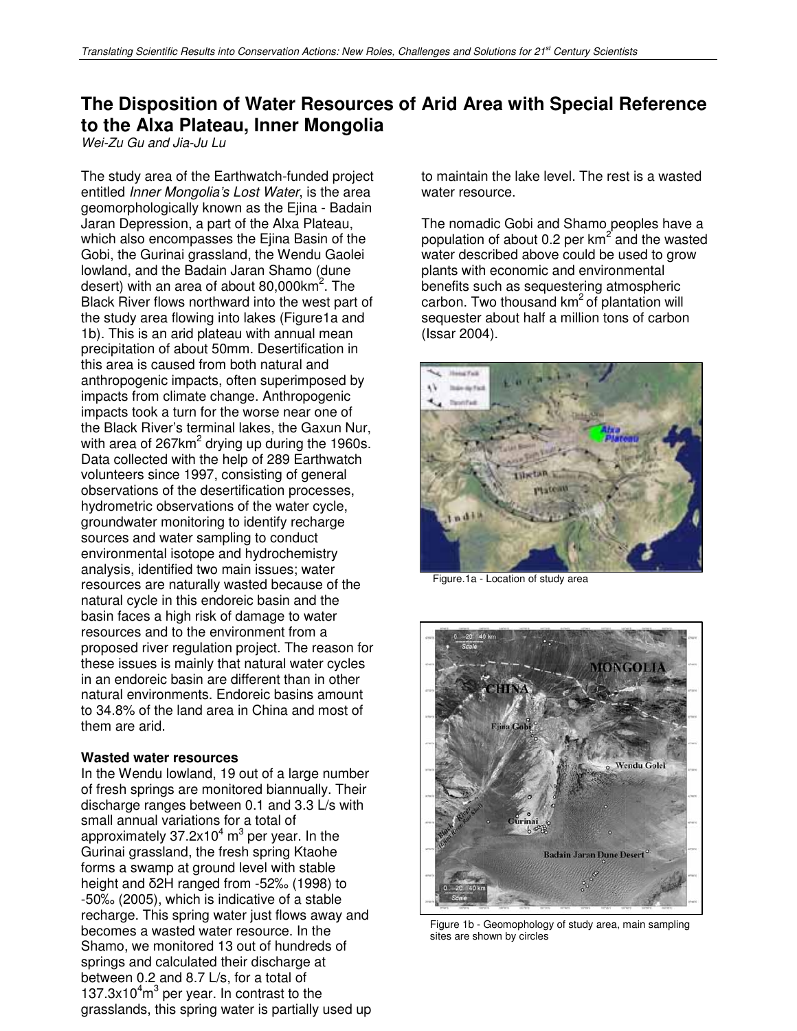# The Disposition of Water Resources of Arid Area with Special Reference to the Alxa Plateau, Inner Mongolia

*Wei-Zu Gu and Jia-Ju Lu*

The study area of the Earthwatch-funded project entitled *Inner Mongolia's Lost Water*, is the area geomorphologically known as the Ejina - Badain Jaran Depression, a part of the Alxa Plateau, which also encompasses the Ejina Basin of the Gobi, the Gurinai grassland, the Wendu Gaolei lowland, and the Badain Jaran Shamo (dune desert) with an area of about 80,000km$^2$. The Black River flows northward into the west part of the study area flowing into lakes (Figure1a and 1b). This is an arid plateau with annual mean precipitation of about 50mm. Desertification in this area is caused from both natural and anthropogenic impacts, often superimposed by impacts from climate change. Anthropogenic impacts took a turn for the worse near one of the Black River's terminal lakes, the Gaxun Nur, with area of 267km$^2$ drying up during the 1960s. Data collected with the help of 289 Earthwatch volunteers since 1997, consisting of general observations of the desertification processes, hydrometric observations of the water cycle, groundwater monitoring to identify recharge sources and water sampling to conduct environmental isotope and hydrochemistry analysis, identified two main issues; water resources are naturally wasted because of the natural cycle in this endoreic basin and the basin faces a high risk of damage to water resources and to the environment from a proposed river regulation project. The reason for these issues is mainly that natural water cycles in an endoreic basin are different than in other natural environments. Endoreic basins amount to 34.8% of the land area in China and most of them are arid.

**Wasted water resources**

In the Wendu lowland, 19 out of a large number of fresh springs are monitored biannually. Their discharge ranges between 0.1 and 3.3 L/s with small annual variations for a total of approximately $37.2 \times 10^4$ m$^3$ per year. In the Gurinai grassland, the fresh spring Ktaohe forms a swamp at ground level with stable height and δ2H ranged from -52‰ (1998) to -50‰ (2005), which is indicative of a stable recharge. This spring water just flows away and becomes a wasted water resource. In the Shamo, we monitored 13 out of hundreds of springs and calculated their discharge at between 0.2 and 8.7 L/s, for a total of $137.3 \times 10^4$m$^3$ per year. In contrast to the grasslands, this spring water is partially used up to maintain the lake level. The rest is a wasted water resource.

The nomadic Gobi and Shamo peoples have a population of about 0.2 per km$^2$ and the wasted water described above could be used to grow plants with economic and environmental benefits such as sequestering atmospheric carbon. Two thousand km$^2$ of plantation will sequester about half a million tons of carbon (Issar 2004).

Figure.1a - Location of study area

Figure 1b - Geomophology of study area, main sampling sites are shown by circles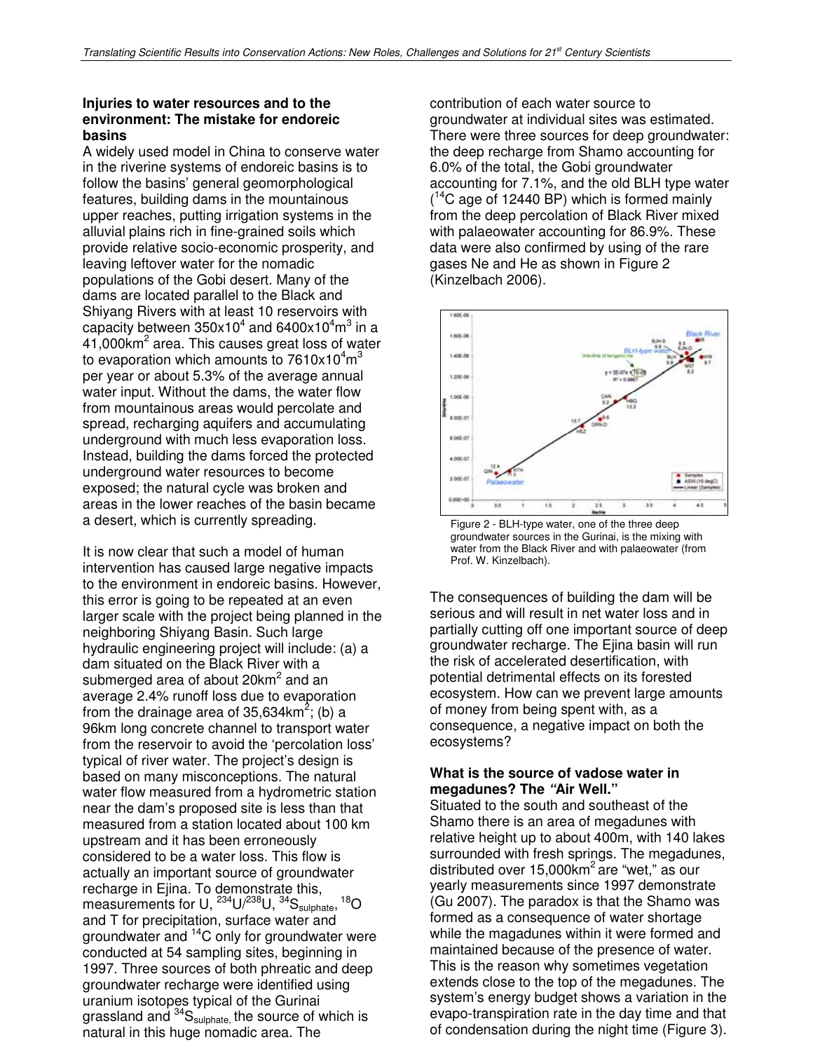### Injuries to water resources and to the environment: The mistake for endoreic basins

A widely used model in China to conserve water in the riverine systems of endoreic basins is to follow the basins' general geomorphological features, building dams in the mountainous upper reaches, putting irrigation systems in the alluvial plains rich in fine-grained soils which provide relative socio-economic prosperity, and leaving leftover water for the nomadic populations of the Gobi desert. Many of the dams are located parallel to the Black and Shiyang Rivers with at least 10 reservoirs with capacity between $350 \times 10^4$ and $6400 \times 10^4 m^3$ in a 41,000$km^2$ area. This causes great loss of water to evaporation which amounts to $7610 \times 10^4 m^3$ per year or about 5.3% of the average annual water input. Without the dams, the water flow from mountainous areas would percolate and spread, recharging aquifers and accumulating underground with much less evaporation loss. Instead, building the dams forced the protected underground water resources to become exposed; the natural cycle was broken and areas in the lower reaches of the basin became a desert, which is currently spreading.

It is now clear that such a model of human intervention has caused large negative impacts to the environment in endoreic basins. However, this error is going to be repeated at an even larger scale with the project being planned in the neighboring Shiyang Basin. Such large hydraulic engineering project will include: (a) a dam situated on the Black River with a submerged area of about 20$km^2$ and an average 2.4% runoff loss due to evaporation from the drainage area of 35,634$km^2$; (b) a 96km long concrete channel to transport water from the reservoir to avoid the 'percolation loss' typical of river water. The project's design is based on many misconceptions. The natural water flow measured from a hydrometric station near the dam's proposed site is less than that measured from a station located about 100 km upstream and it has been erroneously considered to be a water loss. This flow is actually an important source of groundwater recharge in Ejina. To demonstrate this, measurements for U, $^{234}U/^{238}U$, $^{34}S_{sulphate}$, $^{18}O$ and T for precipitation, surface water and groundwater and $^{14}C$ only for groundwater were conducted at 54 sampling sites, beginning in 1997. Three sources of both phreatic and deep groundwater recharge were identified using uranium isotopes typical of the Gurinai grassland and $^{34}S_{sulphate,}$ the source of which is natural in this huge nomadic area. The contribution of each water source to groundwater at individual sites was estimated. There were three sources for deep groundwater: the deep recharge from Shamo accounting for 6.0% of the total, the Gobi groundwater accounting for 7.1%, and the old BLH type water ($^{14}C$ age of 12440 BP) which is formed mainly from the deep percolation of Black River mixed with palaeowater accounting for 86.9%. These data were also confirmed by using of the rare gases Ne and He as shown in Figure 2 (Kinzelbach 2006).

Figure 2 - BLH-type water, one of the three deep groundwater sources in the Gurinai, is the mixing with water from the Black River and with palaeowater (from Prof. W. Kinzelbach).

The consequences of building the dam will be serious and will result in net water loss and in partially cutting off one important source of deep groundwater recharge. The Ejina basin will run the risk of accelerated desertification, with potential detrimental effects on its forested ecosystem. How can we prevent large amounts of money from being spent with, as a consequence, a negative impact on both the ecosystems?

### What is the source of vadose water in megadunes? The *"Air Well."*

Situated to the south and southeast of the Shamo there is an area of megadunes with relative height up to about 400m, with 140 lakes surrounded with fresh springs. The megadunes, distributed over 15,000$km^2$ are "wet," as our yearly measurements since 1997 demonstrate (Gu 2007). The paradox is that the Shamo was formed as a consequence of water shortage while the magadunes within it were formed and maintained because of the presence of water. This is the reason why sometimes vegetation extends close to the top of the megadunes. The system's energy budget shows a variation in the evapo-transpiration rate in the day time and that of condensation during the night time (Figure 3).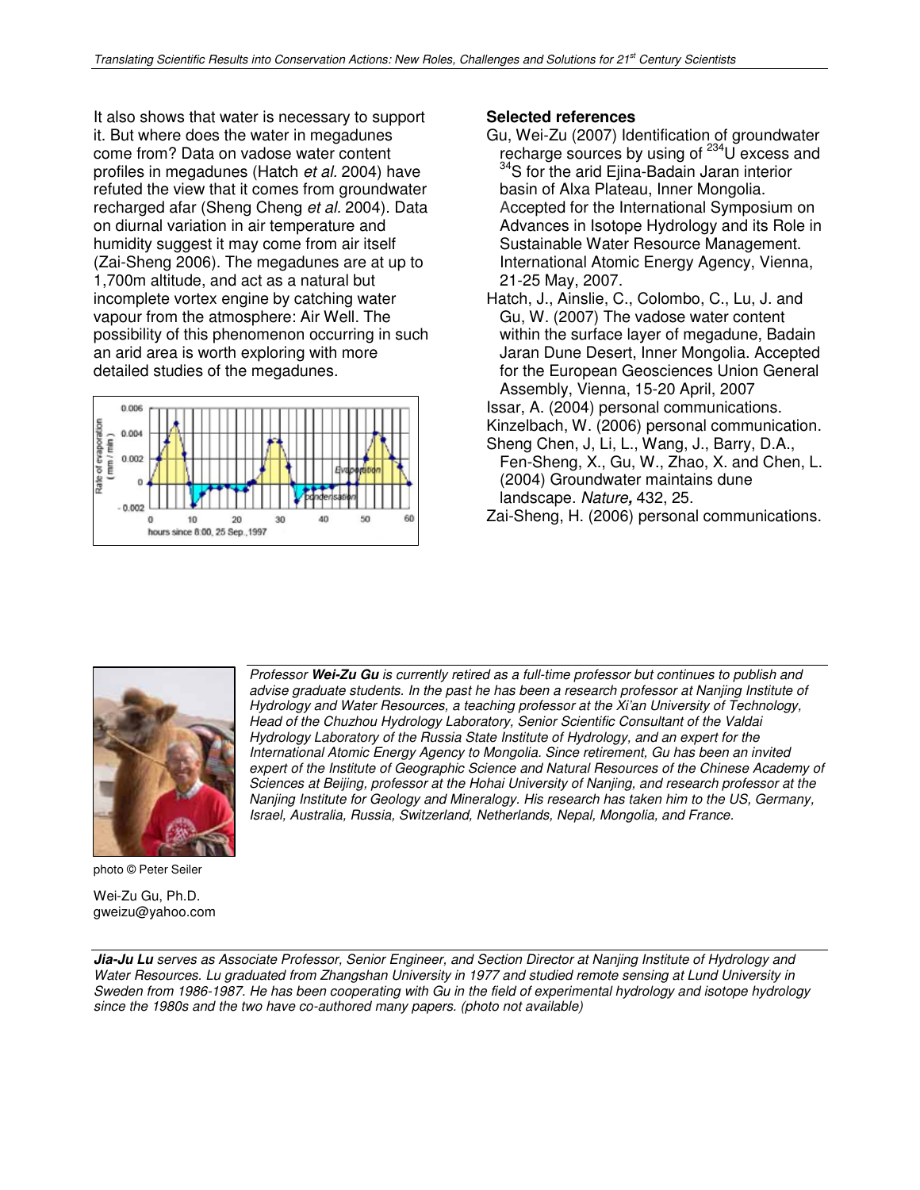It also shows that water is necessary to support it. But where does the water in megadunes come from? Data on vadose water content profiles in megadunes (Hatch *et al.* 2004) have refuted the view that it comes from groundwater recharged afar (Sheng Cheng *et al.* 2004). Data on diurnal variation in air temperature and humidity suggest it may come from air itself (Zai-Sheng 2006). The megadunes are at up to 1,700m altitude, and act as a natural but incomplete vortex engine by catching water vapour from the atmosphere: Air Well. The possibility of this phenomenon occurring in such an arid area is worth exploring with more detailed studies of the megadunes.

### Selected references

Gu, Wei-Zu (2007) Identification of groundwater recharge sources by using of $^{234}U$ excess and $^{34}S$ for the arid Ejina-Badain Jaran interior basin of Alxa Plateau, Inner Mongolia. Accepted for the International Symposium on Advances in Isotope Hydrology and its Role in Sustainable Water Resource Management. International Atomic Energy Agency, Vienna, 21-25 May, 2007.

Hatch, J., Ainslie, C., Colombo, C., Lu, J. and Gu, W. (2007) The vadose water content within the surface layer of megadune, Badain Jaran Dune Desert, Inner Mongolia. Accepted for the European Geosciences Union General Assembly, Vienna, 15-20 April, 2007

Issar, A. (2004) personal communications.

Kinzelbach, W. (2006) personal communication.

Sheng Chen, J, Li, L., Wang, J., Barry, D.A., Fen-Sheng, X., Gu, W., Zhao, X. and Chen, L. (2004) Groundwater maintains dune landscape. *Nature***,** 432, 25.

Zai-Sheng, H. (2006) personal communications.

*Professor **Wei-Zu Gu** is currently retired as a full-time professor but continues to publish and advise graduate students. In the past he has been a research professor at Nanjing Institute of Hydrology and Water Resources, a teaching professor at the Xi'an University of Technology, Head of the Chuzhou Hydrology Laboratory, Senior Scientific Consultant of the Valdai Hydrology Laboratory of the Russia State Institute of Hydrology, and an expert for the International Atomic Energy Agency to Mongolia. Since retirement, Gu has been an invited expert of the Institute of Geographic Science and Natural Resources of the Chinese Academy of Sciences at Beijing, professor at the Hohai University of Nanjing, and research professor at the Nanjing Institute for Geology and Mineralogy. His research has taken him to the US, Germany, Israel, Australia, Russia, Switzerland, Netherlands, Nepal, Mongolia, and France.*

photo © Peter Seiler

Wei-Zu Gu, Ph.D.
gweizu@yahoo.com

***Jia-Ju Lu** serves as Associate Professor, Senior Engineer, and Section Director at Nanjing Institute of Hydrology and Water Resources. Lu graduated from Zhangshan University in 1977 and studied remote sensing at Lund University in Sweden from 1986-1987. He has been cooperating with Gu in the field of experimental hydrology and isotope hydrology since the 1980s and the two have co-authored many papers. (photo not available)*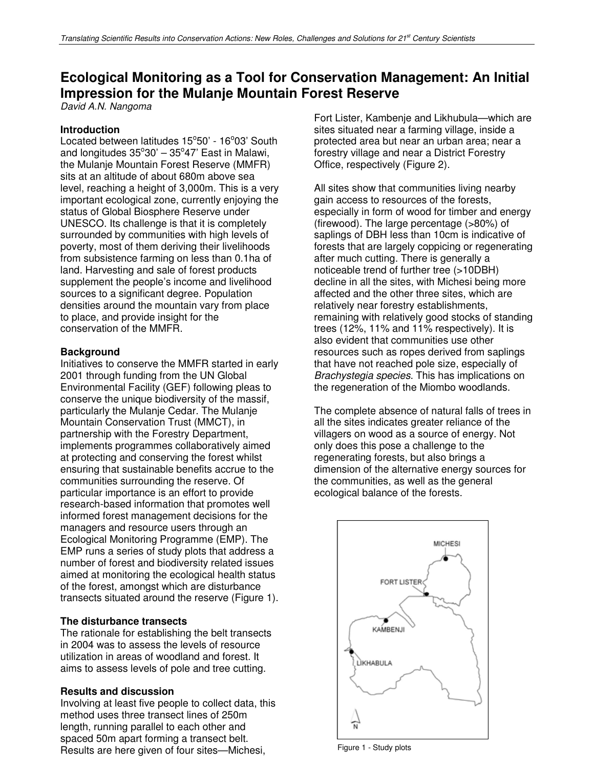# Ecological Monitoring as a Tool for Conservation Management: An Initial Impression for the Mulanje Mountain Forest Reserve

*David A.N. Nangoma*

## Introduction

Located between latitudes 15°50' - 16°03' South and longitudes 35°30' – 35°47' East in Malawi, the Mulanje Mountain Forest Reserve (MMFR) sits at an altitude of about 680m above sea level, reaching a height of 3,000m. This is a very important ecological zone, currently enjoying the status of Global Biosphere Reserve under UNESCO. Its challenge is that it is completely surrounded by communities with high levels of poverty, most of them deriving their livelihoods from subsistence farming on less than 0.1ha of land. Harvesting and sale of forest products supplement the people's income and livelihood sources to a significant degree. Population densities around the mountain vary from place to place, and provide insight for the conservation of the MMFR.

## Background

Initiatives to conserve the MMFR started in early 2001 through funding from the UN Global Environmental Facility (GEF) following pleas to conserve the unique biodiversity of the massif, particularly the Mulanje Cedar. The Mulanje Mountain Conservation Trust (MMCT), in partnership with the Forestry Department, implements programmes collaboratively aimed at protecting and conserving the forest whilst ensuring that sustainable benefits accrue to the communities surrounding the reserve. Of particular importance is an effort to provide research-based information that promotes well informed forest management decisions for the managers and resource users through an Ecological Monitoring Programme (EMP). The EMP runs a series of study plots that address a number of forest and biodiversity related issues aimed at monitoring the ecological health status of the forest, amongst which are disturbance transects situated around the reserve (Figure 1).

## The disturbance transects

The rationale for establishing the belt transects in 2004 was to assess the levels of resource utilization in areas of woodland and forest. It aims to assess levels of pole and tree cutting.

## Results and discussion

Involving at least five people to collect data, this method uses three transect lines of 250m length, running parallel to each other and spaced 50m apart forming a transect belt. Results are here given of four sites—Michesi, Fort Lister, Kambenje and Likhubula—which are sites situated near a farming village, inside a protected area but near an urban area; near a forestry village and near a District Forestry Office, respectively (Figure 2).

All sites show that communities living nearby gain access to resources of the forests, especially in form of wood for timber and energy (firewood). The large percentage (>80%) of saplings of DBH less than 10cm is indicative of forests that are largely coppicing or regenerating after much cutting. There is generally a noticeable trend of further tree (>10DBH) decline in all the sites, with Michesi being more affected and the other three sites, which are relatively near forestry establishments, remaining with relatively good stocks of standing trees (12%, 11% and 11% respectively). It is also evident that communities use other resources such as ropes derived from saplings that have not reached pole size, especially of *Brachystegia species*. This has implications on the regeneration of the Miombo woodlands.

The complete absence of natural falls of trees in all the sites indicates greater reliance of the villagers on wood as a source of energy. Not only does this pose a challenge to the regenerating forests, but also brings a dimension of the alternative energy sources for the communities, as well as the general ecological balance of the forests.

Figure 1 - Study plots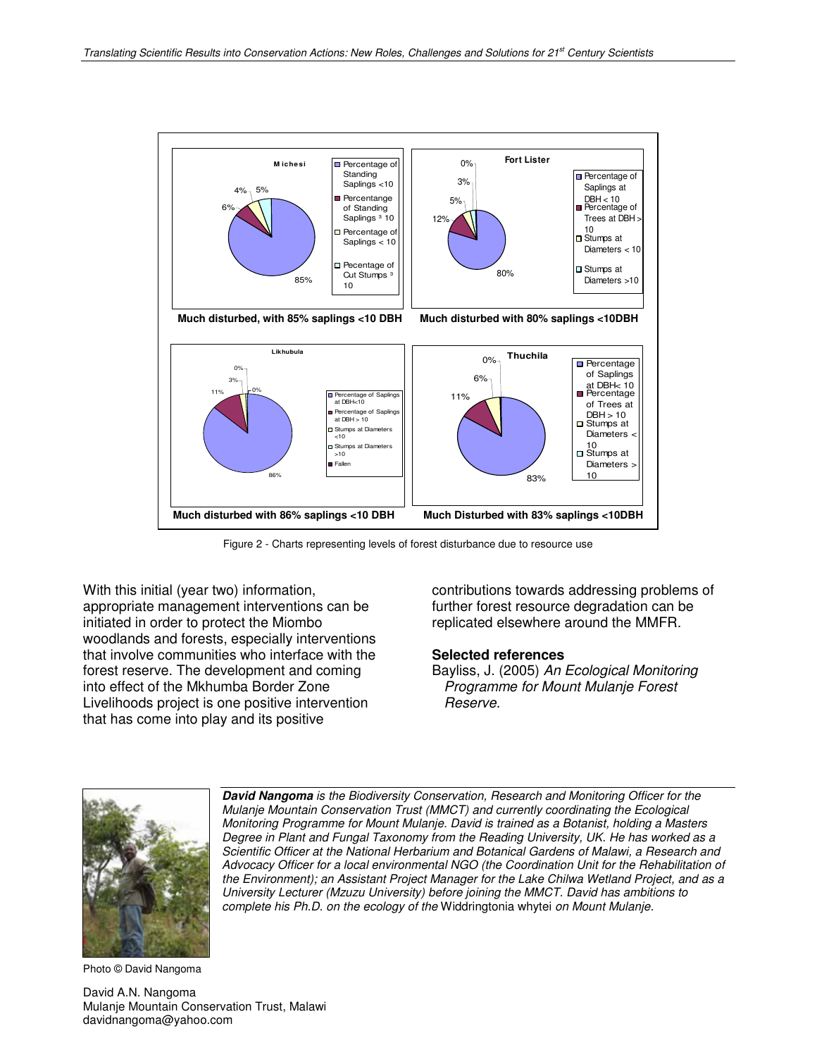**Michesi**

- Percentage of Standing Saplings <10: 85%
- Percentange of Standing Saplings ≥ 10: 6%
- Percentage of Saplings < 10: 4%
- Pecentage of Cut Stumps ≥ 10: 5%

Much disturbed, with 85% saplings <10 DBH

**Fort Lister**

- Percentage of Saplings at DBH < 10: 80%
- Percentage of Trees at DBH > 10: 12%
- Stumps at Diameters < 10: 5%
- Stumps at Diameters >10: 3%
- 0%

Much disturbed with 80% saplings <10DBH

**Likhubula**

- Percentage of Saplings at DBH<10: 86%
- Percentage of Saplings at DBH > 10: 11%
- Stumps at Diameters <10: 3%
- Stumps at Diameters >10: 0%
- Fallen: 0%

Much disturbed with 86% saplings <10 DBH

**Thuchila**

- Percentage of Saplings at DBH< 10: 83%
- Percentage of Trees at DBH > 10: 11%
- Stumps at Diameters < 10: 6%
- Stumps at Diameters > 10: 0%

Much Disturbed with 83% saplings <10DBH

Figure 2 - Charts representing levels of forest disturbance due to resource use

With this initial (year two) information, appropriate management interventions can be initiated in order to protect the Miombo woodlands and forests, especially interventions that involve communities who interface with the forest reserve. The development and coming into effect of the Mkhumba Border Zone Livelihoods project is one positive intervention that has come into play and its positive contributions towards addressing problems of further forest resource degradation can be replicated elsewhere around the MMFR.

### Selected references

Bayliss, J. (2005) *An Ecological Monitoring Programme for Mount Mulanje Forest Reserve*.

***David Nangoma** is the Biodiversity Conservation, Research and Monitoring Officer for the Mulanje Mountain Conservation Trust (MMCT) and currently coordinating the Ecological Monitoring Programme for Mount Mulanje. David is trained as a Botanist, holding a Masters Degree in Plant and Fungal Taxonomy from the Reading University, UK. He has worked as a Scientific Officer at the National Herbarium and Botanical Gardens of Malawi, a Research and Advocacy Officer for a local environmental NGO (the Coordination Unit for the Rehabilitation of the Environment); an Assistant Project Manager for the Lake Chilwa Wetland Project, and as a University Lecturer (Mzuzu University) before joining the MMCT. David has ambitions to complete his Ph.D. on the ecology of the* Widdringtonia whytei *on Mount Mulanje.*

Photo © David Nangoma

David A.N. Nangoma
Mulanje Mountain Conservation Trust, Malawi
davidnangoma@yahoo.com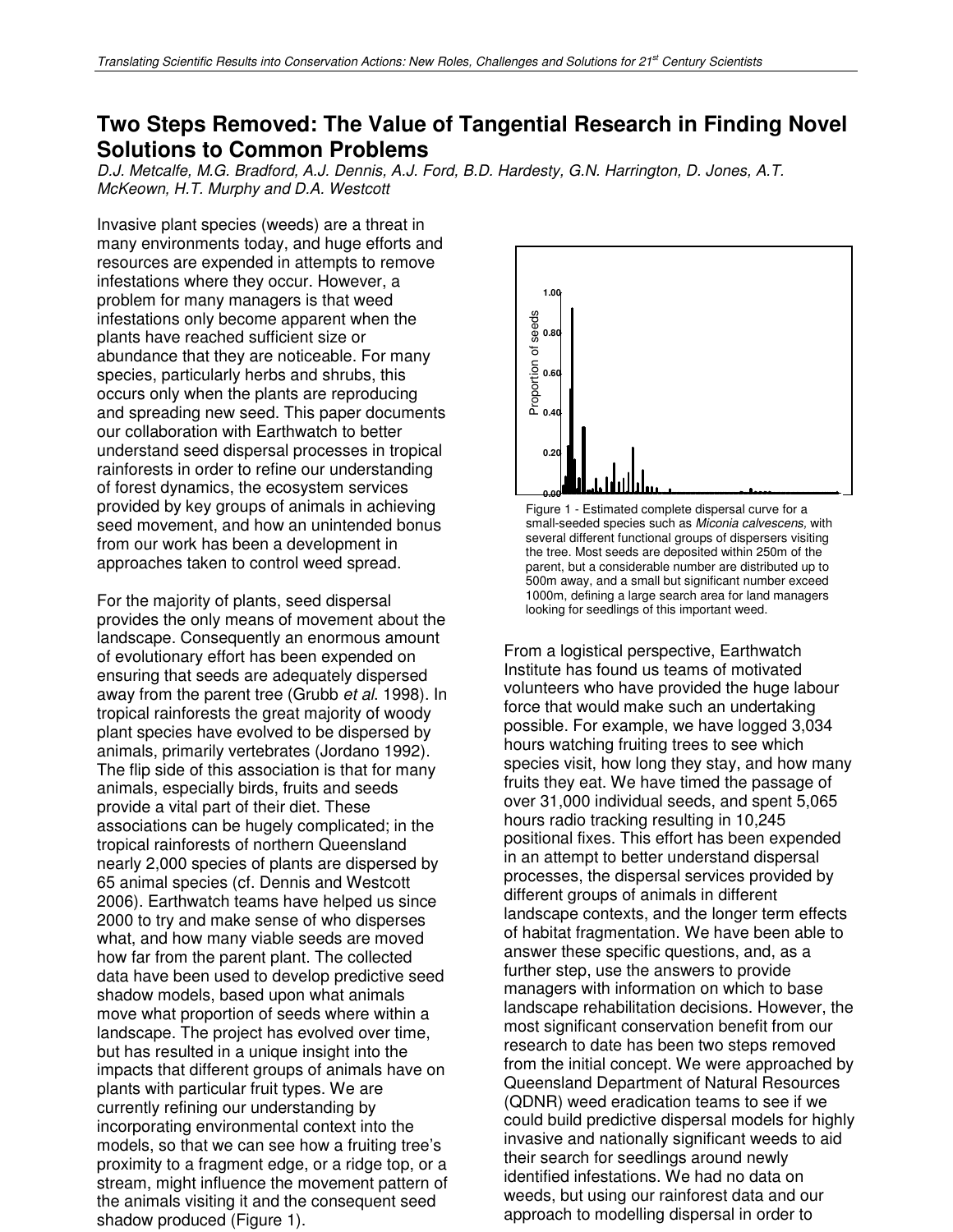# Two Steps Removed: The Value of Tangential Research in Finding Novel Solutions to Common Problems

D.J. Metcalfe, M.G. Bradford, A.J. Dennis, A.J. Ford, B.D. Hardesty, G.N. Harrington, D. Jones, A.T. McKeown, H.T. Murphy and D.A. Westcott

Invasive plant species (weeds) are a threat in many environments today, and huge efforts and resources are expended in attempts to remove infestations where they occur. However, a problem for many managers is that weed infestations only become apparent when the plants have reached sufficient size or abundance that they are noticeable. For many species, particularly herbs and shrubs, this occurs only when the plants are reproducing and spreading new seed. This paper documents our collaboration with Earthwatch to better understand seed dispersal processes in tropical rainforests in order to refine our understanding of forest dynamics, the ecosystem services provided by key groups of animals in achieving seed movement, and how an unintended bonus from our work has been a development in approaches taken to control weed spread.

For the majority of plants, seed dispersal provides the only means of movement about the landscape. Consequently an enormous amount of evolutionary effort has been expended on ensuring that seeds are adequately dispersed away from the parent tree (Grubb *et al*. 1998). In tropical rainforests the great majority of woody plant species have evolved to be dispersed by animals, primarily vertebrates (Jordano 1992). The flip side of this association is that for many animals, especially birds, fruits and seeds provide a vital part of their diet. These associations can be hugely complicated; in the tropical rainforests of northern Queensland nearly 2,000 species of plants are dispersed by 65 animal species (cf. Dennis and Westcott 2006). Earthwatch teams have helped us since 2000 to try and make sense of who disperses what, and how many viable seeds are moved how far from the parent plant. The collected data have been used to develop predictive seed shadow models, based upon what animals move what proportion of seeds where within a landscape. The project has evolved over time, but has resulted in a unique insight into the impacts that different groups of animals have on plants with particular fruit types. We are currently refining our understanding by incorporating environmental context into the models, so that we can see how a fruiting tree's proximity to a fragment edge, or a ridge top, or a stream, might influence the movement pattern of the animals visiting it and the consequent seed shadow produced (Figure 1).

Figure 1 - Estimated complete dispersal curve for a small-seeded species such as *Miconia calvescens*, with several different functional groups of dispersers visiting the tree. Most seeds are deposited within 250m of the parent, but a considerable number are distributed up to 500m away, and a small but significant number exceed 1000m, defining a large search area for land managers looking for seedlings of this important weed.

From a logistical perspective, Earthwatch Institute has found us teams of motivated volunteers who have provided the huge labour force that would make such an undertaking possible. For example, we have logged 3,034 hours watching fruiting trees to see which species visit, how long they stay, and how many fruits they eat. We have timed the passage of over 31,000 individual seeds, and spent 5,065 hours radio tracking resulting in 10,245 positional fixes. This effort has been expended in an attempt to better understand dispersal processes, the dispersal services provided by different groups of animals in different landscape contexts, and the longer term effects of habitat fragmentation. We have been able to answer these specific questions, and, as a further step, use the answers to provide managers with information on which to base landscape rehabilitation decisions. However, the most significant conservation benefit from our research to date has been two steps removed from the initial concept. We were approached by Queensland Department of Natural Resources (QDNR) weed eradication teams to see if we could build predictive dispersal models for highly invasive and nationally significant weeds to aid their search for seedlings around newly identified infestations. We had no data on weeds, but using our rainforest data and our approach to modelling dispersal in order to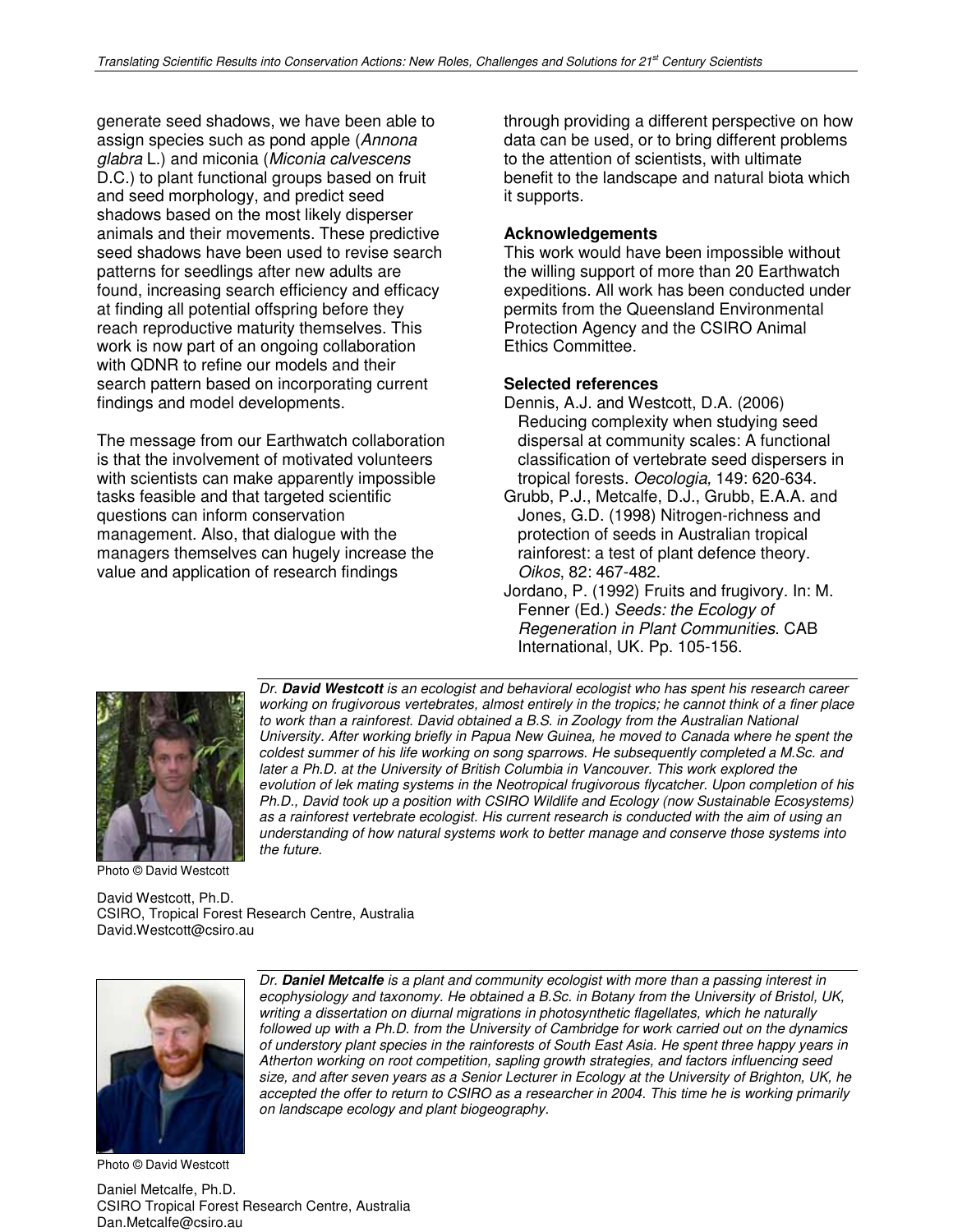generate seed shadows, we have been able to assign species such as pond apple (*Annona glabra* L.) and miconia (*Miconia calvescens* D.C.) to plant functional groups based on fruit and seed morphology, and predict seed shadows based on the most likely disperser animals and their movements. These predictive seed shadows have been used to revise search patterns for seedlings after new adults are found, increasing search efficiency and efficacy at finding all potential offspring before they reach reproductive maturity themselves. This work is now part of an ongoing collaboration with QDNR to refine our models and their search pattern based on incorporating current findings and model developments.

The message from our Earthwatch collaboration is that the involvement of motivated volunteers with scientists can make apparently impossible tasks feasible and that targeted scientific questions can inform conservation management. Also, that dialogue with the managers themselves can hugely increase the value and application of research findings through providing a different perspective on how data can be used, or to bring different problems to the attention of scientists, with ultimate benefit to the landscape and natural biota which it supports.

**Acknowledgements**

This work would have been impossible without the willing support of more than 20 Earthwatch expeditions. All work has been conducted under permits from the Queensland Environmental Protection Agency and the CSIRO Animal Ethics Committee.

**Selected references**

Dennis, A.J. and Westcott, D.A. (2006) Reducing complexity when studying seed dispersal at community scales: A functional classification of vertebrate seed dispersers in tropical forests. *Oecologia,* 149: 620-634.

Grubb, P.J., Metcalfe, D.J., Grubb, E.A.A. and Jones, G.D. (1998) Nitrogen-richness and protection of seeds in Australian tropical rainforest: a test of plant defence theory. *Oikos*, 82: 467-482.

Jordano, P. (1992) Fruits and frugivory. In: M. Fenner (Ed.) *Seeds: the Ecology of Regeneration in Plant Communities*. CAB International, UK. Pp. 105-156.

*Dr.* ***David Westcott*** *is an ecologist and behavioral ecologist who has spent his research career working on frugivorous vertebrates, almost entirely in the tropics; he cannot think of a finer place to work than a rainforest. David obtained a B.S. in Zoology from the Australian National University. After working briefly in Papua New Guinea, he moved to Canada where he spent the coldest summer of his life working on song sparrows. He subsequently completed a M.Sc. and later a Ph.D. at the University of British Columbia in Vancouver. This work explored the evolution of lek mating systems in the Neotropical frugivorous flycatcher. Upon completion of his Ph.D., David took up a position with CSIRO Wildlife and Ecology (now Sustainable Ecosystems) as a rainforest vertebrate ecologist. His current research is conducted with the aim of using an understanding of how natural systems work to better manage and conserve those systems into the future.*

Photo © David Westcott

David Westcott, Ph.D.
CSIRO, Tropical Forest Research Centre, Australia
David.Westcott@csiro.au

*Dr.* ***Daniel Metcalfe*** *is a plant and community ecologist with more than a passing interest in ecophysiology and taxonomy. He obtained a B.Sc. in Botany from the University of Bristol, UK, writing a dissertation on diurnal migrations in photosynthetic flagellates, which he naturally followed up with a Ph.D. from the University of Cambridge for work carried out on the dynamics of understory plant species in the rainforests of South East Asia. He spent three happy years in Atherton working on root competition, sapling growth strategies, and factors influencing seed size, and after seven years as a Senior Lecturer in Ecology at the University of Brighton, UK, he accepted the offer to return to CSIRO as a researcher in 2004. This time he is working primarily on landscape ecology and plant biogeography.*

Photo © David Westcott

Daniel Metcalfe, Ph.D.
CSIRO Tropical Forest Research Centre, Australia
Dan.Metcalfe@csiro.au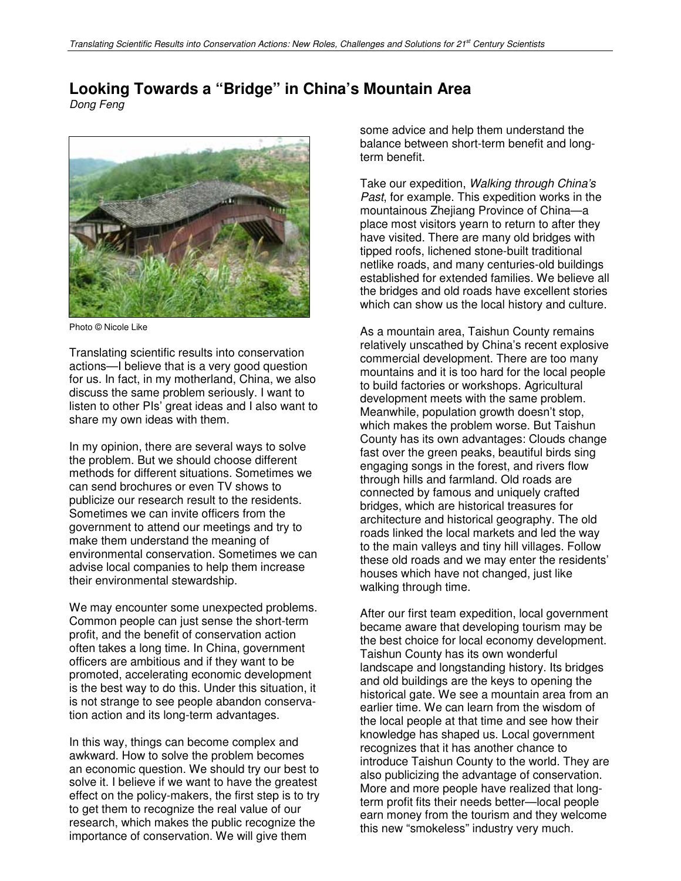# Looking Towards a "Bridge" in China's Mountain Area

*Dong Feng*

Photo © Nicole Like

Translating scientific results into conservation actions—I believe that is a very good question for us. In fact, in my motherland, China, we also discuss the same problem seriously. I want to listen to other PIs' great ideas and I also want to share my own ideas with them.

In my opinion, there are several ways to solve the problem. But we should choose different methods for different situations. Sometimes we can send brochures or even TV shows to publicize our research result to the residents. Sometimes we can invite officers from the government to attend our meetings and try to make them understand the meaning of environmental conservation. Sometimes we can advise local companies to help them increase their environmental stewardship.

We may encounter some unexpected problems. Common people can just sense the short-term profit, and the benefit of conservation action often takes a long time. In China, government officers are ambitious and if they want to be promoted, accelerating economic development is the best way to do this. Under this situation, it is not strange to see people abandon conservation action and its long-term advantages.

In this way, things can become complex and awkward. How to solve the problem becomes an economic question. We should try our best to solve it. I believe if we want to have the greatest effect on the policy-makers, the first step is to try to get them to recognize the real value of our research, which makes the public recognize the importance of conservation. We will give them some advice and help them understand the balance between short-term benefit and long-term benefit.

Take our expedition, *Walking through China's Past*, for example. This expedition works in the mountainous Zhejiang Province of China—a place most visitors yearn to return to after they have visited. There are many old bridges with tipped roofs, lichened stone-built traditional netlike roads, and many centuries-old buildings established for extended families. We believe all the bridges and old roads have excellent stories which can show us the local history and culture.

As a mountain area, Taishun County remains relatively unscathed by China's recent explosive commercial development. There are too many mountains and it is too hard for the local people to build factories or workshops. Agricultural development meets with the same problem. Meanwhile, population growth doesn't stop, which makes the problem worse. But Taishun County has its own advantages: Clouds change fast over the green peaks, beautiful birds sing engaging songs in the forest, and rivers flow through hills and farmland. Old roads are connected by famous and uniquely crafted bridges, which are historical treasures for architecture and historical geography. The old roads linked the local markets and led the way to the main valleys and tiny hill villages. Follow these old roads and we may enter the residents' houses which have not changed, just like walking through time.

After our first team expedition, local government became aware that developing tourism may be the best choice for local economy development. Taishun County has its own wonderful landscape and longstanding history. Its bridges and old buildings are the keys to opening the historical gate. We see a mountain area from an earlier time. We can learn from the wisdom of the local people at that time and see how their knowledge has shaped us. Local government recognizes that it has another chance to introduce Taishun County to the world. They are also publicizing the advantage of conservation. More and more people have realized that long-term profit fits their needs better—local people earn money from the tourism and they welcome this new "smokeless" industry very much.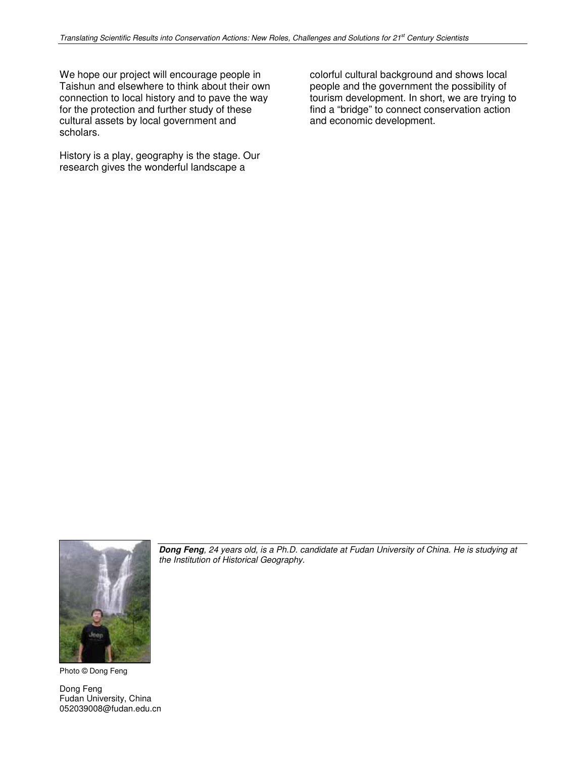We hope our project will encourage people in Taishun and elsewhere to think about their own connection to local history and to pave the way for the protection and further study of these cultural assets by local government and scholars.

History is a play, geography is the stage. Our research gives the wonderful landscape a colorful cultural background and shows local people and the government the possibility of tourism development. In short, we are trying to find a “bridge” to connect conservation action and economic development.

***Dong Feng**, 24 years old, is a Ph.D. candidate at Fudan University of China. He is studying at the Institution of Historical Geography.*

Photo © Dong Feng

Dong Feng
Fudan University, China
052039008@fudan.edu.cn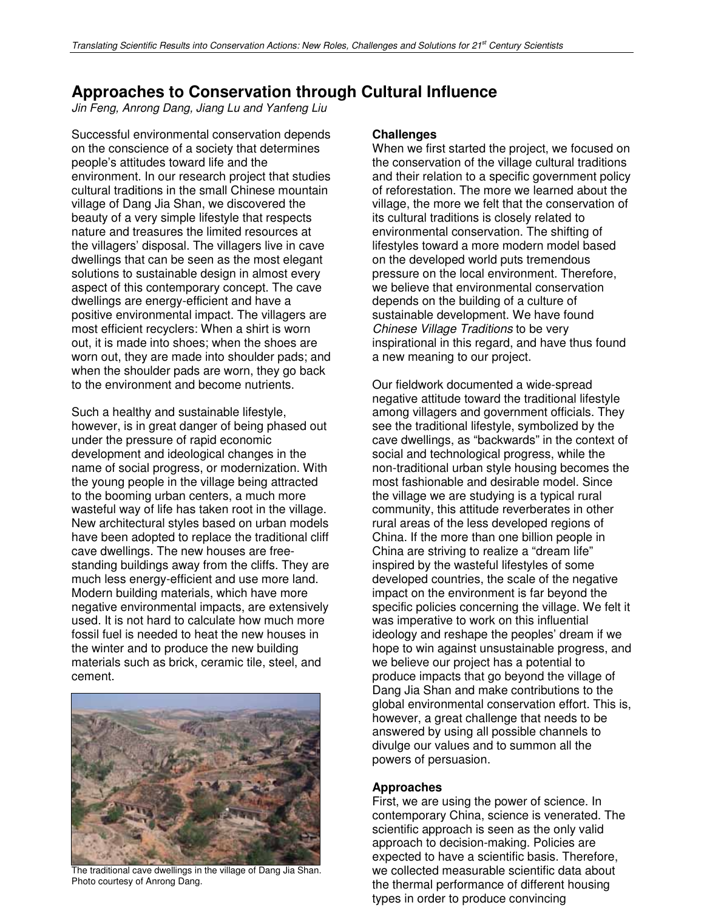# Approaches to Conservation through Cultural Influence

*Jin Feng, Anrong Dang, Jiang Lu and Yanfeng Liu*

Successful environmental conservation depends on the conscience of a society that determines people's attitudes toward life and the environment. In our research project that studies cultural traditions in the small Chinese mountain village of Dang Jia Shan, we discovered the beauty of a very simple lifestyle that respects nature and treasures the limited resources at the villagers' disposal. The villagers live in cave dwellings that can be seen as the most elegant solutions to sustainable design in almost every aspect of this contemporary concept. The cave dwellings are energy-efficient and have a positive environmental impact. The villagers are most efficient recyclers: When a shirt is worn out, it is made into shoes; when the shoes are worn out, they are made into shoulder pads; and when the shoulder pads are worn, they go back to the environment and become nutrients.

Such a healthy and sustainable lifestyle, however, is in great danger of being phased out under the pressure of rapid economic development and ideological changes in the name of social progress, or modernization. With the young people in the village being attracted to the booming urban centers, a much more wasteful way of life has taken root in the village. New architectural styles based on urban models have been adopted to replace the traditional cliff cave dwellings. The new houses are free-standing buildings away from the cliffs. They are much less energy-efficient and use more land. Modern building materials, which have more negative environmental impacts, are extensively used. It is not hard to calculate how much more fossil fuel is needed to heat the new houses in the winter and to produce the new building materials such as brick, ceramic tile, steel, and cement.

The traditional cave dwellings in the village of Dang Jia Shan. Photo courtesy of Anrong Dang.

## Challenges

When we first started the project, we focused on the conservation of the village cultural traditions and their relation to a specific government policy of reforestation. The more we learned about the village, the more we felt that the conservation of its cultural traditions is closely related to environmental conservation. The shifting of lifestyles toward a more modern model based on the developed world puts tremendous pressure on the local environment. Therefore, we believe that environmental conservation depends on the building of a culture of sustainable development. We have found *Chinese Village Traditions* to be very inspirational in this regard, and have thus found a new meaning to our project.

Our fieldwork documented a wide-spread negative attitude toward the traditional lifestyle among villagers and government officials. They see the traditional lifestyle, symbolized by the cave dwellings, as "backwards" in the context of social and technological progress, while the non-traditional urban style housing becomes the most fashionable and desirable model. Since the village we are studying is a typical rural community, this attitude reverberates in other rural areas of the less developed regions of China. If the more than one billion people in China are striving to realize a "dream life" inspired by the wasteful lifestyles of some developed countries, the scale of the negative impact on the environment is far beyond the specific policies concerning the village. We felt it was imperative to work on this influential ideology and reshape the peoples' dream if we hope to win against unsustainable progress, and we believe our project has a potential to produce impacts that go beyond the village of Dang Jia Shan and make contributions to the global environmental conservation effort. This is, however, a great challenge that needs to be answered by using all possible channels to divulge our values and to summon all the powers of persuasion.

## Approaches

First, we are using the power of science. In contemporary China, science is venerated. The scientific approach is seen as the only valid approach to decision-making. Policies are expected to have a scientific basis. Therefore, we collected measurable scientific data about the thermal performance of different housing types in order to produce convincing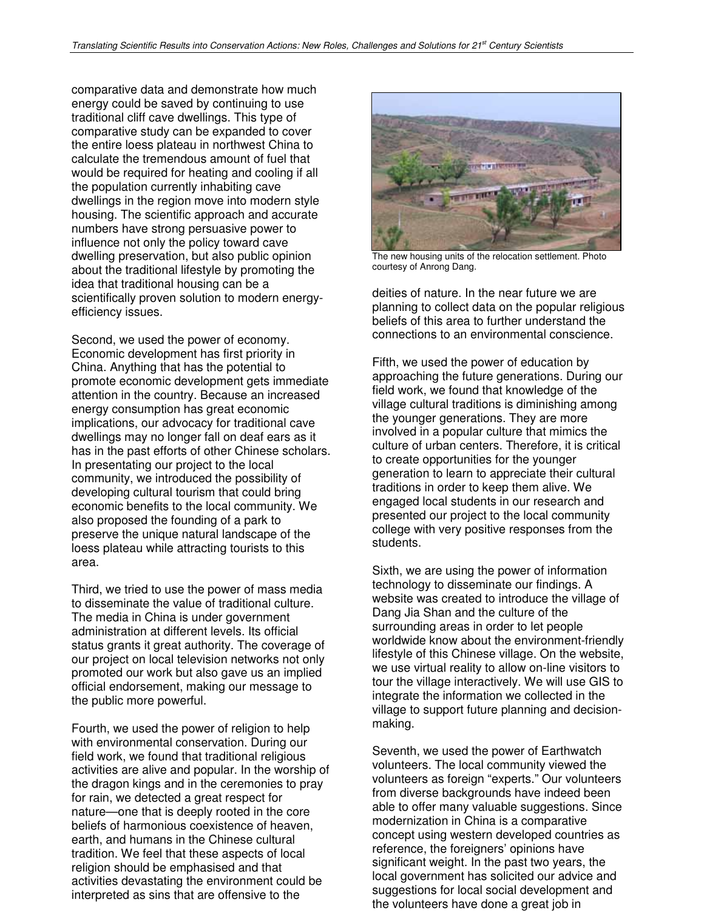comparative data and demonstrate how much energy could be saved by continuing to use traditional cliff cave dwellings. This type of comparative study can be expanded to cover the entire loess plateau in northwest China to calculate the tremendous amount of fuel that would be required for heating and cooling if all the population currently inhabiting cave dwellings in the region move into modern style housing. The scientific approach and accurate numbers have strong persuasive power to influence not only the policy toward cave dwelling preservation, but also public opinion about the traditional lifestyle by promoting the idea that traditional housing can be a scientifically proven solution to modern energy-efficiency issues.

Second, we used the power of economy. Economic development has first priority in China. Anything that has the potential to promote economic development gets immediate attention in the country. Because an increased energy consumption has great economic implications, our advocacy for traditional cave dwellings may no longer fall on deaf ears as it has in the past efforts of other Chinese scholars. In presenting our project to the local community, we introduced the possibility of developing cultural tourism that could bring economic benefits to the local community. We also proposed the founding of a park to preserve the unique natural landscape of the loess plateau while attracting tourists to this area.

Third, we tried to use the power of mass media to disseminate the value of traditional culture. The media in China is under government administration at different levels. Its official status grants it great authority. The coverage of our project on local television networks not only promoted our work but also gave us an implied official endorsement, making our message to the public more powerful.

Fourth, we used the power of religion to help with environmental conservation. During our field work, we found that traditional religious activities are alive and popular. In the worship of the dragon kings and in the ceremonies to pray for rain, we detected a great respect for nature—one that is deeply rooted in the core beliefs of harmonious coexistence of heaven, earth, and humans in the Chinese cultural tradition. We feel that these aspects of local religion should be emphasised and that activities devastating the environment could be interpreted as sins that are offensive to the deities of nature. In the near future we are planning to collect data on the popular religious beliefs of this area to further understand the connections to an environmental conscience.

The new housing units of the relocation settlement. Photo courtesy of Anrong Dang.

Fifth, we used the power of education by approaching the future generations. During our field work, we found that knowledge of the village cultural traditions is diminishing among the younger generations. They are more involved in a popular culture that mimics the culture of urban centers. Therefore, it is critical to create opportunities for the younger generation to learn to appreciate their cultural traditions in order to keep them alive. We engaged local students in our research and presented our project to the local community college with very positive responses from the students.

Sixth, we are using the power of information technology to disseminate our findings. A website was created to introduce the village of Dang Jia Shan and the culture of the surrounding areas in order to let people worldwide know about the environment-friendly lifestyle of this Chinese village. On the website, we use virtual reality to allow on-line visitors to tour the village interactively. We will use GIS to integrate the information we collected in the village to support future planning and decision-making.

Seventh, we used the power of Earthwatch volunteers. The local community viewed the volunteers as foreign "experts." Our volunteers from diverse backgrounds have indeed been able to offer many valuable suggestions. Since modernization in China is a comparative concept using western developed countries as reference, the foreigners' opinions have significant weight. In the past two years, the local government has solicited our advice and suggestions for local social development and the volunteers have done a great job in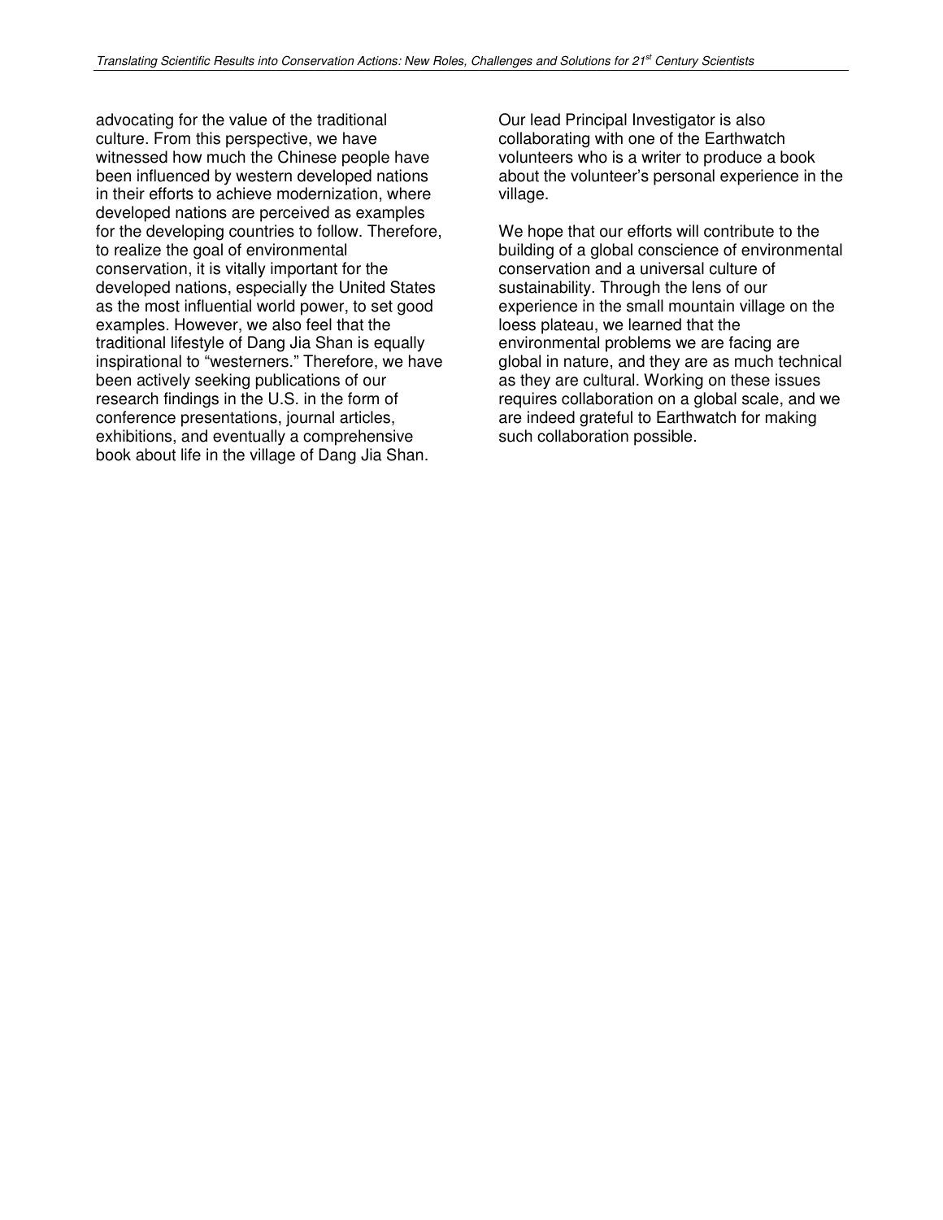advocating for the value of the traditional culture. From this perspective, we have witnessed how much the Chinese people have been influenced by western developed nations in their efforts to achieve modernization, where developed nations are perceived as examples for the developing countries to follow. Therefore, to realize the goal of environmental conservation, it is vitally important for the developed nations, especially the United States as the most influential world power, to set good examples. However, we also feel that the traditional lifestyle of Dang Jia Shan is equally inspirational to "westerners." Therefore, we have been actively seeking publications of our research findings in the U.S. in the form of conference presentations, journal articles, exhibitions, and eventually a comprehensive book about life in the village of Dang Jia Shan.

Our lead Principal Investigator is also collaborating with one of the Earthwatch volunteers who is a writer to produce a book about the volunteer's personal experience in the village.

We hope that our efforts will contribute to the building of a global conscience of environmental conservation and a universal culture of sustainability. Through the lens of our experience in the small mountain village on the loess plateau, we learned that the environmental problems we are facing are global in nature, and they are as much technical as they are cultural. Working on these issues requires collaboration on a global scale, and we are indeed grateful to Earthwatch for making such collaboration possible.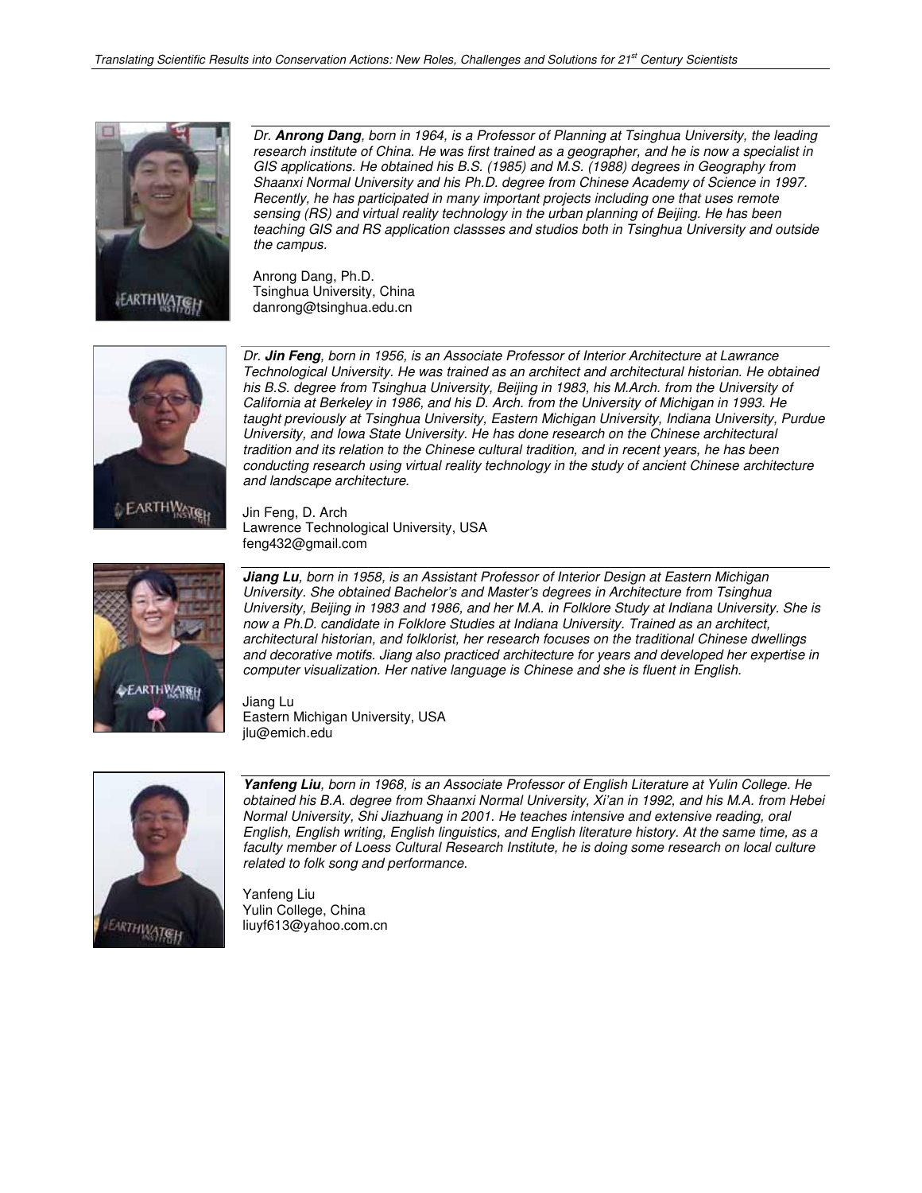*Dr.* ***Anrong Dang****, born in 1964, is a Professor of Planning at Tsinghua University, the leading research institute of China. He was first trained as a geographer, and he is now a specialist in GIS applications. He obtained his B.S. (1985) and M.S. (1988) degrees in Geography from Shaanxi Normal University and his Ph.D. degree from Chinese Academy of Science in 1997. Recently, he has participated in many important projects including one that uses remote sensing (RS) and virtual reality technology in the urban planning of Beijing. He has been teaching GIS and RS application classses and studios both in Tsinghua University and outside the campus.*

Anrong Dang, Ph.D.
Tsinghua University, China
danrong@tsinghua.edu.cn

*Dr.* ***Jin Feng****, born in 1956, is an Associate Professor of Interior Architecture at Lawrance Technological University. He was trained as an architect and architectural historian. He obtained his B.S. degree from Tsinghua University, Beijing in 1983, his M.Arch. from the University of California at Berkeley in 1986, and his D. Arch. from the University of Michigan in 1993. He taught previously at Tsinghua University, Eastern Michigan University, Indiana University, Purdue University, and Iowa State University. He has done research on the Chinese architectural tradition and its relation to the Chinese cultural tradition, and in recent years, he has been conducting research using virtual reality technology in the study of ancient Chinese architecture and landscape architecture.*

Jin Feng, D. Arch
Lawrence Technological University, USA
feng432@gmail.com

***Jiang Lu****, born in 1958, is an Assistant Professor of Interior Design at Eastern Michigan University. She obtained Bachelor's and Master's degrees in Architecture from Tsinghua University, Beijing in 1983 and 1986, and her M.A. in Folklore Study at Indiana University. She is now a Ph.D. candidate in Folklore Studies at Indiana University. Trained as an architect, architectural historian, and folklorist, her research focuses on the traditional Chinese dwellings and decorative motifs. Jiang also practiced architecture for years and developed her expertise in computer visualization. Her native language is Chinese and she is fluent in English.*

Jiang Lu
Eastern Michigan University, USA
jlu@emich.edu

***Yanfeng Liu****, born in 1968, is an Associate Professor of English Literature at Yulin College. He obtained his B.A. degree from Shaanxi Normal University, Xi'an in 1992, and his M.A. from Hebei Normal University, Shi Jiazhuang in 2001. He teaches intensive and extensive reading, oral English, English writing, English linguistics, and English literature history. At the same time, as a faculty member of Loess Cultural Research Institute, he is doing some research on local culture related to folk song and performance.*

Yanfeng Liu
Yulin College, China
liuyf613@yahoo.com.cn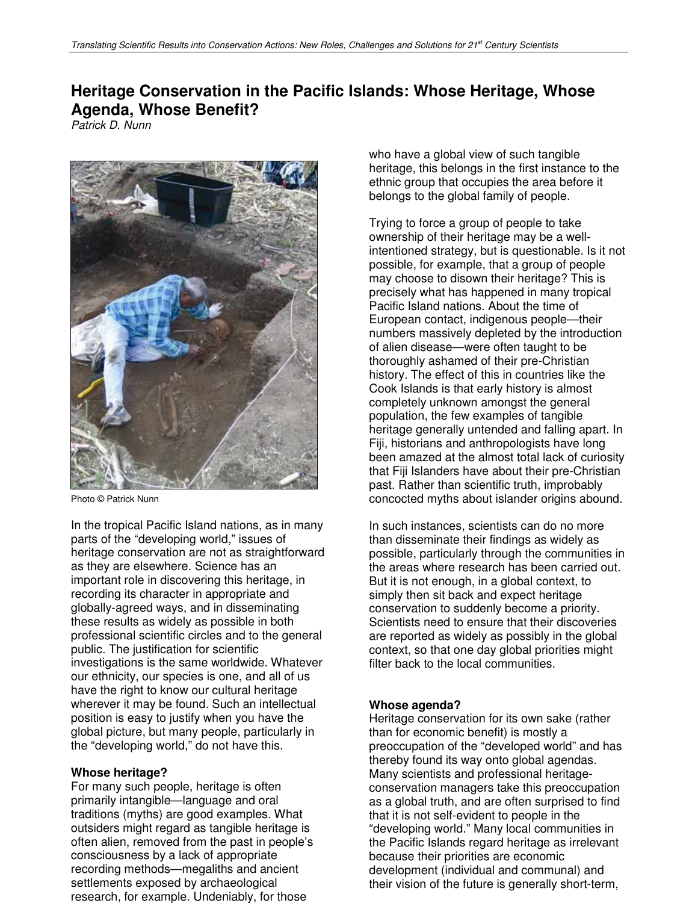# Heritage Conservation in the Pacific Islands: Whose Heritage, Whose Agenda, Whose Benefit?

*Patrick D. Nunn*

Photo © Patrick Nunn

In the tropical Pacific Island nations, as in many parts of the "developing world," issues of heritage conservation are not as straightforward as they are elsewhere. Science has an important role in discovering this heritage, in recording its character in appropriate and globally-agreed ways, and in disseminating these results as widely as possible in both professional scientific circles and to the general public. The justification for scientific investigations is the same worldwide. Whatever our ethnicity, our species is one, and all of us have the right to know our cultural heritage wherever it may be found. Such an intellectual position is easy to justify when you have the global picture, but many people, particularly in the "developing world," do not have this.

**Whose heritage?**

For many such people, heritage is often primarily intangible—language and oral traditions (myths) are good examples. What outsiders might regard as tangible heritage is often alien, removed from the past in people's consciousness by a lack of appropriate recording methods—megaliths and ancient settlements exposed by archaeological research, for example. Undeniably, for those who have a global view of such tangible heritage, this belongs in the first instance to the ethnic group that occupies the area before it belongs to the global family of people.

Trying to force a group of people to take ownership of their heritage may be a well-intentioned strategy, but is questionable. Is it not possible, for example, that a group of people may choose to disown their heritage? This is precisely what has happened in many tropical Pacific Island nations. About the time of European contact, indigenous people—their numbers massively depleted by the introduction of alien disease—were often taught to be thoroughly ashamed of their pre-Christian history. The effect of this in countries like the Cook Islands is that early history is almost completely unknown amongst the general population, the few examples of tangible heritage generally untended and falling apart. In Fiji, historians and anthropologists have long been amazed at the almost total lack of curiosity that Fiji Islanders have about their pre-Christian past. Rather than scientific truth, improbably concocted myths about islander origins abound.

In such instances, scientists can do no more than disseminate their findings as widely as possible, particularly through the communities in the areas where research has been carried out. But it is not enough, in a global context, to simply then sit back and expect heritage conservation to suddenly become a priority. Scientists need to ensure that their discoveries are reported as widely as possibly in the global context, so that one day global priorities might filter back to the local communities.

**Whose agenda?**

Heritage conservation for its own sake (rather than for economic benefit) is mostly a preoccupation of the "developed world" and has thereby found its way onto global agendas. Many scientists and professional heritage-conservation managers take this preoccupation as a global truth, and are often surprised to find that it is not self-evident to people in the "developing world." Many local communities in the Pacific Islands regard heritage as irrelevant because their priorities are economic development (individual and communal) and their vision of the future is generally short-term,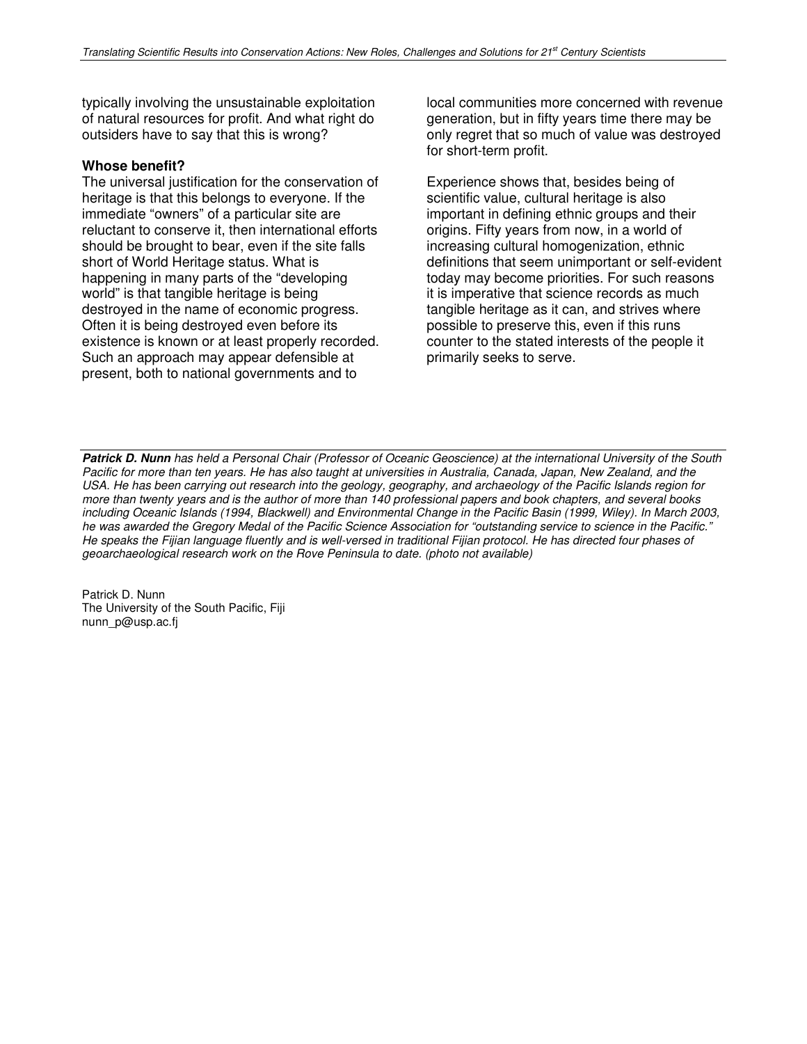typically involving the unsustainable exploitation of natural resources for profit. And what right do outsiders have to say that this is wrong?

**Whose benefit?**

The universal justification for the conservation of heritage is that this belongs to everyone. If the immediate "owners" of a particular site are reluctant to conserve it, then international efforts should be brought to bear, even if the site falls short of World Heritage status. What is happening in many parts of the "developing world" is that tangible heritage is being destroyed in the name of economic progress. Often it is being destroyed even before its existence is known or at least properly recorded. Such an approach may appear defensible at present, both to national governments and to local communities more concerned with revenue generation, but in fifty years time there may be only regret that so much of value was destroyed for short-term profit.

Experience shows that, besides being of scientific value, cultural heritage is also important in defining ethnic groups and their origins. Fifty years from now, in a world of increasing cultural homogenization, ethnic definitions that seem unimportant or self-evident today may become priorities. For such reasons it is imperative that science records as much tangible heritage as it can, and strives where possible to preserve this, even if this runs counter to the stated interests of the people it primarily seeks to serve.

---

***Patrick D. Nunn*** *has held a Personal Chair (Professor of Oceanic Geoscience) at the international University of the South Pacific for more than ten years. He has also taught at universities in Australia, Canada, Japan, New Zealand, and the USA. He has been carrying out research into the geology, geography, and archaeology of the Pacific Islands region for more than twenty years and is the author of more than 140 professional papers and book chapters, and several books including Oceanic Islands (1994, Blackwell) and Environmental Change in the Pacific Basin (1999, Wiley). In March 2003, he was awarded the Gregory Medal of the Pacific Science Association for "outstanding service to science in the Pacific." He speaks the Fijian language fluently and is well-versed in traditional Fijian protocol. He has directed four phases of geoarchaeological research work on the Rove Peninsula to date. (photo not available)*

Patrick D. Nunn
The University of the South Pacific, Fiji
nunn_p@usp.ac.fj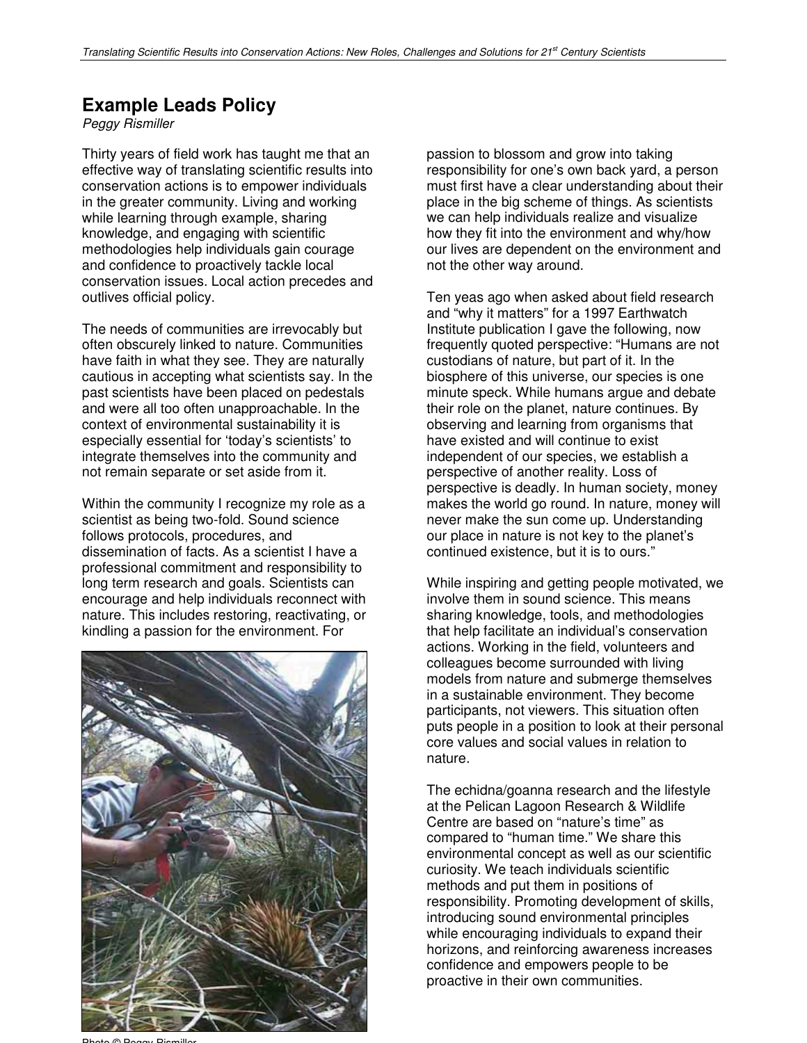## Example Leads Policy

*Peggy Rismiller*

Thirty years of field work has taught me that an effective way of translating scientific results into conservation actions is to empower individuals in the greater community. Living and working while learning through example, sharing knowledge, and engaging with scientific methodologies help individuals gain courage and confidence to proactively tackle local conservation issues. Local action precedes and outlives official policy.

The needs of communities are irrevocably but often obscurely linked to nature. Communities have faith in what they see. They are naturally cautious in accepting what scientists say. In the past scientists have been placed on pedestals and were all too often unapproachable. In the context of environmental sustainability it is especially essential for 'today's scientists' to integrate themselves into the community and not remain separate or set aside from it.

Within the community I recognize my role as a scientist as being two-fold. Sound science follows protocols, procedures, and dissemination of facts. As a scientist I have a professional commitment and responsibility to long term research and goals. Scientists can encourage and help individuals reconnect with nature. This includes restoring, reactivating, or kindling a passion for the environment. For passion to blossom and grow into taking responsibility for one's own back yard, a person must first have a clear understanding about their place in the big scheme of things. As scientists we can help individuals realize and visualize how they fit into the environment and why/how our lives are dependent on the environment and not the other way around.

Photo © Peggy Rismiller

Ten yeas ago when asked about field research and "why it matters" for a 1997 Earthwatch Institute publication I gave the following, now frequently quoted perspective: "Humans are not custodians of nature, but part of it. In the biosphere of this universe, our species is one minute speck. While humans argue and debate their role on the planet, nature continues. By observing and learning from organisms that have existed and will continue to exist independent of our species, we establish a perspective of another reality. Loss of perspective is deadly. In human society, money makes the world go round. In nature, money will never make the sun come up. Understanding our place in nature is not key to the planet's continued existence, but it is to ours."

While inspiring and getting people motivated, we involve them in sound science. This means sharing knowledge, tools, and methodologies that help facilitate an individual's conservation actions. Working in the field, volunteers and colleagues become surrounded with living models from nature and submerge themselves in a sustainable environment. They become participants, not viewers. This situation often puts people in a position to look at their personal core values and social values in relation to nature.

The echidna/goanna research and the lifestyle at the Pelican Lagoon Research & Wildlife Centre are based on "nature's time" as compared to "human time." We share this environmental concept as well as our scientific curiosity. We teach individuals scientific methods and put them in positions of responsibility. Promoting development of skills, introducing sound environmental principles while encouraging individuals to expand their horizons, and reinforcing awareness increases confidence and empowers people to be proactive in their own communities.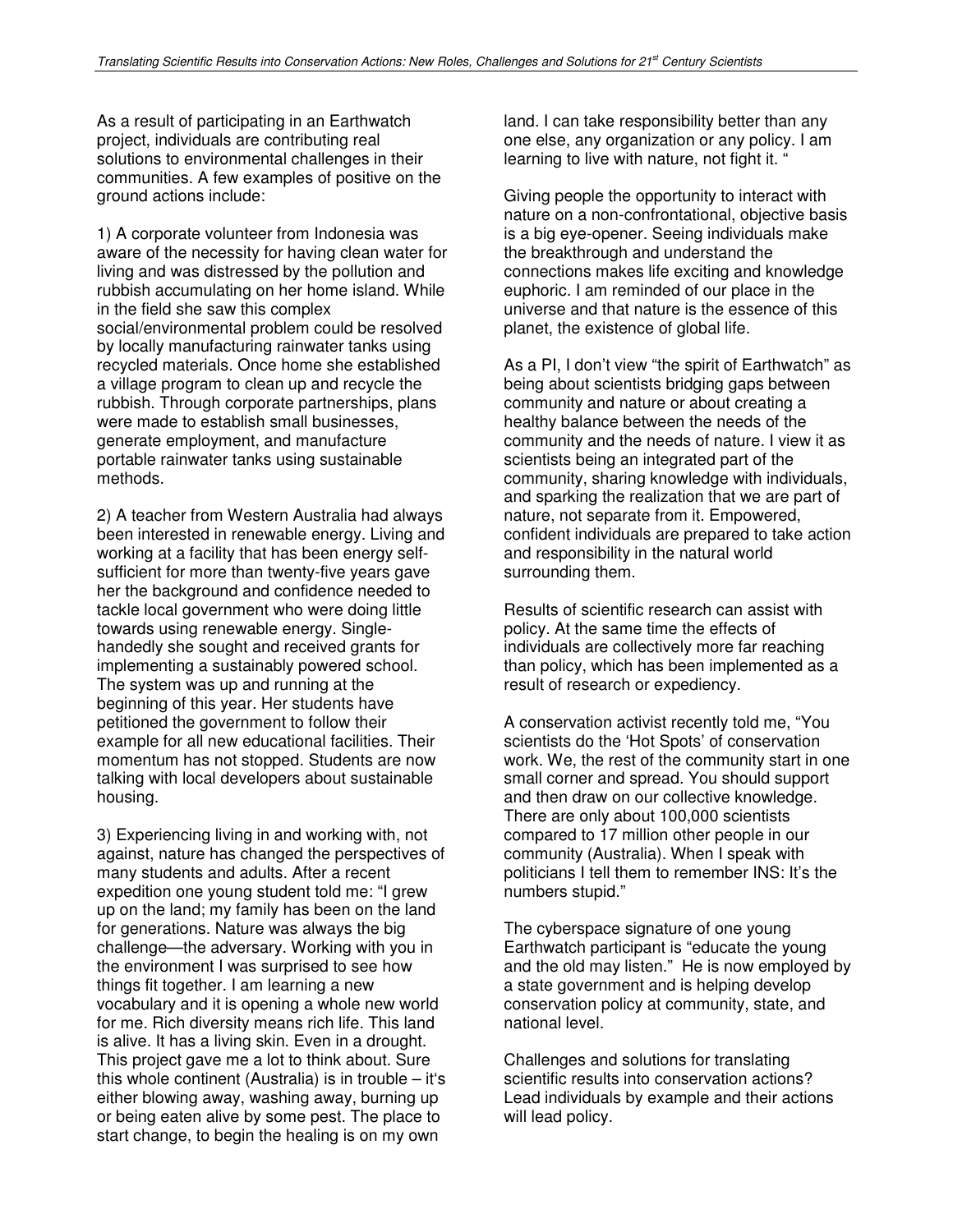As a result of participating in an Earthwatch project, individuals are contributing real solutions to environmental challenges in their communities. A few examples of positive on the ground actions include:

1) A corporate volunteer from Indonesia was aware of the necessity for having clean water for living and was distressed by the pollution and rubbish accumulating on her home island. While in the field she saw this complex social/environmental problem could be resolved by locally manufacturing rainwater tanks using recycled materials. Once home she established a village program to clean up and recycle the rubbish. Through corporate partnerships, plans were made to establish small businesses, generate employment, and manufacture portable rainwater tanks using sustainable methods.

2) A teacher from Western Australia had always been interested in renewable energy. Living and working at a facility that has been energy self-sufficient for more than twenty-five years gave her the background and confidence needed to tackle local government who were doing little towards using renewable energy. Single-handedly she sought and received grants for implementing a sustainably powered school. The system was up and running at the beginning of this year. Her students have petitioned the government to follow their example for all new educational facilities. Their momentum has not stopped. Students are now talking with local developers about sustainable housing.

3) Experiencing living in and working with, not against, nature has changed the perspectives of many students and adults. After a recent expedition one young student told me: "I grew up on the land; my family has been on the land for generations. Nature was always the big challenge—the adversary. Working with you in the environment I was surprised to see how things fit together. I am learning a new vocabulary and it is opening a whole new world for me. Rich diversity means rich life. This land is alive. It has a living skin. Even in a drought. This project gave me a lot to think about. Sure this whole continent (Australia) is in trouble – it's either blowing away, washing away, burning up or being eaten alive by some pest. The place to start change, to begin the healing is on my own land. I can take responsibility better than any one else, any organization or any policy. I am learning to live with nature, not fight it. "

Giving people the opportunity to interact with nature on a non-confrontational, objective basis is a big eye-opener. Seeing individuals make the breakthrough and understand the connections makes life exciting and knowledge euphoric. I am reminded of our place in the universe and that nature is the essence of this planet, the existence of global life.

As a PI, I don't view "the spirit of Earthwatch" as being about scientists bridging gaps between community and nature or about creating a healthy balance between the needs of the community and the needs of nature. I view it as scientists being an integrated part of the community, sharing knowledge with individuals, and sparking the realization that we are part of nature, not separate from it. Empowered, confident individuals are prepared to take action and responsibility in the natural world surrounding them.

Results of scientific research can assist with policy. At the same time the effects of individuals are collectively more far reaching than policy, which has been implemented as a result of research or expediency.

A conservation activist recently told me, "You scientists do the 'Hot Spots' of conservation work. We, the rest of the community start in one small corner and spread. You should support and then draw on our collective knowledge. There are only about 100,000 scientists compared to 17 million other people in our community (Australia). When I speak with politicians I tell them to remember INS: It's the numbers stupid."

The cyberspace signature of one young Earthwatch participant is "educate the young and the old may listen." He is now employed by a state government and is helping develop conservation policy at community, state, and national level.

Challenges and solutions for translating scientific results into conservation actions? Lead individuals by example and their actions will lead policy.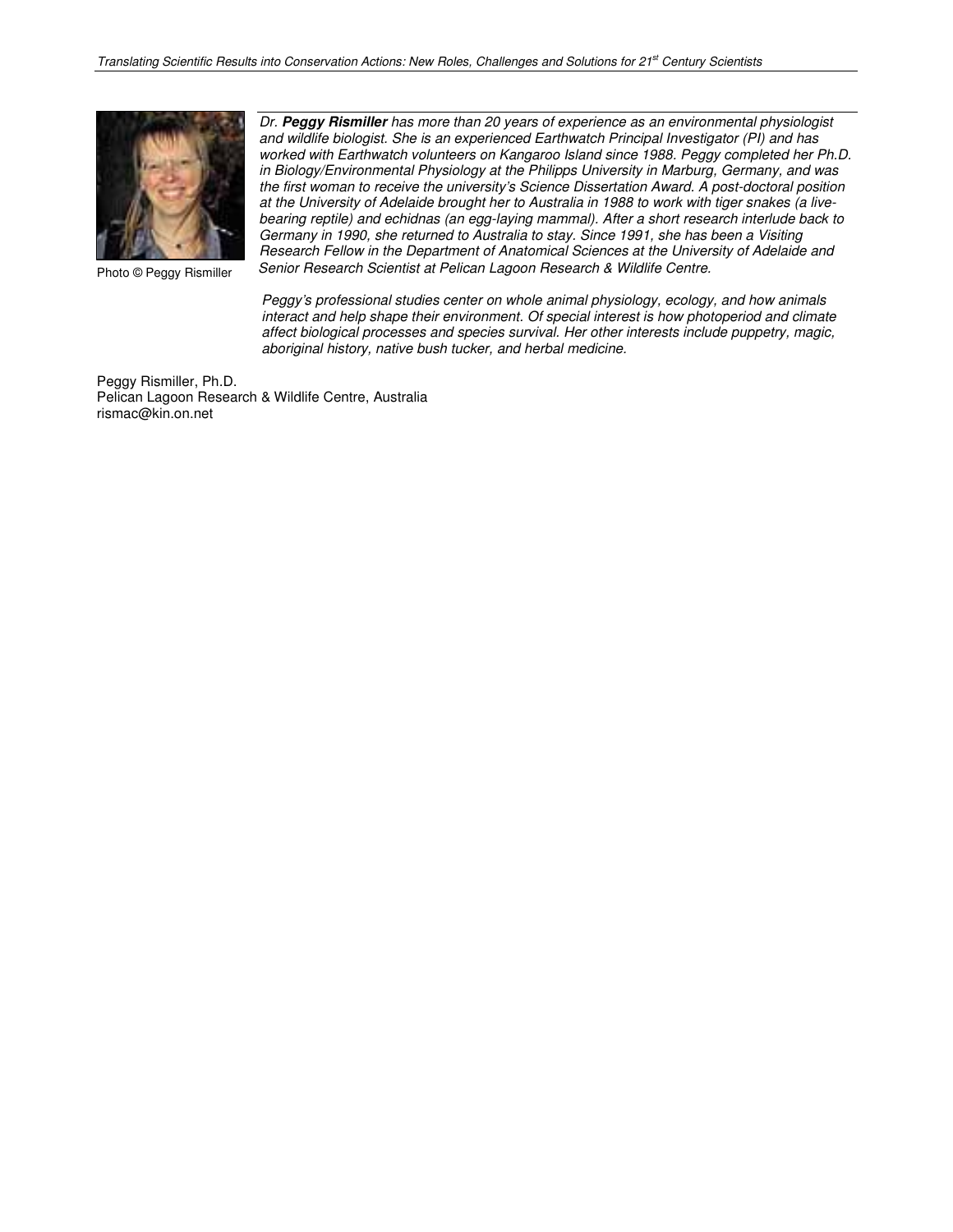Photo © Peggy Rismiller

*Dr. **Peggy Rismiller** has more than 20 years of experience as an environmental physiologist and wildlife biologist. She is an experienced Earthwatch Principal Investigator (PI) and has worked with Earthwatch volunteers on Kangaroo Island since 1988. Peggy completed her Ph.D. in Biology/Environmental Physiology at the Philipps University in Marburg, Germany, and was the first woman to receive the university's Science Dissertation Award. A post-doctoral position at the University of Adelaide brought her to Australia in 1988 to work with tiger snakes (a live-bearing reptile) and echidnas (an egg-laying mammal). After a short research interlude back to Germany in 1990, she returned to Australia to stay. Since 1991, she has been a Visiting Research Fellow in the Department of Anatomical Sciences at the University of Adelaide and Senior Research Scientist at Pelican Lagoon Research & Wildlife Centre.*

*Peggy's professional studies center on whole animal physiology, ecology, and how animals interact and help shape their environment. Of special interest is how photoperiod and climate affect biological processes and species survival. Her other interests include puppetry, magic, aboriginal history, native bush tucker, and herbal medicine.*

Peggy Rismiller, Ph.D.
Pelican Lagoon Research & Wildlife Centre, Australia
rismac@kin.on.net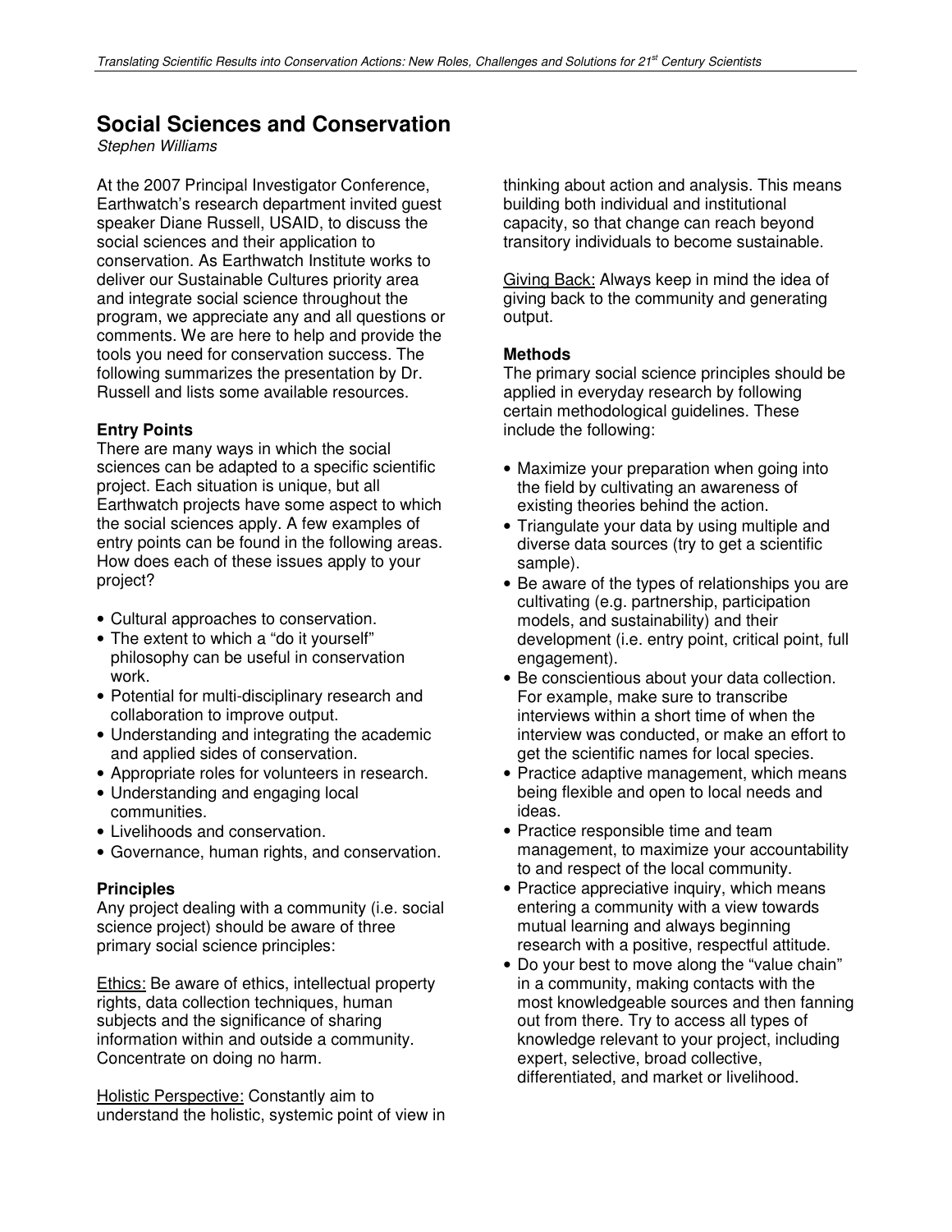# Social Sciences and Conservation

*Stephen Williams*

At the 2007 Principal Investigator Conference, Earthwatch's research department invited guest speaker Diane Russell, USAID, to discuss the social sciences and their application to conservation. As Earthwatch Institute works to deliver our Sustainable Cultures priority area and integrate social science throughout the program, we appreciate any and all questions or comments. We are here to help and provide the tools you need for conservation success. The following summarizes the presentation by Dr. Russell and lists some available resources.

### Entry Points

There are many ways in which the social sciences can be adapted to a specific scientific project. Each situation is unique, but all Earthwatch projects have some aspect to which the social sciences apply. A few examples of entry points can be found in the following areas. How does each of these issues apply to your project?

- Cultural approaches to conservation.
- The extent to which a "do it yourself" philosophy can be useful in conservation work.
- Potential for multi-disciplinary research and collaboration to improve output.
- Understanding and integrating the academic and applied sides of conservation.
- Appropriate roles for volunteers in research.
- Understanding and engaging local communities.
- Livelihoods and conservation.
- Governance, human rights, and conservation.

### Principles

Any project dealing with a community (i.e. social science project) should be aware of three primary social science principles:

<u>Ethics:</u> Be aware of ethics, intellectual property rights, data collection techniques, human subjects and the significance of sharing information within and outside a community. Concentrate on doing no harm.

<u>Holistic Perspective:</u> Constantly aim to understand the holistic, systemic point of view in thinking about action and analysis. This means building both individual and institutional capacity, so that change can reach beyond transitory individuals to become sustainable.

<u>Giving Back:</u> Always keep in mind the idea of giving back to the community and generating output.

### Methods

The primary social science principles should be applied in everyday research by following certain methodological guidelines. These include the following:

- Maximize your preparation when going into the field by cultivating an awareness of existing theories behind the action.
- Triangulate your data by using multiple and diverse data sources (try to get a scientific sample).
- Be aware of the types of relationships you are cultivating (e.g. partnership, participation models, and sustainability) and their development (i.e. entry point, critical point, full engagement).
- Be conscientious about your data collection. For example, make sure to transcribe interviews within a short time of when the interview was conducted, or make an effort to get the scientific names for local species.
- Practice adaptive management, which means being flexible and open to local needs and ideas.
- Practice responsible time and team management, to maximize your accountability to and respect of the local community.
- Practice appreciative inquiry, which means entering a community with a view towards mutual learning and always beginning research with a positive, respectful attitude.
- Do your best to move along the "value chain" in a community, making contacts with the most knowledgeable sources and then fanning out from there. Try to access all types of knowledge relevant to your project, including expert, selective, broad collective, differentiated, and market or livelihood.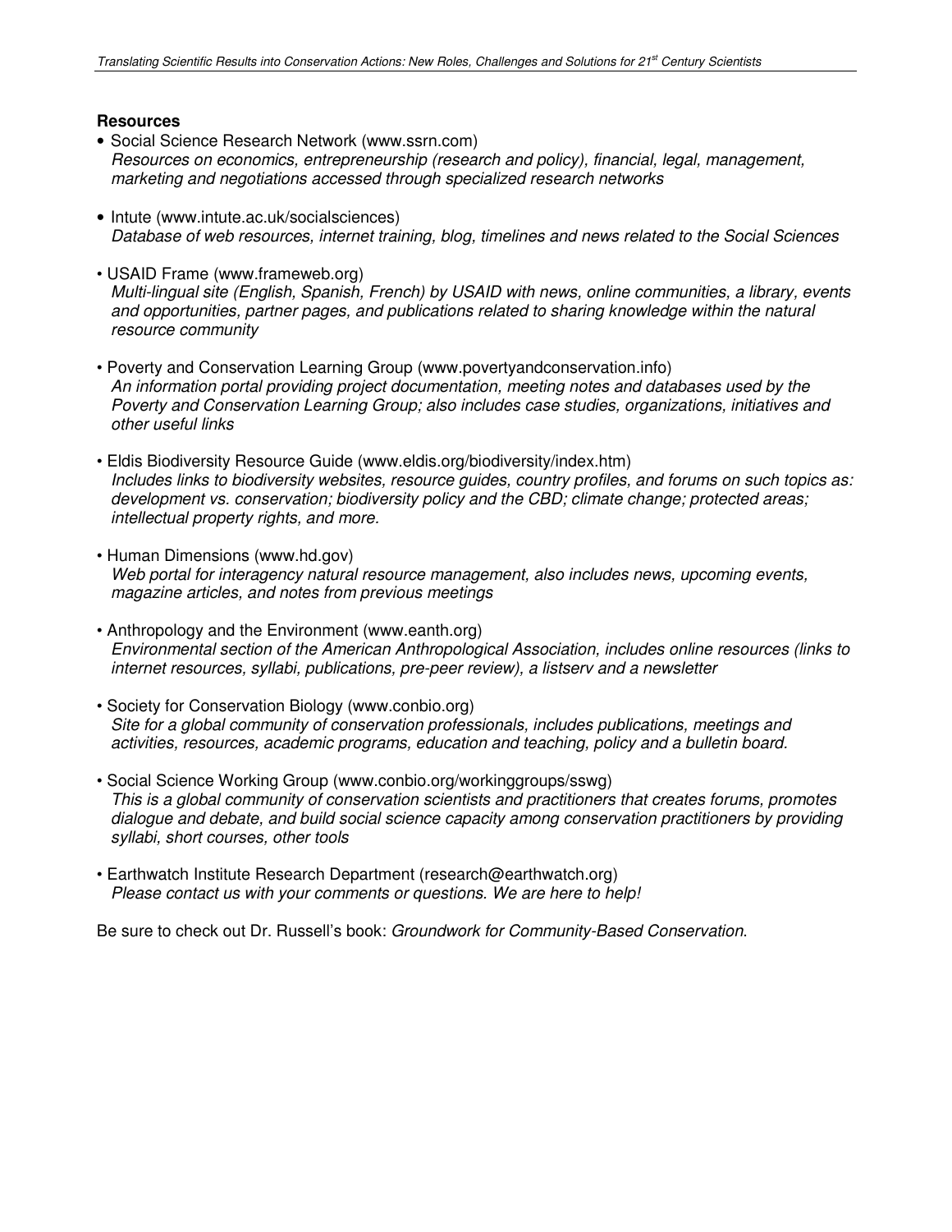**Resources**

- Social Science Research Network (www.ssrn.com)
  *Resources on economics, entrepreneurship (research and policy), financial, legal, management, marketing and negotiations accessed through specialized research networks*

- Intute (www.intute.ac.uk/socialsciences)
  *Database of web resources, internet training, blog, timelines and news related to the Social Sciences*

- USAID Frame (www.frameweb.org)
  *Multi-lingual site (English, Spanish, French) by USAID with news, online communities, a library, events and opportunities, partner pages, and publications related to sharing knowledge within the natural resource community*

- Poverty and Conservation Learning Group (www.povertyandconservation.info)
  *An information portal providing project documentation, meeting notes and databases used by the Poverty and Conservation Learning Group; also includes case studies, organizations, initiatives and other useful links*

- Eldis Biodiversity Resource Guide (www.eldis.org/biodiversity/index.htm)
  *Includes links to biodiversity websites, resource guides, country profiles, and forums on such topics as: development vs. conservation; biodiversity policy and the CBD; climate change; protected areas; intellectual property rights, and more.*

- Human Dimensions (www.hd.gov)
  *Web portal for interagency natural resource management, also includes news, upcoming events, magazine articles, and notes from previous meetings*

- Anthropology and the Environment (www.eanth.org)
  *Environmental section of the American Anthropological Association, includes online resources (links to internet resources, syllabi, publications, pre-peer review), a listserv and a newsletter*

- Society for Conservation Biology (www.conbio.org)
  *Site for a global community of conservation professionals, includes publications, meetings and activities, resources, academic programs, education and teaching, policy and a bulletin board.*

- Social Science Working Group (www.conbio.org/workinggroups/sswg)
  *This is a global community of conservation scientists and practitioners that creates forums, promotes dialogue and debate, and build social science capacity among conservation practitioners by providing syllabi, short courses, other tools*

- Earthwatch Institute Research Department (research@earthwatch.org)
  *Please contact us with your comments or questions. We are here to help!*

Be sure to check out Dr. Russell's book: *Groundwork for Community-Based Conservation*.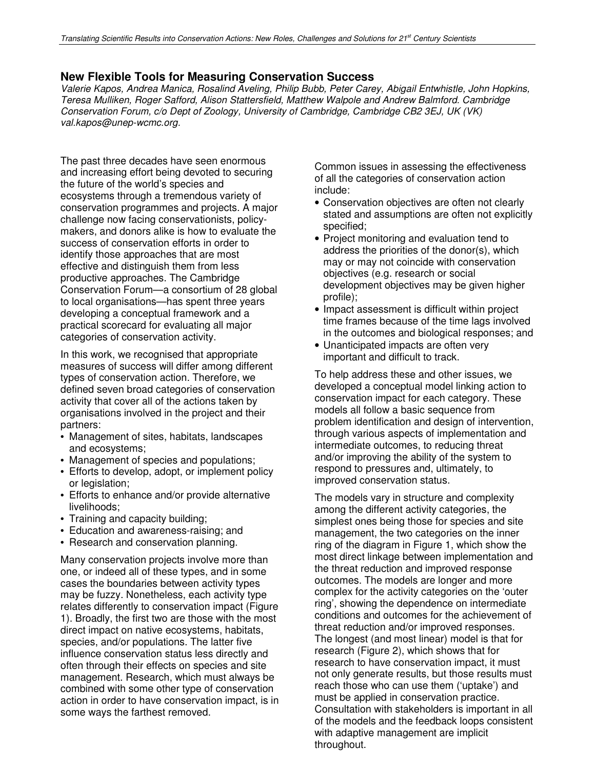## New Flexible Tools for Measuring Conservation Success

*Valerie Kapos, Andrea Manica, Rosalind Aveling, Philip Bubb, Peter Carey, Abigail Entwhistle, John Hopkins, Teresa Mulliken, Roger Safford, Alison Stattersfield, Matthew Walpole and Andrew Balmford. Cambridge Conservation Forum, c/o Dept of Zoology, University of Cambridge, Cambridge CB2 3EJ, UK (VK) val.kapos@unep-wcmc.org.*

The past three decades have seen enormous and increasing effort being devoted to securing the future of the world's species and ecosystems through a tremendous variety of conservation programmes and projects. A major challenge now facing conservationists, policy-makers, and donors alike is how to evaluate the success of conservation efforts in order to identify those approaches that are most effective and distinguish them from less productive approaches. The Cambridge Conservation Forum—a consortium of 28 global to local organisations—has spent three years developing a conceptual framework and a practical scorecard for evaluating all major categories of conservation activity.

In this work, we recognised that appropriate measures of success will differ among different types of conservation action. Therefore, we defined seven broad categories of conservation activity that cover all of the actions taken by organisations involved in the project and their partners:

- Management of sites, habitats, landscapes and ecosystems;
- Management of species and populations;
- Efforts to develop, adopt, or implement policy or legislation;
- Efforts to enhance and/or provide alternative livelihoods;
- Training and capacity building;
- Education and awareness-raising; and
- Research and conservation planning.

Many conservation projects involve more than one, or indeed all of these types, and in some cases the boundaries between activity types may be fuzzy. Nonetheless, each activity type relates differently to conservation impact (Figure 1). Broadly, the first two are those with the most direct impact on native ecosystems, habitats, species, and/or populations. The latter five influence conservation status less directly and often through their effects on species and site management. Research, which must always be combined with some other type of conservation action in order to have conservation impact, is in some ways the farthest removed.

Common issues in assessing the effectiveness of all the categories of conservation action include:

- Conservation objectives are often not clearly stated and assumptions are often not explicitly specified;
- Project monitoring and evaluation tend to address the priorities of the donor(s), which may or may not coincide with conservation objectives (e.g. research or social development objectives may be given higher profile);
- Impact assessment is difficult within project time frames because of the time lags involved in the outcomes and biological responses; and
- Unanticipated impacts are often very important and difficult to track.

To help address these and other issues, we developed a conceptual model linking action to conservation impact for each category. These models all follow a basic sequence from problem identification and design of intervention, through various aspects of implementation and intermediate outcomes, to reducing threat and/or improving the ability of the system to respond to pressures and, ultimately, to improved conservation status.

The models vary in structure and complexity among the different activity categories, the simplest ones being those for species and site management, the two categories on the inner ring of the diagram in Figure 1, which show the most direct linkage between implementation and the threat reduction and improved response outcomes. The models are longer and more complex for the activity categories on the 'outer ring', showing the dependence on intermediate conditions and outcomes for the achievement of threat reduction and/or improved responses. The longest (and most linear) model is that for research (Figure 2), which shows that for research to have conservation impact, it must not only generate results, but those results must reach those who can use them ('uptake') and must be applied in conservation practice. Consultation with stakeholders is important in all of the models and the feedback loops consistent with adaptive management are implicit throughout.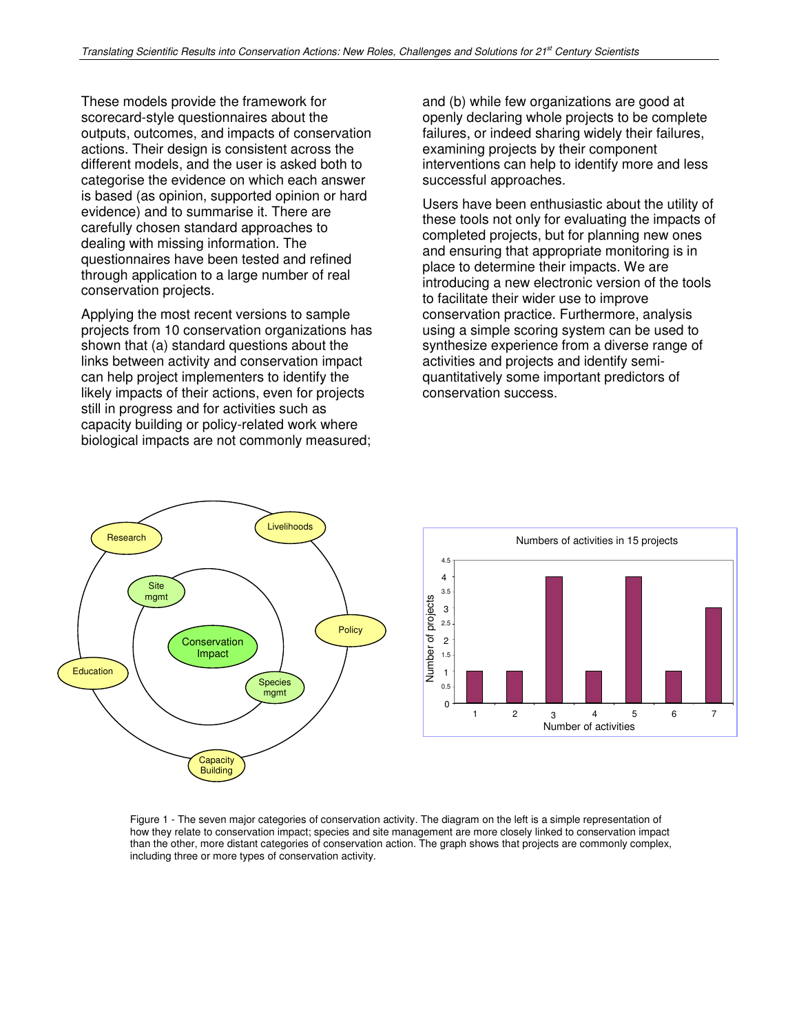These models provide the framework for scorecard-style questionnaires about the outputs, outcomes, and impacts of conservation actions. Their design is consistent across the different models, and the user is asked both to categorise the evidence on which each answer is based (as opinion, supported opinion or hard evidence) and to summarise it. There are carefully chosen standard approaches to dealing with missing information. The questionnaires have been tested and refined through application to a large number of real conservation projects.

Applying the most recent versions to sample projects from 10 conservation organizations has shown that (a) standard questions about the links between activity and conservation impact can help project implementers to identify the likely impacts of their actions, even for projects still in progress and for activities such as capacity building or policy-related work where biological impacts are not commonly measured; and (b) while few organizations are good at openly declaring whole projects to be complete failures, or indeed sharing widely their failures, examining projects by their component interventions can help to identify more and less successful approaches.

Users have been enthusiastic about the utility of these tools not only for evaluating the impacts of completed projects, but for planning new ones and ensuring that appropriate monitoring is in place to determine their impacts. We are introducing a new electronic version of the tools to facilitate their wider use to improve conservation practice. Furthermore, analysis using a simple scoring system can be used to synthesize experience from a diverse range of activities and projects and identify semi-quantitatively some important predictors of conservation success.

Figure 1 - The seven major categories of conservation activity. The diagram on the left is a simple representation of how they relate to conservation impact; species and site management are more closely linked to conservation impact than the other, more distant categories of conservation action. The graph shows that projects are commonly complex, including three or more types of conservation activity.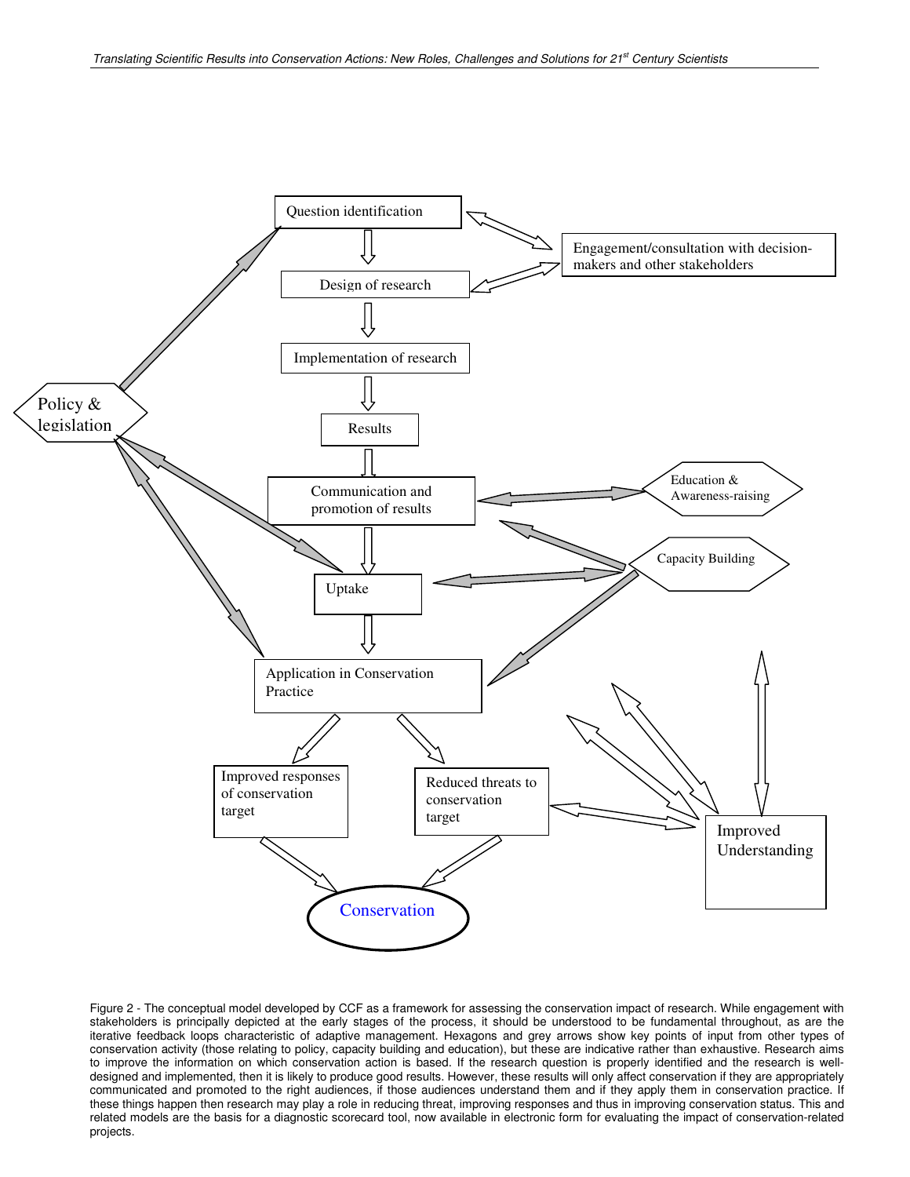Figure 2 - The conceptual model developed by CCF as a framework for assessing the conservation impact of research. While engagement with stakeholders is principally depicted at the early stages of the process, it should be understood to be fundamental throughout, as are the iterative feedback loops characteristic of adaptive management. Hexagons and grey arrows show key points of input from other types of conservation activity (those relating to policy, capacity building and education), but these are indicative rather than exhaustive. Research aims to improve the information on which conservation action is based. If the research question is properly identified and the research is well-designed and implemented, then it is likely to produce good results. However, these results will only affect conservation if they are appropriately communicated and promoted to the right audiences, if those audiences understand them and if they apply them in conservation practice. If these things happen then research may play a role in reducing threat, improving responses and thus in improving conservation status. This and related models are the basis for a diagnostic scorecard tool, now available in electronic form for evaluating the impact of conservation-related projects.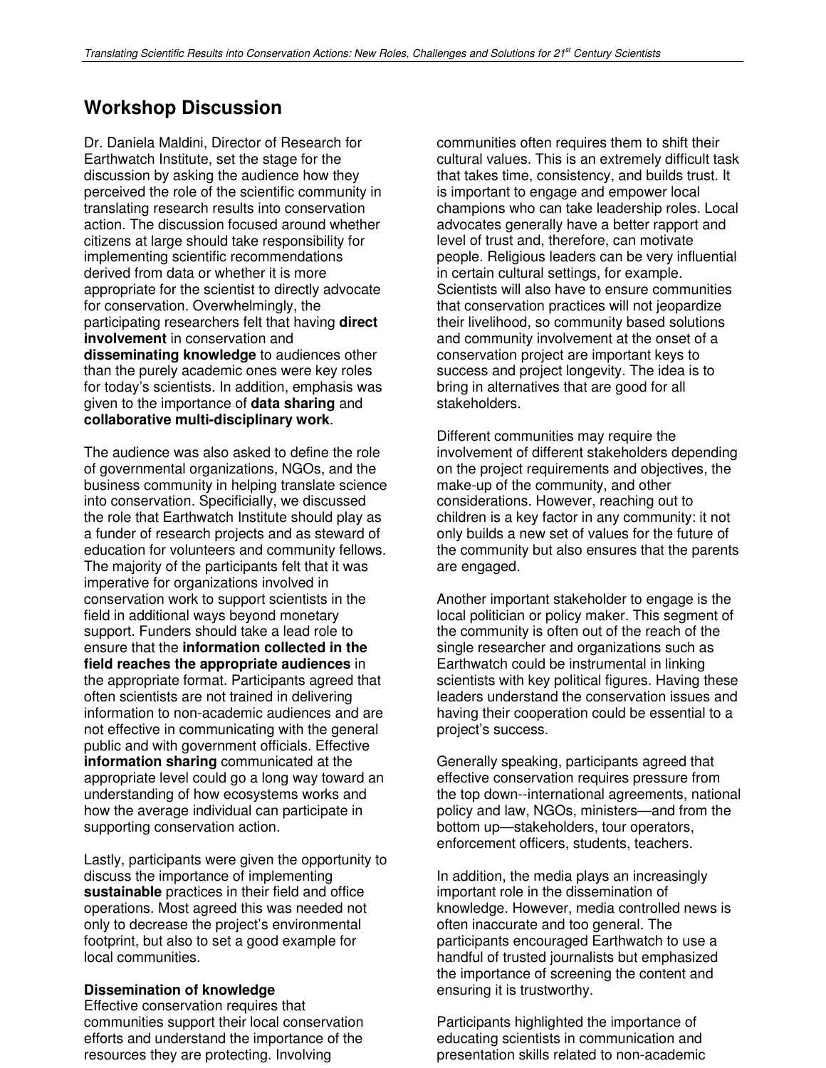## Workshop Discussion

Dr. Daniela Maldini, Director of Research for Earthwatch Institute, set the stage for the discussion by asking the audience how they perceived the role of the scientific community in translating research results into conservation action. The discussion focused around whether citizens at large should take responsibility for implementing scientific recommendations derived from data or whether it is more appropriate for the scientist to directly advocate for conservation. Overwhelmingly, the participating researchers felt that having **direct involvement** in conservation and **disseminating knowledge** to audiences other than the purely academic ones were key roles for today's scientists. In addition, emphasis was given to the importance of **data sharing** and **collaborative multi-disciplinary work**.

The audience was also asked to define the role of governmental organizations, NGOs, and the business community in helping translate science into conservation. Specificially, we discussed the role that Earthwatch Institute should play as a funder of research projects and as steward of education for volunteers and community fellows. The majority of the participants felt that it was imperative for organizations involved in conservation work to support scientists in the field in additional ways beyond monetary support. Funders should take a lead role to ensure that the **information collected in the field reaches the appropriate audiences** in the appropriate format. Participants agreed that often scientists are not trained in delivering information to non-academic audiences and are not effective in communicating with the general public and with government officials. Effective **information sharing** communicated at the appropriate level could go a long way toward an understanding of how ecosystems works and how the average individual can participate in supporting conservation action.

Lastly, participants were given the opportunity to discuss the importance of implementing **sustainable** practices in their field and office operations. Most agreed this was needed not only to decrease the project's environmental footprint, but also to set a good example for local communities.

### Dissemination of knowledge

Effective conservation requires that communities support their local conservation efforts and understand the importance of the resources they are protecting. Involving communities often requires them to shift their cultural values. This is an extremely difficult task that takes time, consistency, and builds trust. It is important to engage and empower local champions who can take leadership roles. Local advocates generally have a better rapport and level of trust and, therefore, can motivate people. Religious leaders can be very influential in certain cultural settings, for example. Scientists will also have to ensure communities that conservation practices will not jeopardize their livelihood, so community based solutions and community involvement at the onset of a conservation project are important keys to success and project longevity. The idea is to bring in alternatives that are good for all stakeholders.

Different communities may require the involvement of different stakeholders depending on the project requirements and objectives, the make-up of the community, and other considerations. However, reaching out to children is a key factor in any community: it not only builds a new set of values for the future of the community but also ensures that the parents are engaged.

Another important stakeholder to engage is the local politician or policy maker. This segment of the community is often out of the reach of the single researcher and organizations such as Earthwatch could be instrumental in linking scientists with key political figures. Having these leaders understand the conservation issues and having their cooperation could be essential to a project's success.

Generally speaking, participants agreed that effective conservation requires pressure from the top down--international agreements, national policy and law, NGOs, ministers—and from the bottom up—stakeholders, tour operators, enforcement officers, students, teachers.

In addition, the media plays an increasingly important role in the dissemination of knowledge. However, media controlled news is often inaccurate and too general. The participants encouraged Earthwatch to use a handful of trusted journalists but emphasized the importance of screening the content and ensuring it is trustworthy.

Participants highlighted the importance of educating scientists in communication and presentation skills related to non-academic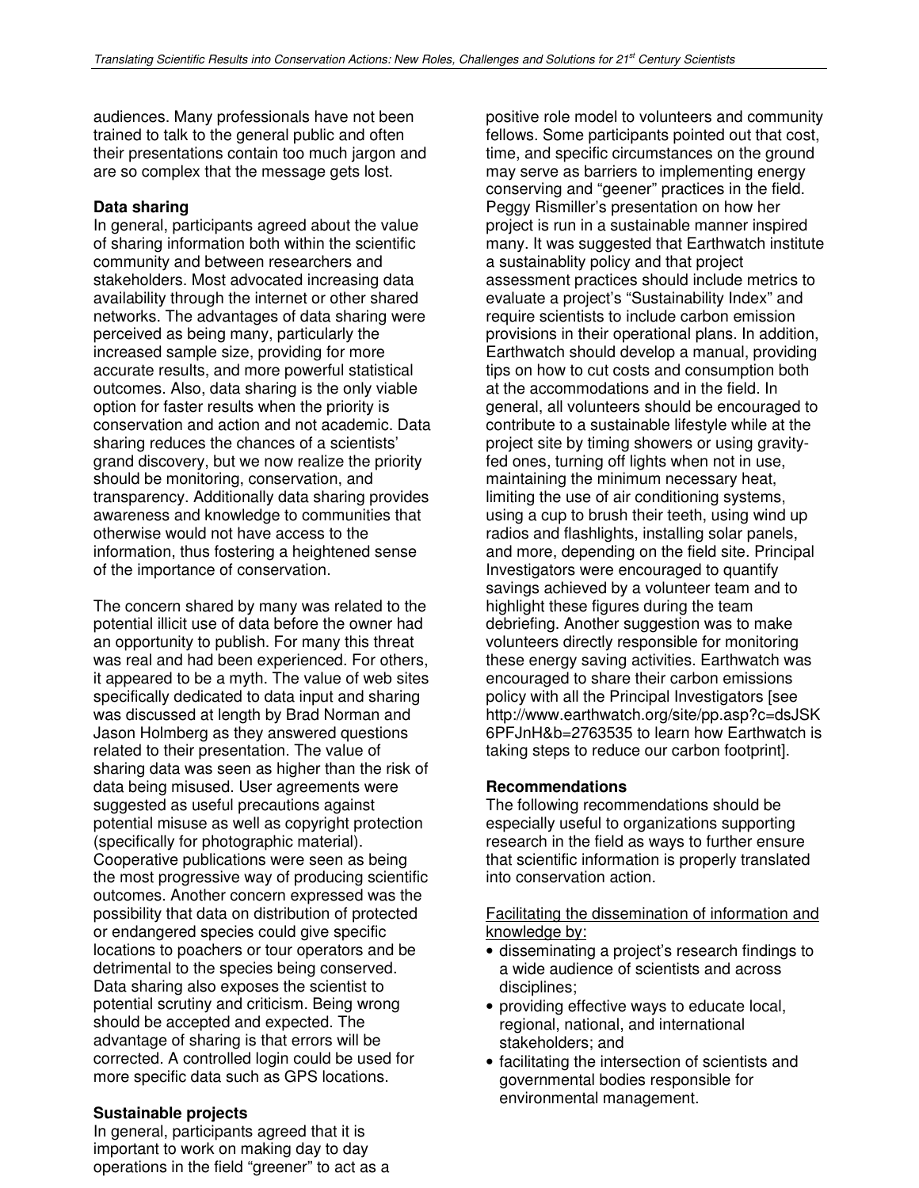audiences. Many professionals have not been trained to talk to the general public and often their presentations contain too much jargon and are so complex that the message gets lost.

**Data sharing**

In general, participants agreed about the value of sharing information both within the scientific community and between researchers and stakeholders. Most advocated increasing data availability through the internet or other shared networks. The advantages of data sharing were perceived as being many, particularly the increased sample size, providing for more accurate results, and more powerful statistical outcomes. Also, data sharing is the only viable option for faster results when the priority is conservation and action and not academic. Data sharing reduces the chances of a scientists' grand discovery, but we now realize the priority should be monitoring, conservation, and transparency. Additionally data sharing provides awareness and knowledge to communities that otherwise would not have access to the information, thus fostering a heightened sense of the importance of conservation.

The concern shared by many was related to the potential illicit use of data before the owner had an opportunity to publish. For many this threat was real and had been experienced. For others, it appeared to be a myth. The value of web sites specifically dedicated to data input and sharing was discussed at length by Brad Norman and Jason Holmberg as they answered questions related to their presentation. The value of sharing data was seen as higher than the risk of data being misused. User agreements were suggested as useful precautions against potential misuse as well as copyright protection (specifically for photographic material). Cooperative publications were seen as being the most progressive way of producing scientific outcomes. Another concern expressed was the possibility that data on distribution of protected or endangered species could give specific locations to poachers or tour operators and be detrimental to the species being conserved. Data sharing also exposes the scientist to potential scrutiny and criticism. Being wrong should be accepted and expected. The advantage of sharing is that errors will be corrected. A controlled login could be used for more specific data such as GPS locations.

**Sustainable projects**

In general, participants agreed that it is important to work on making day to day operations in the field "greener" to act as a positive role model to volunteers and community fellows. Some participants pointed out that cost, time, and specific circumstances on the ground may serve as barriers to implementing energy conserving and "geener" practices in the field. Peggy Rismiller's presentation on how her project is run in a sustainable manner inspired many. It was suggested that Earthwatch institute a sustainablity policy and that project assessment practices should include metrics to evaluate a project's "Sustainability Index" and require scientists to include carbon emission provisions in their operational plans. In addition, Earthwatch should develop a manual, providing tips on how to cut costs and consumption both at the accommodations and in the field. In general, all volunteers should be encouraged to contribute to a sustainable lifestyle while at the project site by timing showers or using gravity-fed ones, turning off lights when not in use, maintaining the minimum necessary heat, limiting the use of air conditioning systems, using a cup to brush their teeth, using wind up radios and flashlights, installing solar panels, and more, depending on the field site. Principal Investigators were encouraged to quantify savings achieved by a volunteer team and to highlight these figures during the team debriefing. Another suggestion was to make volunteers directly responsible for monitoring these energy saving activities. Earthwatch was encouraged to share their carbon emissions policy with all the Principal Investigators [see http://www.earthwatch.org/site/pp.asp?c=dsJSK6PFJnH&b=2763535 to learn how Earthwatch is taking steps to reduce our carbon footprint].

**Recommendations**

The following recommendations should be especially useful to organizations supporting research in the field as ways to further ensure that scientific information is properly translated into conservation action.

<u>Facilitating the dissemination of information and knowledge by:</u>

- disseminating a project's research findings to a wide audience of scientists and across disciplines;
- providing effective ways to educate local, regional, national, and international stakeholders; and
- facilitating the intersection of scientists and governmental bodies responsible for environmental management.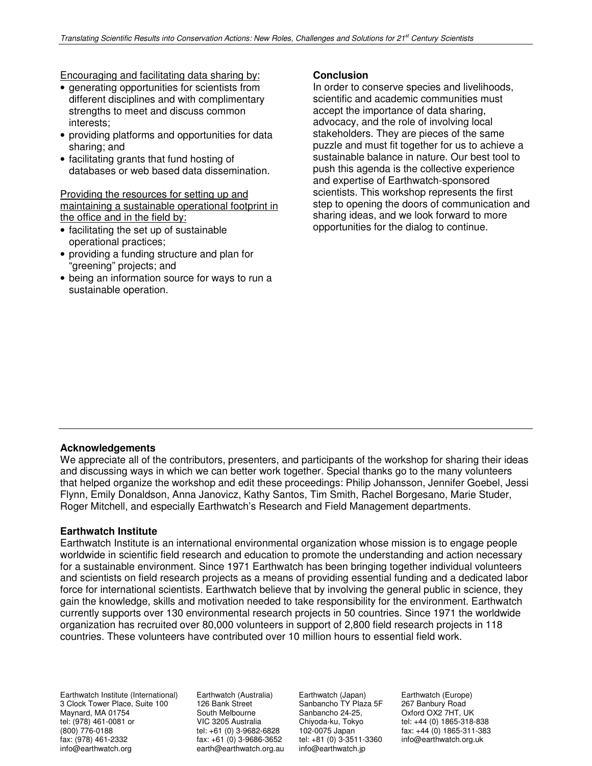Encouraging and facilitating data sharing by:

- generating opportunities for scientists from different disciplines and with complimentary strengths to meet and discuss common interests;
- providing platforms and opportunities for data sharing; and
- facilitating grants that fund hosting of databases or web based data dissemination.

Providing the resources for setting up and maintaining a sustainable operational footprint in the office and in the field by:

- facilitating the set up of sustainable operational practices;
- providing a funding structure and plan for "greening" projects; and
- being an information source for ways to run a sustainable operation.

**Conclusion**

In order to conserve species and livelihoods, scientific and academic communities must accept the importance of data sharing, advocacy, and the role of involving local stakeholders. They are pieces of the same puzzle and must fit together for us to achieve a sustainable balance in nature. Our best tool to push this agenda is the collective experience and expertise of Earthwatch-sponsored scientists. This workshop represents the first step to opening the doors of communication and sharing ideas, and we look forward to more opportunities for the dialog to continue.

**Acknowledgements**

We appreciate all of the contributors, presenters, and participants of the workshop for sharing their ideas and discussing ways in which we can better work together. Special thanks go to the many volunteers that helped organize the workshop and edit these proceedings: Philip Johansson, Jennifer Goebel, Jessi Flynn, Emily Donaldson, Anna Janovicz, Kathy Santos, Tim Smith, Rachel Borgesano, Marie Studer, Roger Mitchell, and especially Earthwatch's Research and Field Management departments.

**Earthwatch Institute**

Earthwatch Institute is an international environmental organization whose mission is to engage people worldwide in scientific field research and education to promote the understanding and action necessary for a sustainable environment. Since 1971 Earthwatch has been bringing together individual volunteers and scientists on field research projects as a means of providing essential funding and a dedicated labor force for international scientists. Earthwatch believe that by involving the general public in science, they gain the knowledge, skills and motivation needed to take responsibility for the environment. Earthwatch currently supports over 130 environmental research projects in 50 countries. Since 1971 the worldwide organization has recruited over 80,000 volunteers in support of 2,800 field research projects in 118 countries. These volunteers have contributed over 10 million hours to essential field work.

Earthwatch Institute (International)
3 Clock Tower Place, Suite 100
Maynard, MA 01754
tel: (978) 461-0081 or
(800) 776-0188
fax: (978) 461-2332
info@earthwatch.org

Earthwatch (Australia)
126 Bank Street
South Melbourne
VIC 3205 Australia
tel: +61 (0) 3-9682-6828
fax: +61 (0) 3-9686-3652
earth@earthwatch.org.au

Earthwatch (Japan)
Sanbancho TY Plaza 5F
Sanbancho 24-25,
Chiyoda-ku, Tokyo
102-0075 Japan
tel: +81 (0) 3-3511-3360
info@earthwatch.jp

Earthwatch (Europe)
267 Banbury Road
Oxford OX2 7HT, UK
tel: +44 (0) 1865-318-838
fax: +44 (0) 1865-311-383
info@earthwatch.org.uk